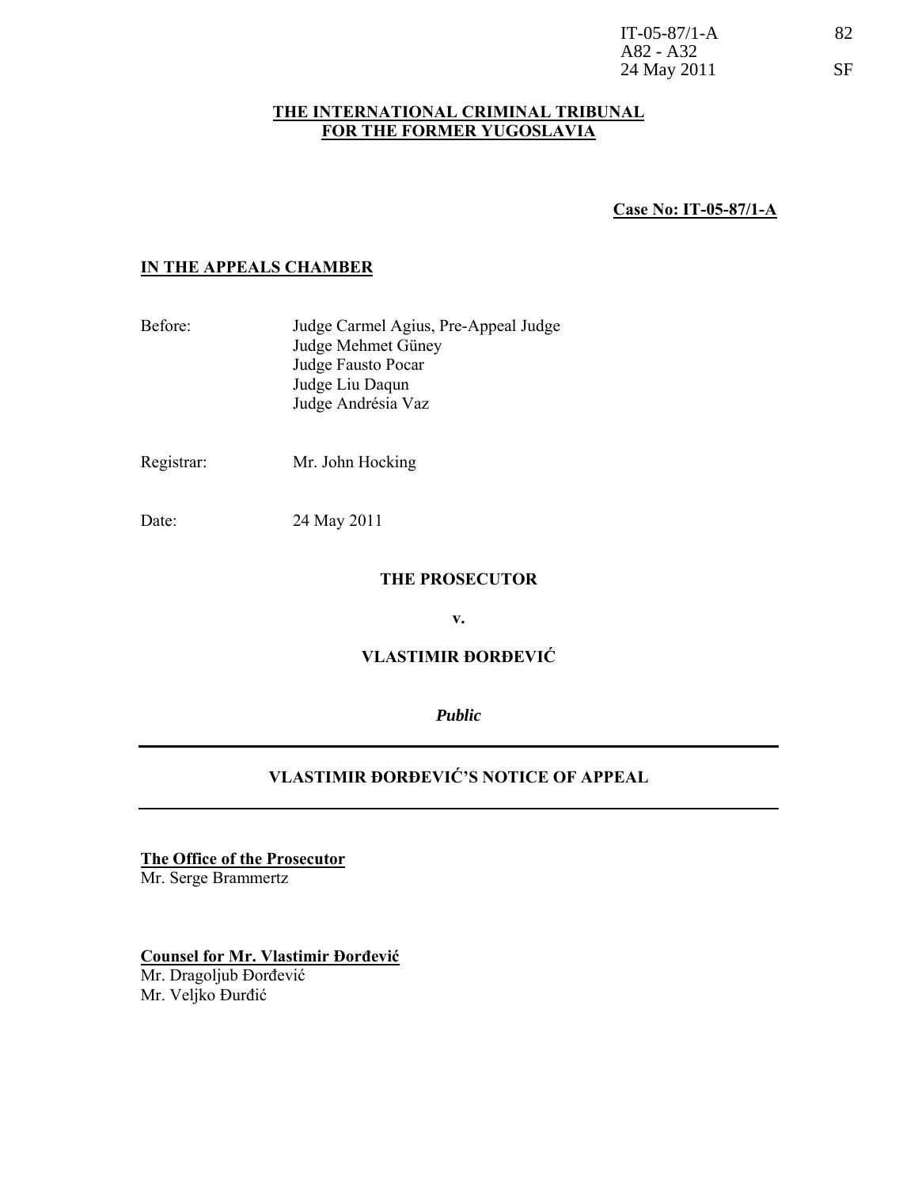IT-05-87/1-A
A82 - A32
24 May 2011

82
SF

**THE INTERNATIONAL CRIMINAL TRIBUNAL FOR THE FORMER YUGOSLAVIA**

**Case No: IT-05-87/1-A**

**IN THE APPEALS CHAMBER**

Before: Judge Carmel Agius, Pre-Appeal Judge
Judge Mehmet Güney
Judge Fausto Pocar
Judge Liu Daqun
Judge Andrésia Vaz

Registrar: Mr. John Hocking

Date: 24 May 2011

**THE PROSECUTOR**

**v.**

**VLASTIMIR ĐORĐEVIĆ**

***Public***

# VLASTIMIR ĐORĐEVIĆ'S NOTICE OF APPEAL

**The Office of the Prosecutor**
Mr. Serge Brammertz

**Counsel for Mr. Vlastimir Đorđević**
Mr. Dragoljub Đorđević
Mr. Veljko Đurđić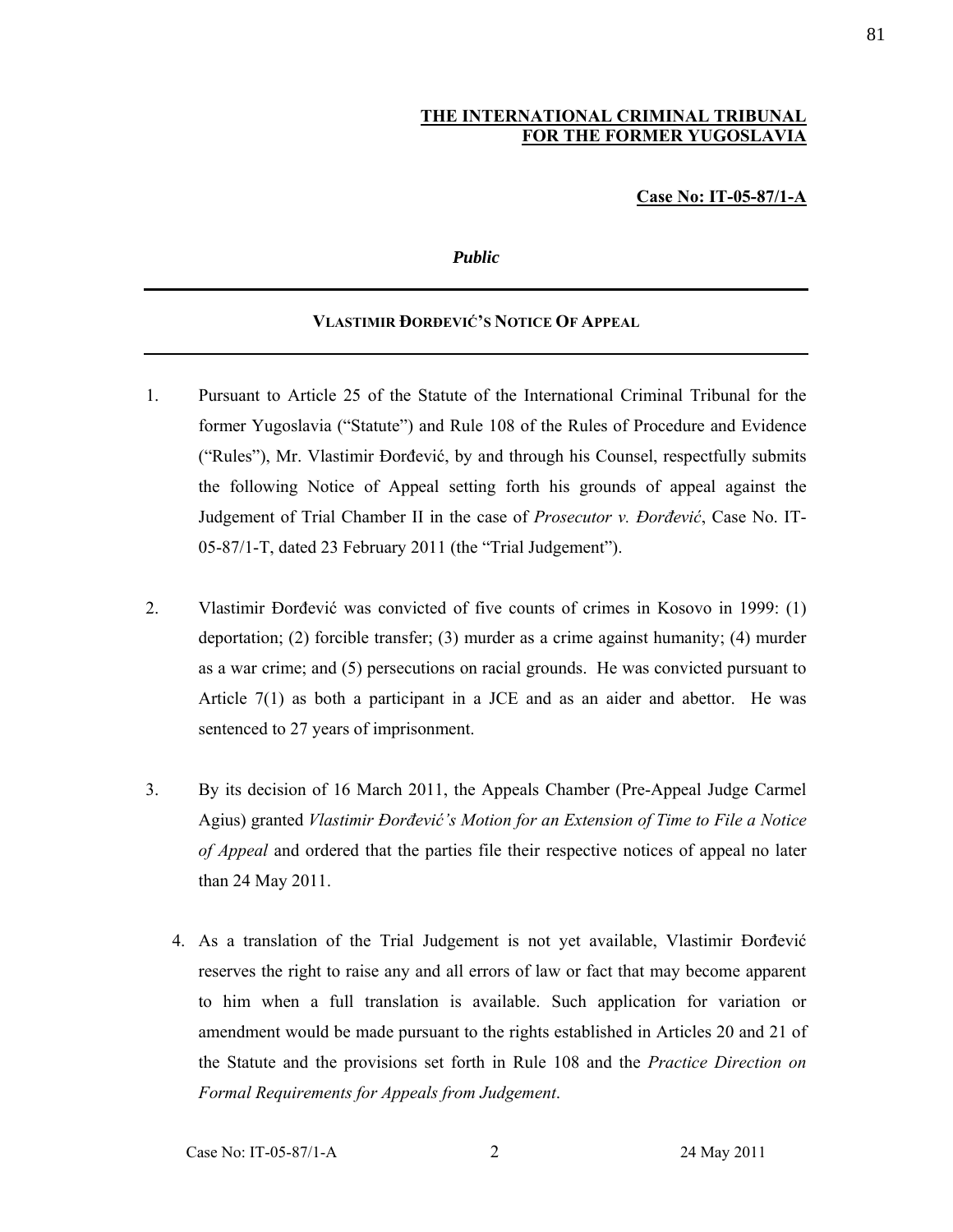**THE INTERNATIONAL CRIMINAL TRIBUNAL FOR THE FORMER YUGOSLAVIA**

**Case No: IT-05-87/1-A**

***Public***

---

**VLASTIMIR ĐORĐEVIĆ'S NOTICE OF APPEAL**

---

1. Pursuant to Article 25 of the Statute of the International Criminal Tribunal for the former Yugoslavia ("Statute") and Rule 108 of the Rules of Procedure and Evidence ("Rules"), Mr. Vlastimir Đorđević, by and through his Counsel, respectfully submits the following Notice of Appeal setting forth his grounds of appeal against the Judgement of Trial Chamber II in the case of *Prosecutor v. Đorđević*, Case No. IT-05-87/1-T, dated 23 February 2011 (the "Trial Judgement").

2. Vlastimir Đorđević was convicted of five counts of crimes in Kosovo in 1999: (1) deportation; (2) forcible transfer; (3) murder as a crime against humanity; (4) murder as a war crime; and (5) persecutions on racial grounds. He was convicted pursuant to Article 7(1) as both a participant in a JCE and as an aider and abettor. He was sentenced to 27 years of imprisonment.

3. By its decision of 16 March 2011, the Appeals Chamber (Pre-Appeal Judge Carmel Agius) granted *Vlastimir Đorđević's Motion for an Extension of Time to File a Notice of Appeal* and ordered that the parties file their respective notices of appeal no later than 24 May 2011.

4. As a translation of the Trial Judgement is not yet available, Vlastimir Đorđević reserves the right to raise any and all errors of law or fact that may become apparent to him when a full translation is available. Such application for variation or amendment would be made pursuant to the rights established in Articles 20 and 21 of the Statute and the provisions set forth in Rule 108 and the *Practice Direction on Formal Requirements for Appeals from Judgement*.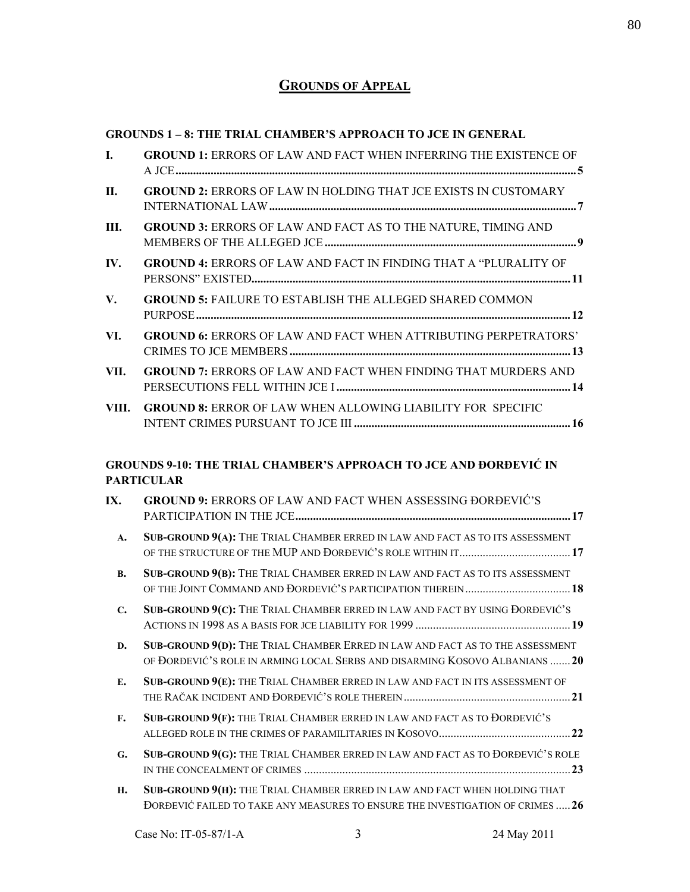## GROUNDS OF APPEAL

**GROUNDS 1 – 8: THE TRIAL CHAMBER'S APPROACH TO JCE IN GENERAL**

**I. GROUND 1:** ERRORS OF LAW AND FACT WHEN INFERRING THE EXISTENCE OF A JCE ........ 5

**II. GROUND 2:** ERRORS OF LAW IN HOLDING THAT JCE EXISTS IN CUSTOMARY INTERNATIONAL LAW ........ 7

**III. GROUND 3:** ERRORS OF LAW AND FACT AS TO THE NATURE, TIMING AND MEMBERS OF THE ALLEGED JCE ........ 9

**IV. GROUND 4:** ERRORS OF LAW AND FACT IN FINDING THAT A "PLURALITY OF PERSONS" EXISTED ........ 11

**V. GROUND 5:** FAILURE TO ESTABLISH THE ALLEGED SHARED COMMON PURPOSE ........ 12

**VI. GROUND 6:** ERRORS OF LAW AND FACT WHEN ATTRIBUTING PERPETRATORS' CRIMES TO JCE MEMBERS ........ 13

**VII. GROUND 7:** ERRORS OF LAW AND FACT WHEN FINDING THAT MURDERS AND PERSECUTIONS FELL WITHIN JCE I ........ 14

**VIII. GROUND 8:** ERROR OF LAW WHEN ALLOWING LIABILITY FOR SPECIFIC INTENT CRIMES PURSUANT TO JCE III ........ 16

**GROUNDS 9-10: THE TRIAL CHAMBER'S APPROACH TO JCE AND ĐORĐEVIĆ IN PARTICULAR**

**IX. GROUND 9:** ERRORS OF LAW AND FACT WHEN ASSESSING ĐORĐEVIĆ'S PARTICIPATION IN THE JCE ........ 17

- **A. SUB-GROUND 9(A):** THE TRIAL CHAMBER ERRED IN LAW AND FACT AS TO ITS ASSESSMENT OF THE STRUCTURE OF THE MUP AND ĐORĐEVIĆ'S ROLE WITHIN IT ........ 17
- **B. SUB-GROUND 9(B):** THE TRIAL CHAMBER ERRED IN LAW AND FACT AS TO ITS ASSESSMENT OF THE JOINT COMMAND AND ĐORĐEVIĆ'S PARTICIPATION THEREIN ........ 18
- **C. SUB-GROUND 9(C):** THE TRIAL CHAMBER ERRED IN LAW AND FACT BY USING ĐORĐEVIĆ'S ACTIONS IN 1998 AS A BASIS FOR JCE LIABILITY FOR 1999 ........ 19
- **D. SUB-GROUND 9(D):** THE TRIAL CHAMBER ERRED IN LAW AND FACT AS TO THE ASSESSMENT OF ĐORĐEVIĆ'S ROLE IN ARMING LOCAL SERBS AND DISARMING KOSOVO ALBANIANS ........ 20
- **E. SUB-GROUND 9(E):** THE TRIAL CHAMBER ERRED IN LAW AND FACT IN ITS ASSESSMENT OF THE RAČAK INCIDENT AND ĐORĐEVIĆ'S ROLE THEREIN ........ 21
- **F. SUB-GROUND 9(F):** THE TRIAL CHAMBER ERRED IN LAW AND FACT AS TO ĐORĐEVIĆ'S ALLEGED ROLE IN THE CRIMES OF PARAMILITARIES IN KOSOVO ........ 22
- **G. SUB-GROUND 9(G):** THE TRIAL CHAMBER ERRED IN LAW AND FACT AS TO ĐORĐEVIĆ'S ROLE IN THE CONCEALMENT OF CRIMES ........ 23
- **H. SUB-GROUND 9(H):** THE TRIAL CHAMBER ERRED IN LAW AND FACT WHEN HOLDING THAT ĐORĐEVIĆ FAILED TO TAKE ANY MEASURES TO ENSURE THE INVESTIGATION OF CRIMES ........ 26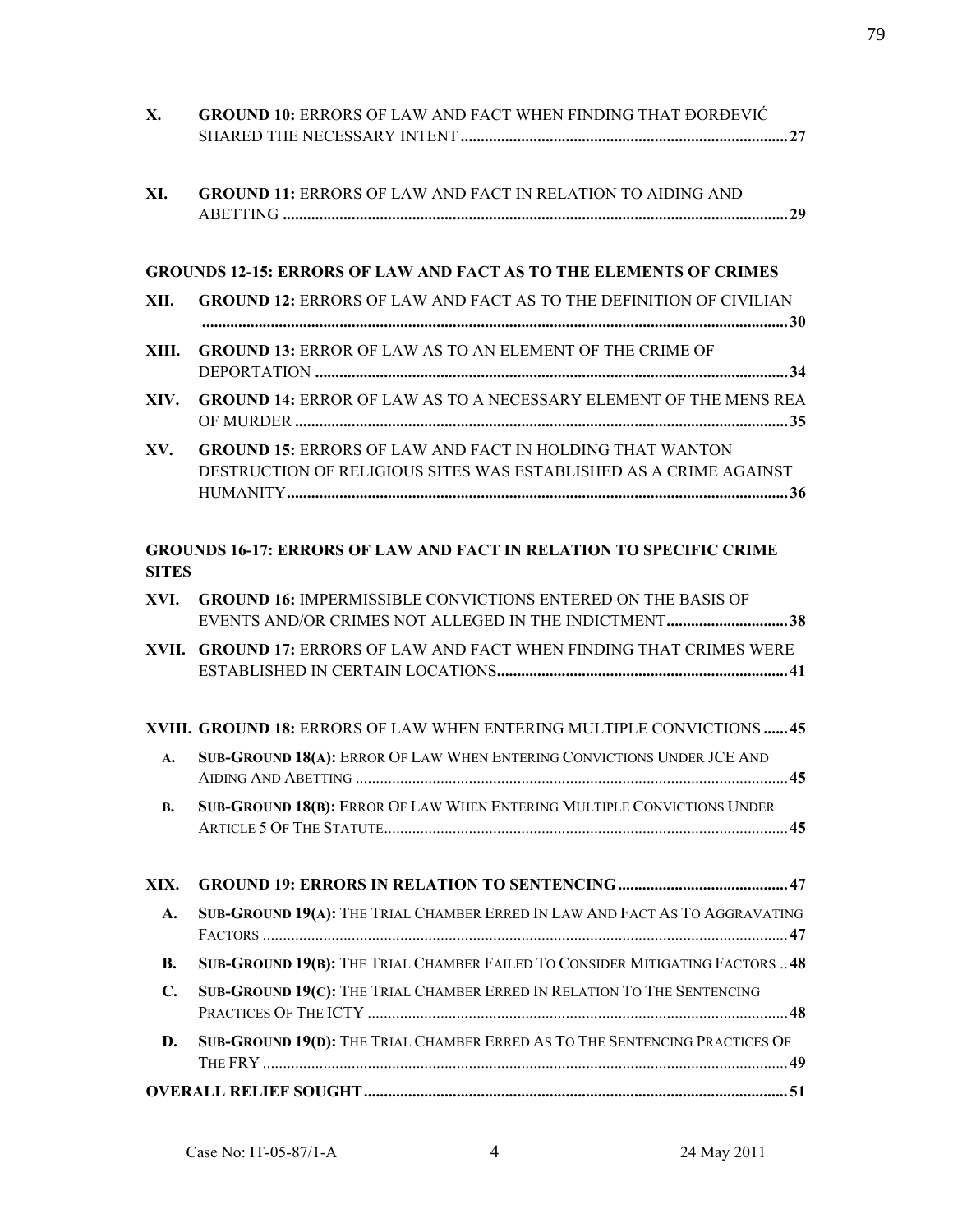X. **GROUND 10:** ERRORS OF LAW AND FACT WHEN FINDING THAT ĐORĐEVIĆ SHARED THE NECESSARY INTENT .......... **27**

XI. **GROUND 11:** ERRORS OF LAW AND FACT IN RELATION TO AIDING AND ABETTING .......... **29**

**GROUNDS 12-15: ERRORS OF LAW AND FACT AS TO THE ELEMENTS OF CRIMES**

XII. **GROUND 12:** ERRORS OF LAW AND FACT AS TO THE DEFINITION OF CIVILIAN .......... **30**

XIII. **GROUND 13:** ERROR OF LAW AS TO AN ELEMENT OF THE CRIME OF DEPORTATION .......... **34**

XIV. **GROUND 14:** ERROR OF LAW AS TO A NECESSARY ELEMENT OF THE MENS REA OF MURDER .......... **35**

XV. **GROUND 15:** ERRORS OF LAW AND FACT IN HOLDING THAT WANTON DESTRUCTION OF RELIGIOUS SITES WAS ESTABLISHED AS A CRIME AGAINST HUMANITY .......... **36**

**GROUNDS 16-17: ERRORS OF LAW AND FACT IN RELATION TO SPECIFIC CRIME SITES**

XVI. **GROUND 16:** IMPERMISSIBLE CONVICTIONS ENTERED ON THE BASIS OF EVENTS AND/OR CRIMES NOT ALLEGED IN THE INDICTMENT .......... **38**

XVII. **GROUND 17:** ERRORS OF LAW AND FACT WHEN FINDING THAT CRIMES WERE ESTABLISHED IN CERTAIN LOCATIONS .......... **41**

XVIII. **GROUND 18:** ERRORS OF LAW WHEN ENTERING MULTIPLE CONVICTIONS .......... **45**

A. **SUB-GROUND 18(A):** ERROR OF LAW WHEN ENTERING CONVICTIONS UNDER JCE AND AIDING AND ABETTING .......... **45**

B. **SUB-GROUND 18(B):** ERROR OF LAW WHEN ENTERING MULTIPLE CONVICTIONS UNDER ARTICLE 5 OF THE STATUTE .......... **45**

XIX. **GROUND 19: ERRORS IN RELATION TO SENTENCING** .......... **47**

A. **SUB-GROUND 19(A):** THE TRIAL CHAMBER ERRED IN LAW AND FACT AS TO AGGRAVATING FACTORS .......... **47**

B. **SUB-GROUND 19(B):** THE TRIAL CHAMBER FAILED TO CONSIDER MITIGATING FACTORS .......... **48**

C. **SUB-GROUND 19(C):** THE TRIAL CHAMBER ERRED IN RELATION TO THE SENTENCING PRACTICES OF THE ICTY .......... **48**

D. **SUB-GROUND 19(D):** THE TRIAL CHAMBER ERRED AS TO THE SENTENCING PRACTICES OF THE FRY .......... **49**

**OVERALL RELIEF SOUGHT** .......... **51**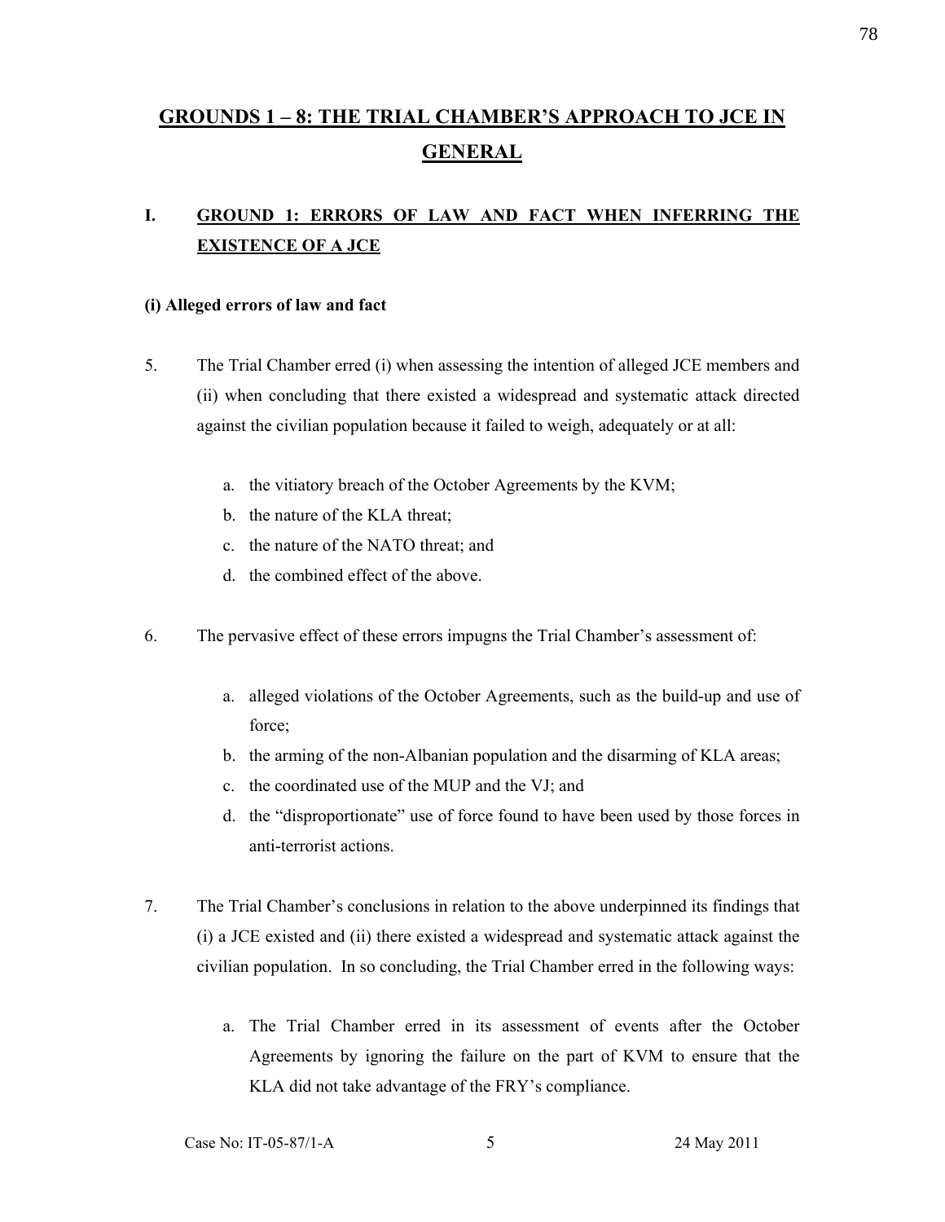# GROUNDS 1 – 8: THE TRIAL CHAMBER'S APPROACH TO JCE IN GENERAL

## I. GROUND 1: ERRORS OF LAW AND FACT WHEN INFERRING THE EXISTENCE OF A JCE

### (i) Alleged errors of law and fact

5. The Trial Chamber erred (i) when assessing the intention of alleged JCE members and (ii) when concluding that there existed a widespread and systematic attack directed against the civilian population because it failed to weigh, adequately or at all:

   a. the vitiatory breach of the October Agreements by the KVM;
   b. the nature of the KLA threat;
   c. the nature of the NATO threat; and
   d. the combined effect of the above.

6. The pervasive effect of these errors impugns the Trial Chamber's assessment of:

   a. alleged violations of the October Agreements, such as the build-up and use of force;
   b. the arming of the non-Albanian population and the disarming of KLA areas;
   c. the coordinated use of the MUP and the VJ; and
   d. the "disproportionate" use of force found to have been used by those forces in anti-terrorist actions.

7. The Trial Chamber's conclusions in relation to the above underpinned its findings that (i) a JCE existed and (ii) there existed a widespread and systematic attack against the civilian population. In so concluding, the Trial Chamber erred in the following ways:

   a. The Trial Chamber erred in its assessment of events after the October Agreements by ignoring the failure on the part of KVM to ensure that the KLA did not take advantage of the FRY's compliance.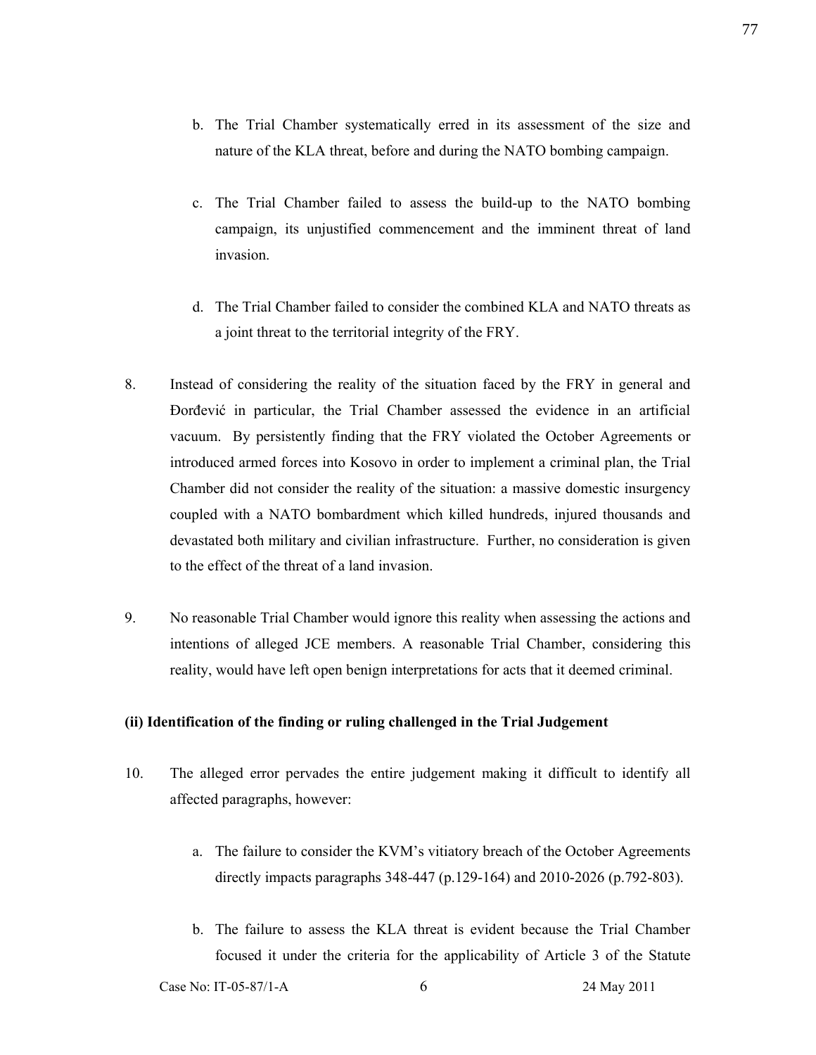b. The Trial Chamber systematically erred in its assessment of the size and nature of the KLA threat, before and during the NATO bombing campaign.

c. The Trial Chamber failed to assess the build-up to the NATO bombing campaign, its unjustified commencement and the imminent threat of land invasion.

d. The Trial Chamber failed to consider the combined KLA and NATO threats as a joint threat to the territorial integrity of the FRY.

8. Instead of considering the reality of the situation faced by the FRY in general and Đorđević in particular, the Trial Chamber assessed the evidence in an artificial vacuum. By persistently finding that the FRY violated the October Agreements or introduced armed forces into Kosovo in order to implement a criminal plan, the Trial Chamber did not consider the reality of the situation: a massive domestic insurgency coupled with a NATO bombardment which killed hundreds, injured thousands and devastated both military and civilian infrastructure. Further, no consideration is given to the effect of the threat of a land invasion.

9. No reasonable Trial Chamber would ignore this reality when assessing the actions and intentions of alleged JCE members. A reasonable Trial Chamber, considering this reality, would have left open benign interpretations for acts that it deemed criminal.

**(ii) Identification of the finding or ruling challenged in the Trial Judgement**

10. The alleged error pervades the entire judgement making it difficult to identify all affected paragraphs, however:

a. The failure to consider the KVM's vitiatory breach of the October Agreements directly impacts paragraphs 348-447 (p.129-164) and 2010-2026 (p.792-803).

b. The failure to assess the KLA threat is evident because the Trial Chamber focused it under the criteria for the applicability of Article 3 of the Statute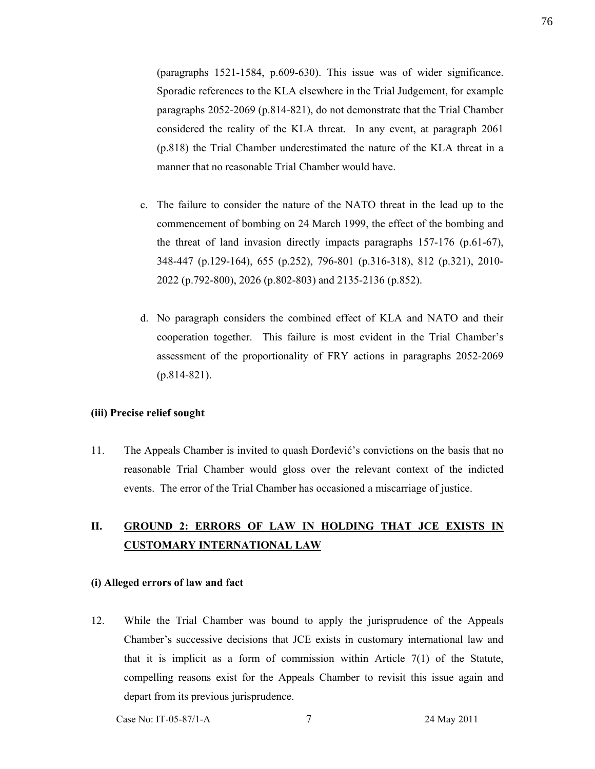(paragraphs 1521-1584, p.609-630). This issue was of wider significance. Sporadic references to the KLA elsewhere in the Trial Judgement, for example paragraphs 2052-2069 (p.814-821), do not demonstrate that the Trial Chamber considered the reality of the KLA threat. In any event, at paragraph 2061 (p.818) the Trial Chamber underestimated the nature of the KLA threat in a manner that no reasonable Trial Chamber would have.

c. The failure to consider the nature of the NATO threat in the lead up to the commencement of bombing on 24 March 1999, the effect of the bombing and the threat of land invasion directly impacts paragraphs 157-176 (p.61-67), 348-447 (p.129-164), 655 (p.252), 796-801 (p.316-318), 812 (p.321), 2010-2022 (p.792-800), 2026 (p.802-803) and 2135-2136 (p.852).

d. No paragraph considers the combined effect of KLA and NATO and their cooperation together. This failure is most evident in the Trial Chamber's assessment of the proportionality of FRY actions in paragraphs 2052-2069 (p.814-821).

**(iii) Precise relief sought**

11. The Appeals Chamber is invited to quash Đorđević's convictions on the basis that no reasonable Trial Chamber would gloss over the relevant context of the indicted events. The error of the Trial Chamber has occasioned a miscarriage of justice.

## II. GROUND 2: ERRORS OF LAW IN HOLDING THAT JCE EXISTS IN CUSTOMARY INTERNATIONAL LAW

**(i) Alleged errors of law and fact**

12. While the Trial Chamber was bound to apply the jurisprudence of the Appeals Chamber's successive decisions that JCE exists in customary international law and that it is implicit as a form of commission within Article 7(1) of the Statute, compelling reasons exist for the Appeals Chamber to revisit this issue again and depart from its previous jurisprudence.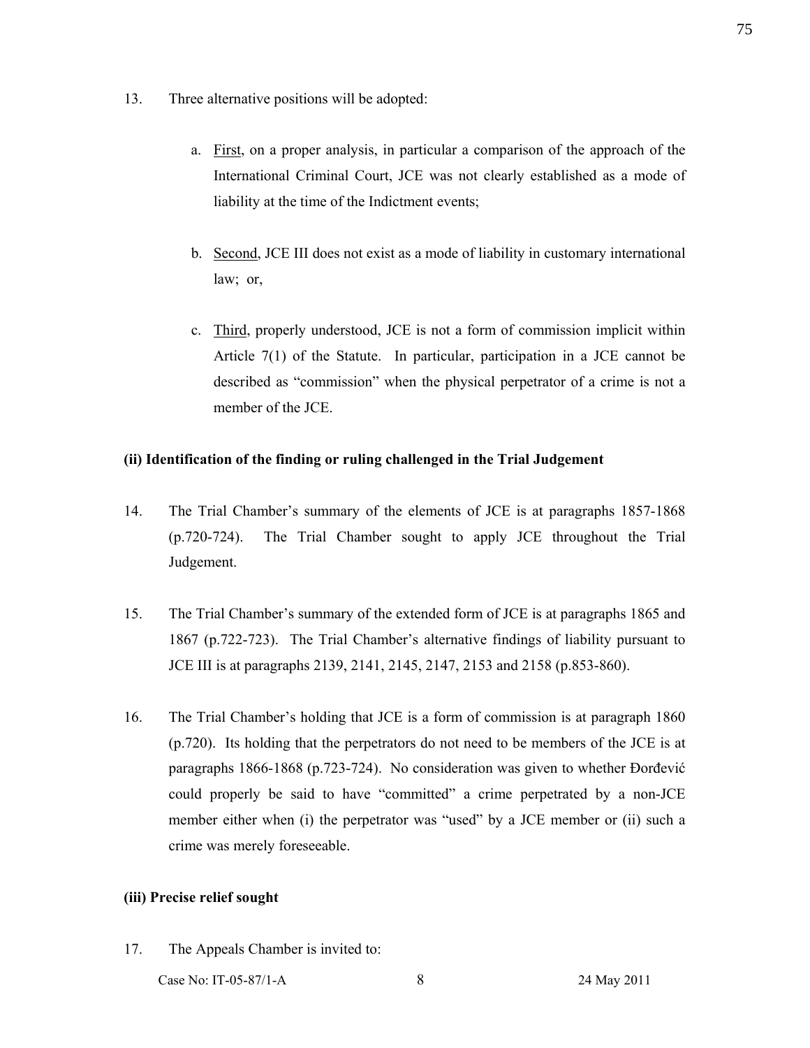13. Three alternative positions will be adopted:

   a. First, on a proper analysis, in particular a comparison of the approach of the International Criminal Court, JCE was not clearly established as a mode of liability at the time of the Indictment events;

   b. Second, JCE III does not exist as a mode of liability in customary international law; or,

   c. Third, properly understood, JCE is not a form of commission implicit within Article 7(1) of the Statute. In particular, participation in a JCE cannot be described as "commission" when the physical perpetrator of a crime is not a member of the JCE.

**(ii) Identification of the finding or ruling challenged in the Trial Judgement**

14. The Trial Chamber's summary of the elements of JCE is at paragraphs 1857-1868 (p.720-724). The Trial Chamber sought to apply JCE throughout the Trial Judgement.

15. The Trial Chamber's summary of the extended form of JCE is at paragraphs 1865 and 1867 (p.722-723). The Trial Chamber's alternative findings of liability pursuant to JCE III is at paragraphs 2139, 2141, 2145, 2147, 2153 and 2158 (p.853-860).

16. The Trial Chamber's holding that JCE is a form of commission is at paragraph 1860 (p.720). Its holding that the perpetrators do not need to be members of the JCE is at paragraphs 1866-1868 (p.723-724). No consideration was given to whether Đorđević could properly be said to have "committed" a crime perpetrated by a non-JCE member either when (i) the perpetrator was "used" by a JCE member or (ii) such a crime was merely foreseeable.

**(iii) Precise relief sought**

17. The Appeals Chamber is invited to: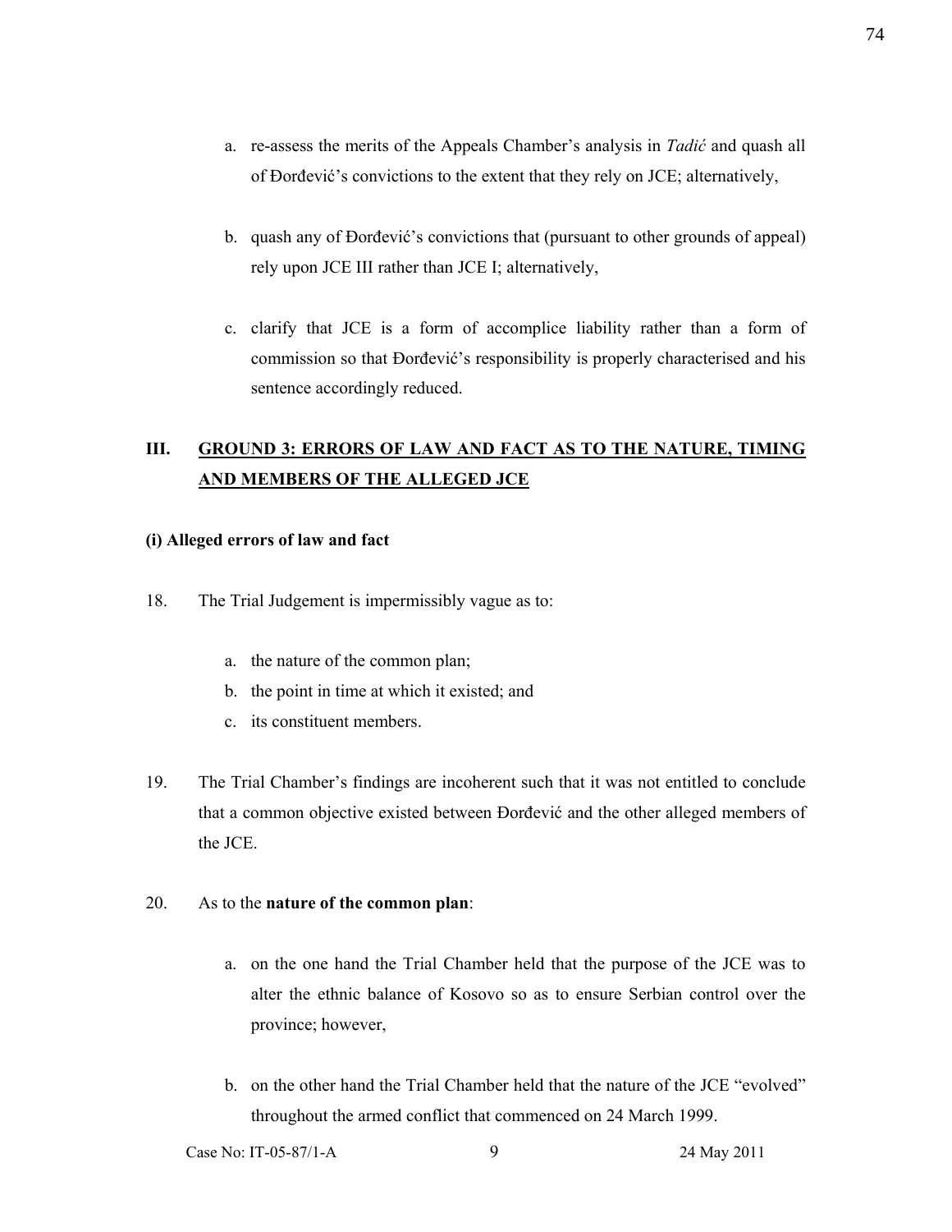a. re-assess the merits of the Appeals Chamber's analysis in *Tadić* and quash all of Đorđević's convictions to the extent that they rely on JCE; alternatively,

b. quash any of Đorđević's convictions that (pursuant to other grounds of appeal) rely upon JCE III rather than JCE I; alternatively,

c. clarify that JCE is a form of accomplice liability rather than a form of commission so that Đorđević's responsibility is properly characterised and his sentence accordingly reduced.

## III. <u>GROUND 3: ERRORS OF LAW AND FACT AS TO THE NATURE, TIMING AND MEMBERS OF THE ALLEGED JCE</u>

**(i) Alleged errors of law and fact**

18. The Trial Judgement is impermissibly vague as to:

   a. the nature of the common plan;
   b. the point in time at which it existed; and
   c. its constituent members.

19. The Trial Chamber's findings are incoherent such that it was not entitled to conclude that a common objective existed between Đorđević and the other alleged members of the JCE.

20. As to the **nature of the common plan**:

   a. on the one hand the Trial Chamber held that the purpose of the JCE was to alter the ethnic balance of Kosovo so as to ensure Serbian control over the province; however,

   b. on the other hand the Trial Chamber held that the nature of the JCE "evolved" throughout the armed conflict that commenced on 24 March 1999.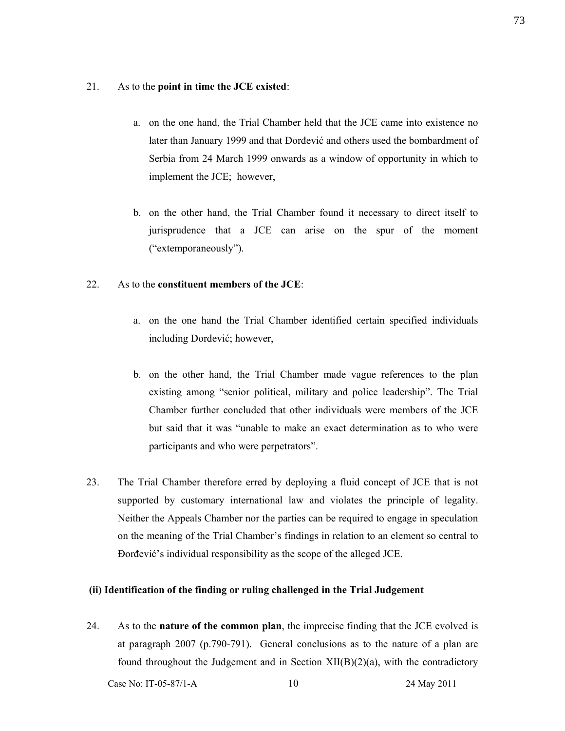21. As to the **point in time the JCE existed**:

   a. on the one hand, the Trial Chamber held that the JCE came into existence no later than January 1999 and that Đorđević and others used the bombardment of Serbia from 24 March 1999 onwards as a window of opportunity in which to implement the JCE; however,

   b. on the other hand, the Trial Chamber found it necessary to direct itself to jurisprudence that a JCE can arise on the spur of the moment ("extemporaneously").

22. As to the **constituent members of the JCE**:

   a. on the one hand the Trial Chamber identified certain specified individuals including Đorđević; however,

   b. on the other hand, the Trial Chamber made vague references to the plan existing among "senior political, military and police leadership". The Trial Chamber further concluded that other individuals were members of the JCE but said that it was "unable to make an exact determination as to who were participants and who were perpetrators".

23. The Trial Chamber therefore erred by deploying a fluid concept of JCE that is not supported by customary international law and violates the principle of legality. Neither the Appeals Chamber nor the parties can be required to engage in speculation on the meaning of the Trial Chamber's findings in relation to an element so central to Đorđević's individual responsibility as the scope of the alleged JCE.

**(ii) Identification of the finding or ruling challenged in the Trial Judgement**

24. As to the **nature of the common plan**, the imprecise finding that the JCE evolved is at paragraph 2007 (p.790-791). General conclusions as to the nature of a plan are found throughout the Judgement and in Section XII(B)(2)(a), with the contradictory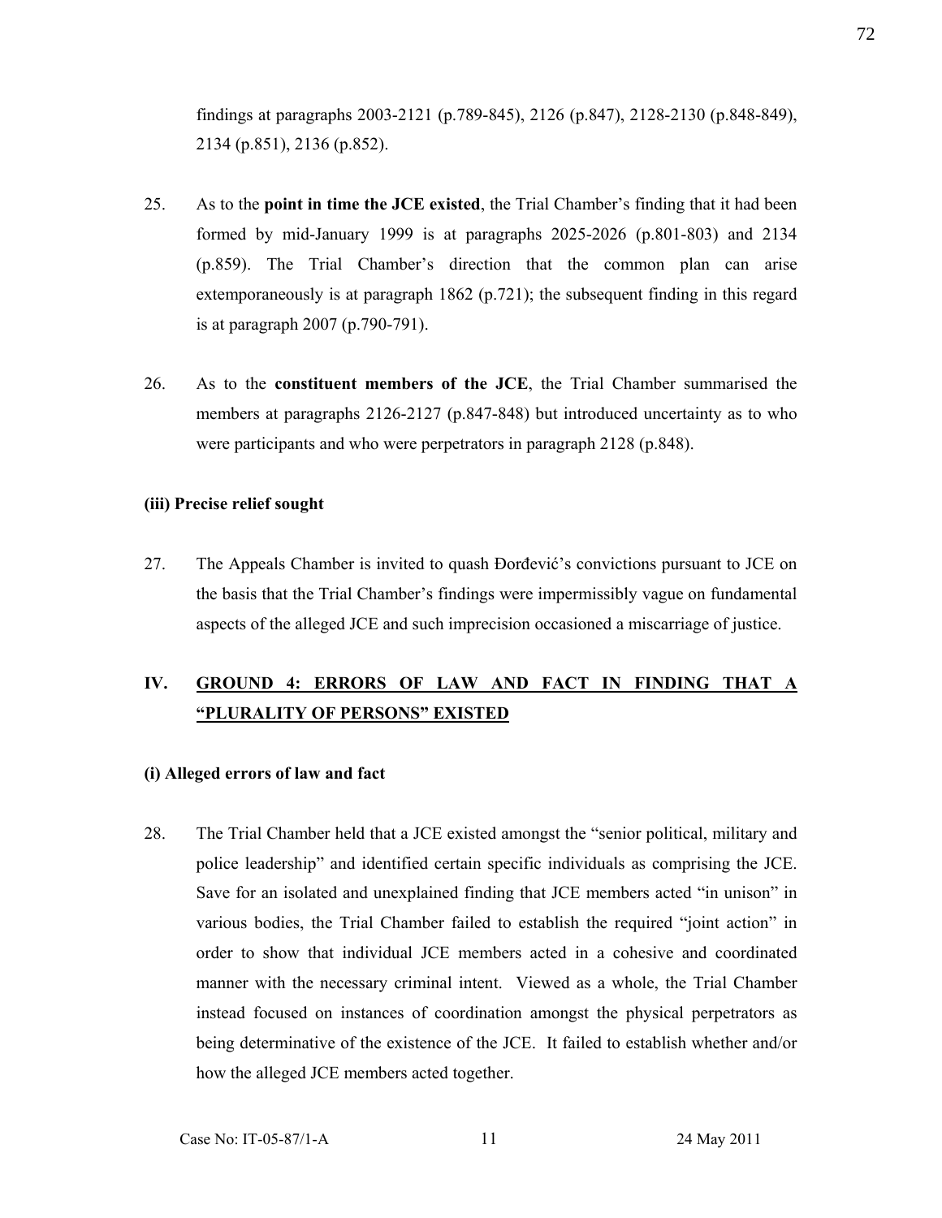findings at paragraphs 2003-2121 (p.789-845), 2126 (p.847), 2128-2130 (p.848-849), 2134 (p.851), 2136 (p.852).

25. As to the **point in time the JCE existed**, the Trial Chamber's finding that it had been formed by mid-January 1999 is at paragraphs 2025-2026 (p.801-803) and 2134 (p.859). The Trial Chamber's direction that the common plan can arise extemporaneously is at paragraph 1862 (p.721); the subsequent finding in this regard is at paragraph 2007 (p.790-791).

26. As to the **constituent members of the JCE**, the Trial Chamber summarised the members at paragraphs 2126-2127 (p.847-848) but introduced uncertainty as to who were participants and who were perpetrators in paragraph 2128 (p.848).

### (iii) Precise relief sought

27. The Appeals Chamber is invited to quash Đorđević's convictions pursuant to JCE on the basis that the Trial Chamber's findings were impermissibly vague on fundamental aspects of the alleged JCE and such imprecision occasioned a miscarriage of justice.

## IV. GROUND 4: ERRORS OF LAW AND FACT IN FINDING THAT A "PLURALITY OF PERSONS" EXISTED

### (i) Alleged errors of law and fact

28. The Trial Chamber held that a JCE existed amongst the "senior political, military and police leadership" and identified certain specific individuals as comprising the JCE. Save for an isolated and unexplained finding that JCE members acted "in unison" in various bodies, the Trial Chamber failed to establish the required "joint action" in order to show that individual JCE members acted in a cohesive and coordinated manner with the necessary criminal intent. Viewed as a whole, the Trial Chamber instead focused on instances of coordination amongst the physical perpetrators as being determinative of the existence of the JCE. It failed to establish whether and/or how the alleged JCE members acted together.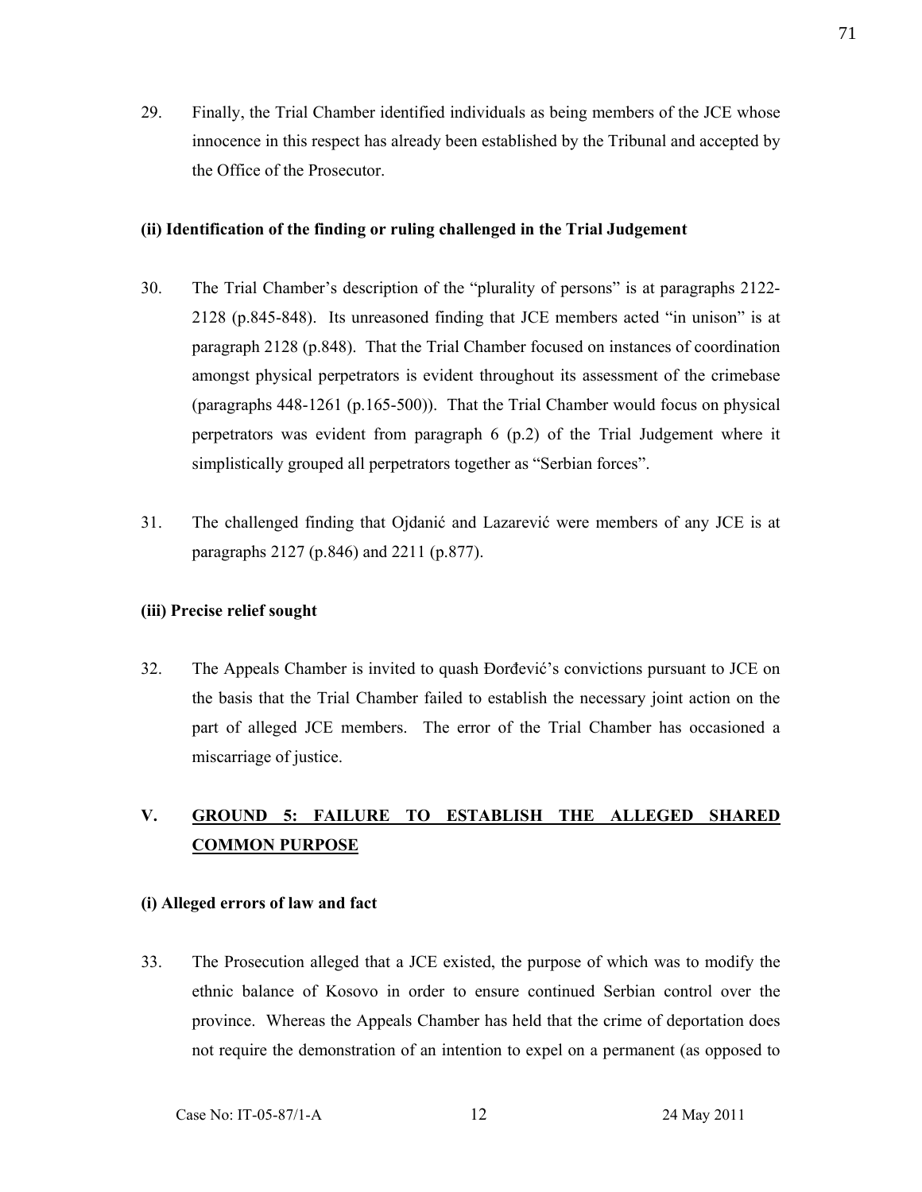29. Finally, the Trial Chamber identified individuals as being members of the JCE whose innocence in this respect has already been established by the Tribunal and accepted by the Office of the Prosecutor.

### (ii) Identification of the finding or ruling challenged in the Trial Judgement

30. The Trial Chamber's description of the "plurality of persons" is at paragraphs 2122-2128 (p.845-848). Its unreasoned finding that JCE members acted "in unison" is at paragraph 2128 (p.848). That the Trial Chamber focused on instances of coordination amongst physical perpetrators is evident throughout its assessment of the crimebase (paragraphs 448-1261 (p.165-500)). That the Trial Chamber would focus on physical perpetrators was evident from paragraph 6 (p.2) of the Trial Judgement where it simplistically grouped all perpetrators together as "Serbian forces".

31. The challenged finding that Ojdanić and Lazarević were members of any JCE is at paragraphs 2127 (p.846) and 2211 (p.877).

### (iii) Precise relief sought

32. The Appeals Chamber is invited to quash Đorđević's convictions pursuant to JCE on the basis that the Trial Chamber failed to establish the necessary joint action on the part of alleged JCE members. The error of the Trial Chamber has occasioned a miscarriage of justice.

## V. GROUND 5: FAILURE TO ESTABLISH THE ALLEGED SHARED COMMON PURPOSE

### (i) Alleged errors of law and fact

33. The Prosecution alleged that a JCE existed, the purpose of which was to modify the ethnic balance of Kosovo in order to ensure continued Serbian control over the province. Whereas the Appeals Chamber has held that the crime of deportation does not require the demonstration of an intention to expel on a permanent (as opposed to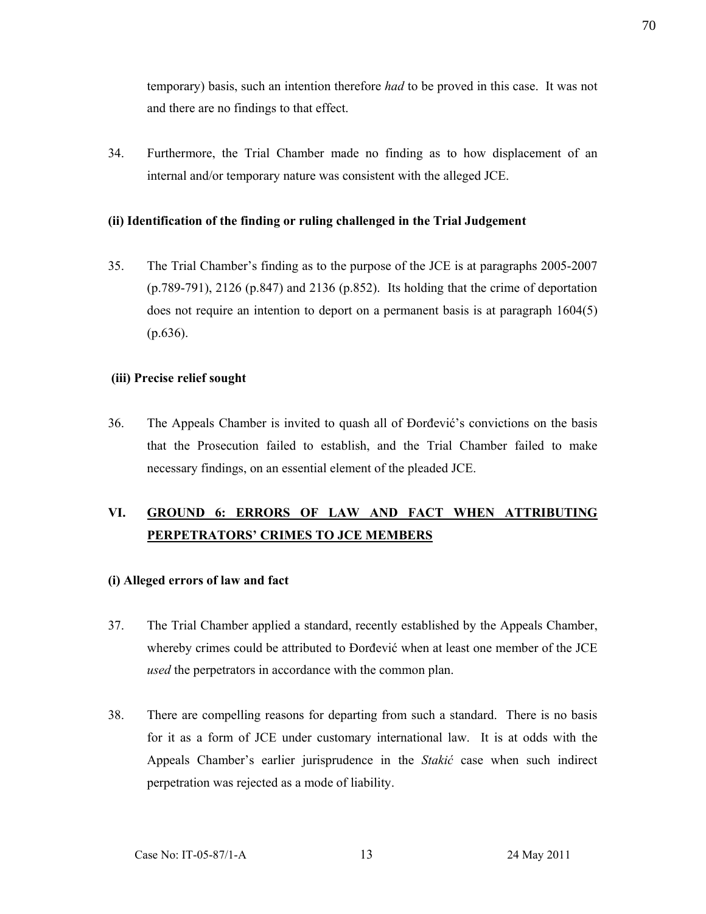temporary) basis, such an intention therefore *had* to be proved in this case. It was not and there are no findings to that effect.

34. Furthermore, the Trial Chamber made no finding as to how displacement of an internal and/or temporary nature was consistent with the alleged JCE.

**(ii) Identification of the finding or ruling challenged in the Trial Judgement**

35. The Trial Chamber's finding as to the purpose of the JCE is at paragraphs 2005-2007 (p.789-791), 2126 (p.847) and 2136 (p.852). Its holding that the crime of deportation does not require an intention to deport on a permanent basis is at paragraph 1604(5) (p.636).

**(iii) Precise relief sought**

36. The Appeals Chamber is invited to quash all of Đorđević's convictions on the basis that the Prosecution failed to establish, and the Trial Chamber failed to make necessary findings, on an essential element of the pleaded JCE.

## VI. GROUND 6: ERRORS OF LAW AND FACT WHEN ATTRIBUTING PERPETRATORS' CRIMES TO JCE MEMBERS

**(i) Alleged errors of law and fact**

37. The Trial Chamber applied a standard, recently established by the Appeals Chamber, whereby crimes could be attributed to Đorđević when at least one member of the JCE *used* the perpetrators in accordance with the common plan.

38. There are compelling reasons for departing from such a standard. There is no basis for it as a form of JCE under customary international law. It is at odds with the Appeals Chamber's earlier jurisprudence in the *Stakić* case when such indirect perpetration was rejected as a mode of liability.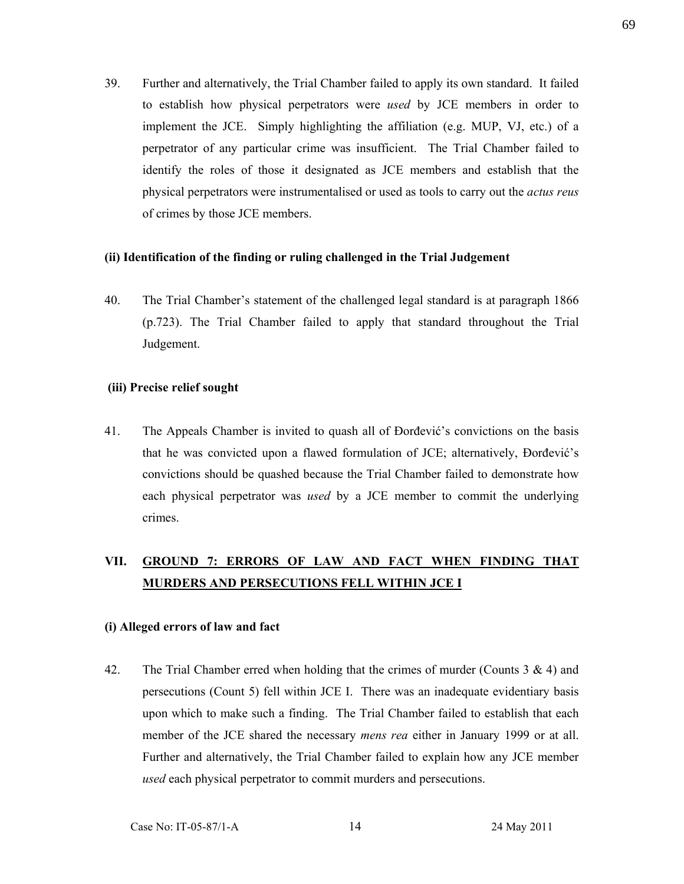39. Further and alternatively, the Trial Chamber failed to apply its own standard. It failed to establish how physical perpetrators were *used* by JCE members in order to implement the JCE. Simply highlighting the affiliation (e.g. MUP, VJ, etc.) of a perpetrator of any particular crime was insufficient. The Trial Chamber failed to identify the roles of those it designated as JCE members and establish that the physical perpetrators were instrumentalised or used as tools to carry out the *actus reus* of crimes by those JCE members.

**(ii) Identification of the finding or ruling challenged in the Trial Judgement**

40. The Trial Chamber's statement of the challenged legal standard is at paragraph 1866 (p.723). The Trial Chamber failed to apply that standard throughout the Trial Judgement.

**(iii) Precise relief sought**

41. The Appeals Chamber is invited to quash all of Đorđević's convictions on the basis that he was convicted upon a flawed formulation of JCE; alternatively, Đorđević's convictions should be quashed because the Trial Chamber failed to demonstrate how each physical perpetrator was *used* by a JCE member to commit the underlying crimes.

## VII. GROUND 7: ERRORS OF LAW AND FACT WHEN FINDING THAT MURDERS AND PERSECUTIONS FELL WITHIN JCE I

**(i) Alleged errors of law and fact**

42. The Trial Chamber erred when holding that the crimes of murder (Counts 3 & 4) and persecutions (Count 5) fell within JCE I. There was an inadequate evidentiary basis upon which to make such a finding. The Trial Chamber failed to establish that each member of the JCE shared the necessary *mens rea* either in January 1999 or at all. Further and alternatively, the Trial Chamber failed to explain how any JCE member *used* each physical perpetrator to commit murders and persecutions.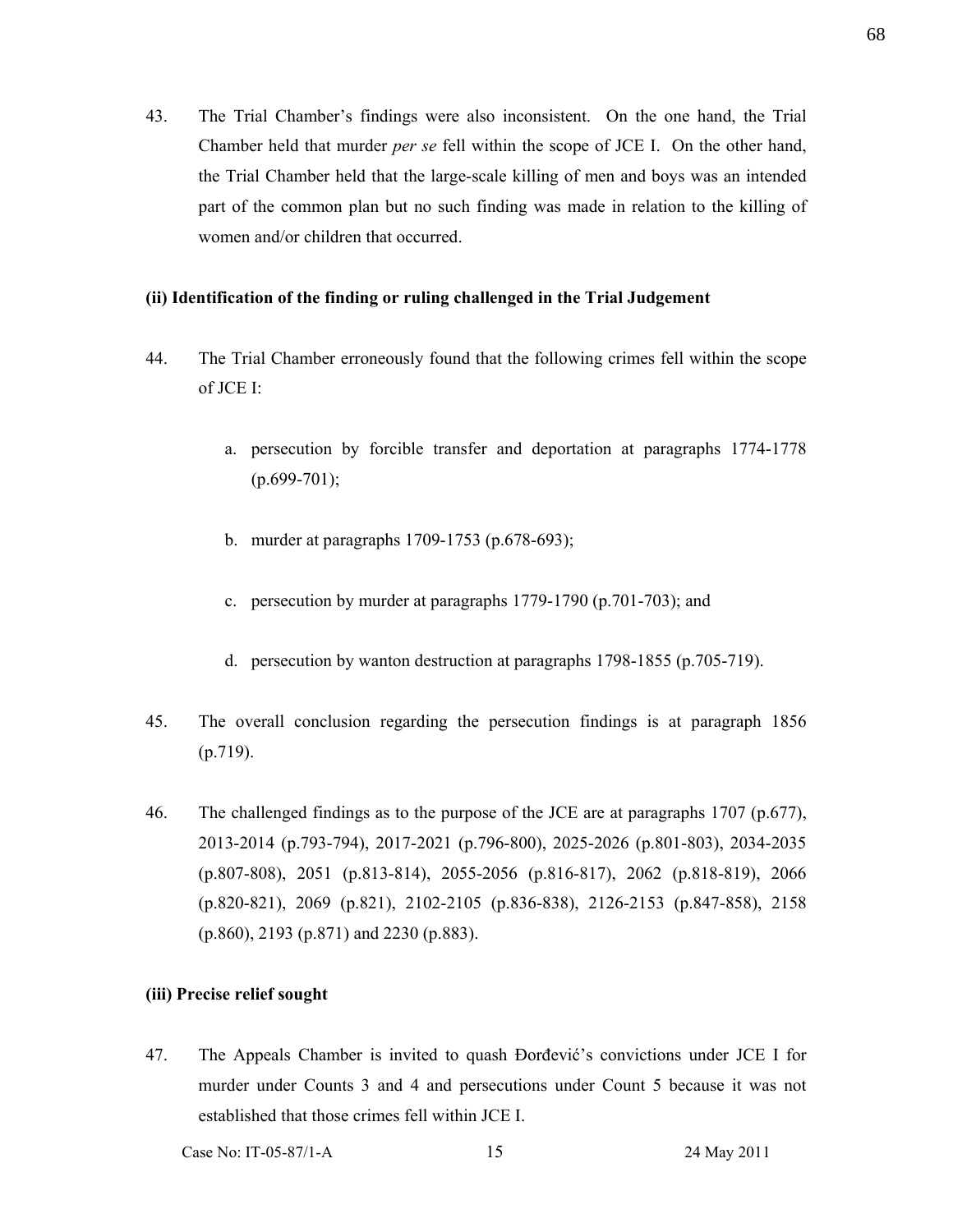43. The Trial Chamber's findings were also inconsistent. On the one hand, the Trial Chamber held that murder *per se* fell within the scope of JCE I. On the other hand, the Trial Chamber held that the large-scale killing of men and boys was an intended part of the common plan but no such finding was made in relation to the killing of women and/or children that occurred.

**(ii) Identification of the finding or ruling challenged in the Trial Judgement**

44. The Trial Chamber erroneously found that the following crimes fell within the scope of JCE I:

    a. persecution by forcible transfer and deportation at paragraphs 1774-1778 (p.699-701);

    b. murder at paragraphs 1709-1753 (p.678-693);

    c. persecution by murder at paragraphs 1779-1790 (p.701-703); and

    d. persecution by wanton destruction at paragraphs 1798-1855 (p.705-719).

45. The overall conclusion regarding the persecution findings is at paragraph 1856 (p.719).

46. The challenged findings as to the purpose of the JCE are at paragraphs 1707 (p.677), 2013-2014 (p.793-794), 2017-2021 (p.796-800), 2025-2026 (p.801-803), 2034-2035 (p.807-808), 2051 (p.813-814), 2055-2056 (p.816-817), 2062 (p.818-819), 2066 (p.820-821), 2069 (p.821), 2102-2105 (p.836-838), 2126-2153 (p.847-858), 2158 (p.860), 2193 (p.871) and 2230 (p.883).

**(iii) Precise relief sought**

47. The Appeals Chamber is invited to quash Đorđević's convictions under JCE I for murder under Counts 3 and 4 and persecutions under Count 5 because it was not established that those crimes fell within JCE I.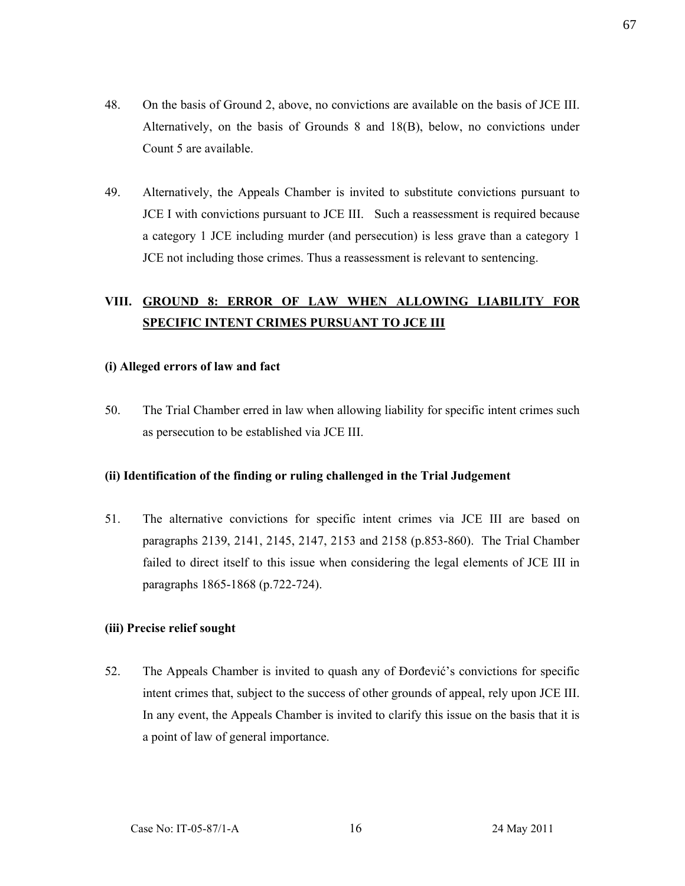48. On the basis of Ground 2, above, no convictions are available on the basis of JCE III. Alternatively, on the basis of Grounds 8 and 18(B), below, no convictions under Count 5 are available.

49. Alternatively, the Appeals Chamber is invited to substitute convictions pursuant to JCE I with convictions pursuant to JCE III. Such a reassessment is required because a category 1 JCE including murder (and persecution) is less grave than a category 1 JCE not including those crimes. Thus a reassessment is relevant to sentencing.

## VIII. GROUND 8: ERROR OF LAW WHEN ALLOWING LIABILITY FOR SPECIFIC INTENT CRIMES PURSUANT TO JCE III

### (i) Alleged errors of law and fact

50. The Trial Chamber erred in law when allowing liability for specific intent crimes such as persecution to be established via JCE III.

### (ii) Identification of the finding or ruling challenged in the Trial Judgement

51. The alternative convictions for specific intent crimes via JCE III are based on paragraphs 2139, 2141, 2145, 2147, 2153 and 2158 (p.853-860). The Trial Chamber failed to direct itself to this issue when considering the legal elements of JCE III in paragraphs 1865-1868 (p.722-724).

### (iii) Precise relief sought

52. The Appeals Chamber is invited to quash any of Đorđević's convictions for specific intent crimes that, subject to the success of other grounds of appeal, rely upon JCE III. In any event, the Appeals Chamber is invited to clarify this issue on the basis that it is a point of law of general importance.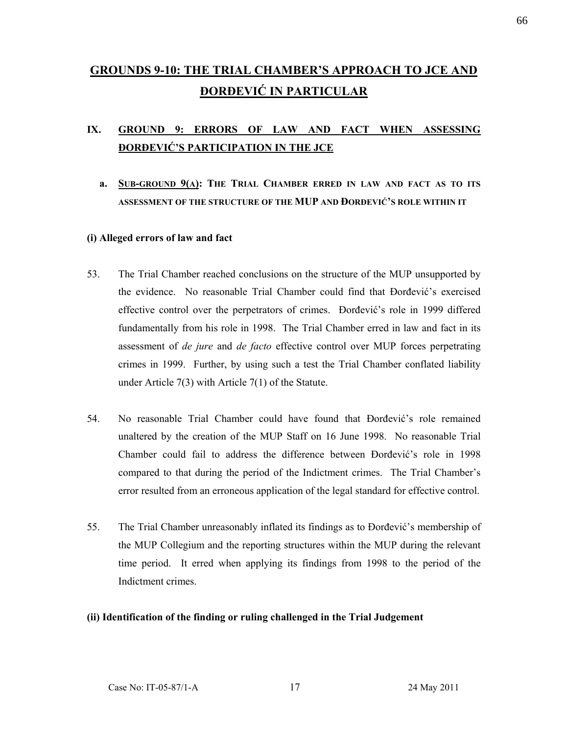## GROUNDS 9-10: THE TRIAL CHAMBER'S APPROACH TO JCE AND ĐORĐEVIĆ IN PARTICULAR

### IX. GROUND 9: ERRORS OF LAW AND FACT WHEN ASSESSING ĐORĐEVIĆ'S PARTICIPATION IN THE JCE

#### a. SUB-GROUND 9(A): THE TRIAL CHAMBER ERRED IN LAW AND FACT AS TO ITS ASSESSMENT OF THE STRUCTURE OF THE MUP AND ĐORĐEVIĆ'S ROLE WITHIN IT

**(i) Alleged errors of law and fact**

53. The Trial Chamber reached conclusions on the structure of the MUP unsupported by the evidence. No reasonable Trial Chamber could find that Đorđević's exercised effective control over the perpetrators of crimes. Đorđević's role in 1999 differed fundamentally from his role in 1998. The Trial Chamber erred in law and fact in its assessment of *de jure* and *de facto* effective control over MUP forces perpetrating crimes in 1999. Further, by using such a test the Trial Chamber conflated liability under Article 7(3) with Article 7(1) of the Statute.

54. No reasonable Trial Chamber could have found that Đorđević's role remained unaltered by the creation of the MUP Staff on 16 June 1998. No reasonable Trial Chamber could fail to address the difference between Đorđević's role in 1998 compared to that during the period of the Indictment crimes. The Trial Chamber's error resulted from an erroneous application of the legal standard for effective control.

55. The Trial Chamber unreasonably inflated its findings as to Đorđević's membership of the MUP Collegium and the reporting structures within the MUP during the relevant time period. It erred when applying its findings from 1998 to the period of the Indictment crimes.

**(ii) Identification of the finding or ruling challenged in the Trial Judgement**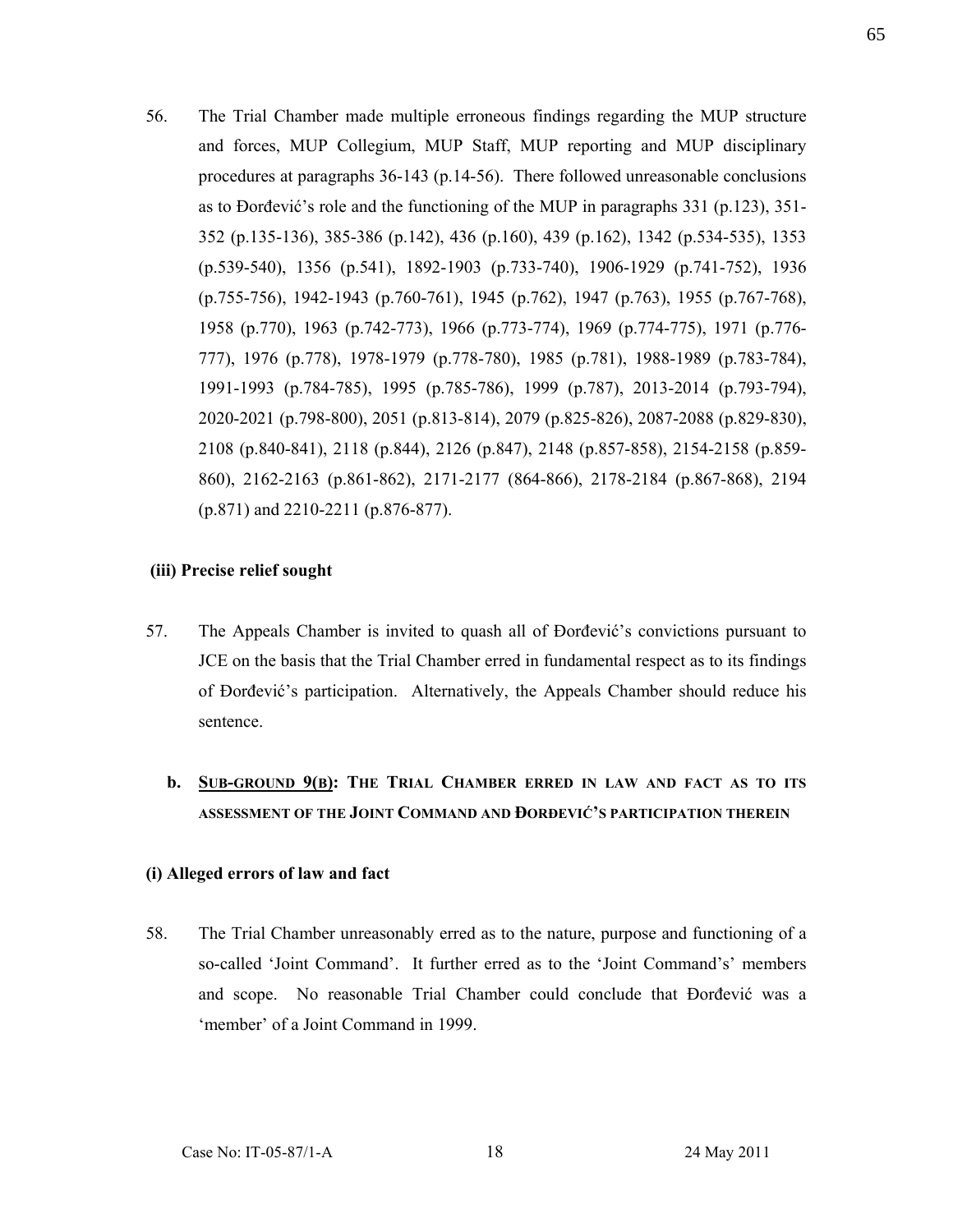56. The Trial Chamber made multiple erroneous findings regarding the MUP structure and forces, MUP Collegium, MUP Staff, MUP reporting and MUP disciplinary procedures at paragraphs 36-143 (p.14-56). There followed unreasonable conclusions as to Đorđević's role and the functioning of the MUP in paragraphs 331 (p.123), 351-352 (p.135-136), 385-386 (p.142), 436 (p.160), 439 (p.162), 1342 (p.534-535), 1353 (p.539-540), 1356 (p.541), 1892-1903 (p.733-740), 1906-1929 (p.741-752), 1936 (p.755-756), 1942-1943 (p.760-761), 1945 (p.762), 1947 (p.763), 1955 (p.767-768), 1958 (p.770), 1963 (p.742-773), 1966 (p.773-774), 1969 (p.774-775), 1971 (p.776-777), 1976 (p.778), 1978-1979 (p.778-780), 1985 (p.781), 1988-1989 (p.783-784), 1991-1993 (p.784-785), 1995 (p.785-786), 1999 (p.787), 2013-2014 (p.793-794), 2020-2021 (p.798-800), 2051 (p.813-814), 2079 (p.825-826), 2087-2088 (p.829-830), 2108 (p.840-841), 2118 (p.844), 2126 (p.847), 2148 (p.857-858), 2154-2158 (p.859-860), 2162-2163 (p.861-862), 2171-2177 (864-866), 2178-2184 (p.867-868), 2194 (p.871) and 2210-2211 (p.876-877).

#### (iii) Precise relief sought

57. The Appeals Chamber is invited to quash all of Đorđević's convictions pursuant to JCE on the basis that the Trial Chamber erred in fundamental respect as to its findings of Đorđević's participation. Alternatively, the Appeals Chamber should reduce his sentence.

### b. SUB-GROUND 9(B): THE TRIAL CHAMBER ERRED IN LAW AND FACT AS TO ITS ASSESSMENT OF THE JOINT COMMAND AND ĐORĐEVIĆ'S PARTICIPATION THEREIN

#### (i) Alleged errors of law and fact

58. The Trial Chamber unreasonably erred as to the nature, purpose and functioning of a so-called 'Joint Command'. It further erred as to the 'Joint Command's' members and scope. No reasonable Trial Chamber could conclude that Đorđević was a 'member' of a Joint Command in 1999.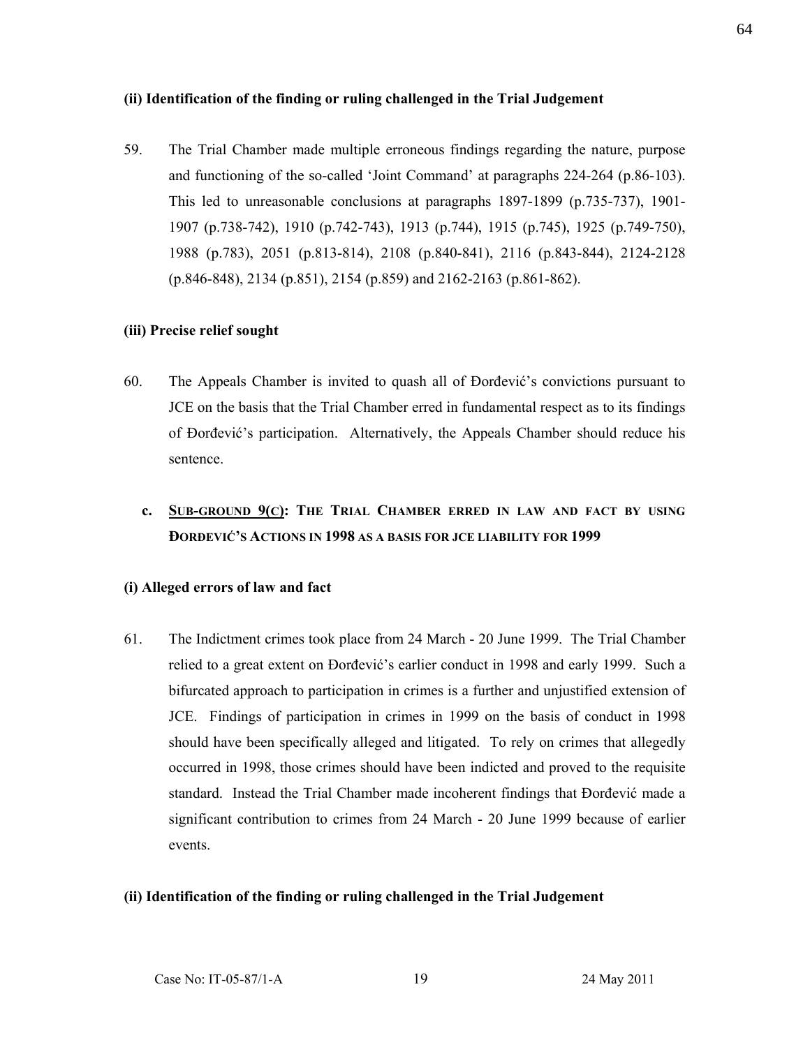#### (ii) Identification of the finding or ruling challenged in the Trial Judgement

59. The Trial Chamber made multiple erroneous findings regarding the nature, purpose and functioning of the so-called 'Joint Command' at paragraphs 224-264 (p.86-103). This led to unreasonable conclusions at paragraphs 1897-1899 (p.735-737), 1901-1907 (p.738-742), 1910 (p.742-743), 1913 (p.744), 1915 (p.745), 1925 (p.749-750), 1988 (p.783), 2051 (p.813-814), 2108 (p.840-841), 2116 (p.843-844), 2124-2128 (p.846-848), 2134 (p.851), 2154 (p.859) and 2162-2163 (p.861-862).

#### (iii) Precise relief sought

60. The Appeals Chamber is invited to quash all of Đorđević's convictions pursuant to JCE on the basis that the Trial Chamber erred in fundamental respect as to its findings of Đorđević's participation. Alternatively, the Appeals Chamber should reduce his sentence.

### c. Sub-ground 9(c): The Trial Chamber erred in law and fact by using Đorđević's actions in 1998 as a basis for JCE liability for 1999

#### (i) Alleged errors of law and fact

61. The Indictment crimes took place from 24 March - 20 June 1999. The Trial Chamber relied to a great extent on Đorđević's earlier conduct in 1998 and early 1999. Such a bifurcated approach to participation in crimes is a further and unjustified extension of JCE. Findings of participation in crimes in 1999 on the basis of conduct in 1998 should have been specifically alleged and litigated. To rely on crimes that allegedly occurred in 1998, those crimes should have been indicted and proved to the requisite standard. Instead the Trial Chamber made incoherent findings that Đorđević made a significant contribution to crimes from 24 March - 20 June 1999 because of earlier events.

#### (ii) Identification of the finding or ruling challenged in the Trial Judgement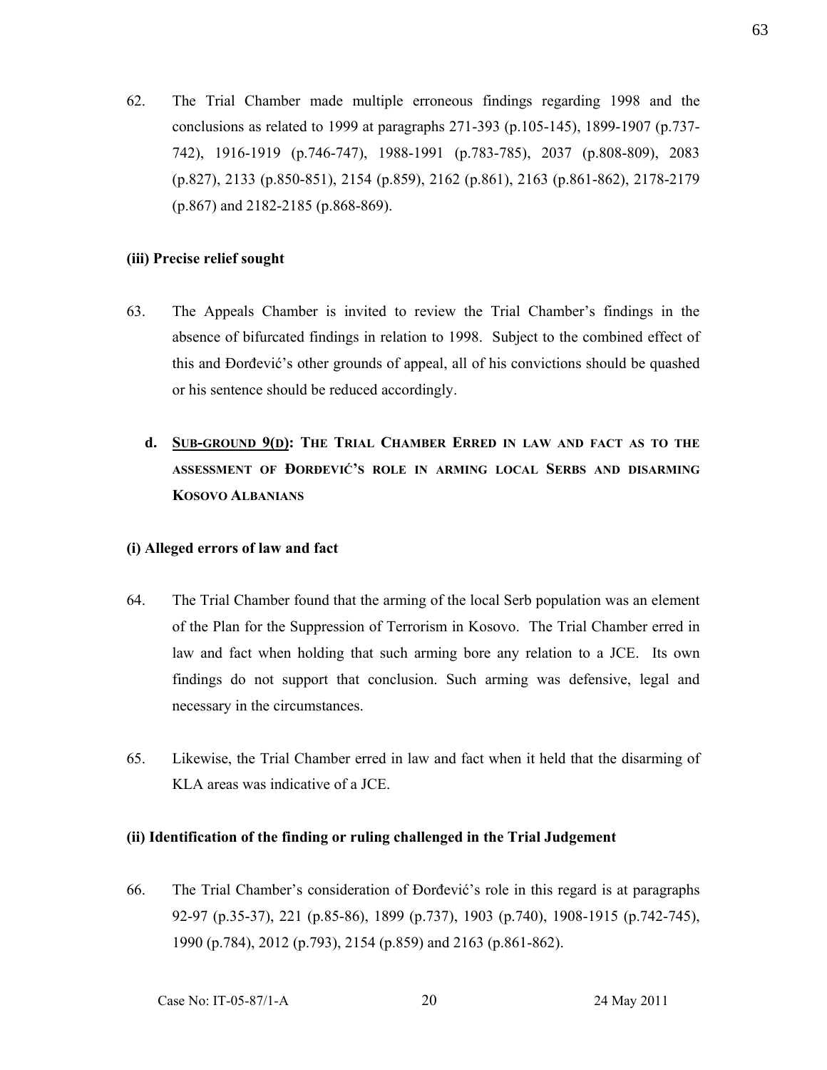62. The Trial Chamber made multiple erroneous findings regarding 1998 and the conclusions as related to 1999 at paragraphs 271-393 (p.105-145), 1899-1907 (p.737-742), 1916-1919 (p.746-747), 1988-1991 (p.783-785), 2037 (p.808-809), 2083 (p.827), 2133 (p.850-851), 2154 (p.859), 2162 (p.861), 2163 (p.861-862), 2178-2179 (p.867) and 2182-2185 (p.868-869).

**(iii) Precise relief sought**

63. The Appeals Chamber is invited to review the Trial Chamber's findings in the absence of bifurcated findings in relation to 1998. Subject to the combined effect of this and Đorđević's other grounds of appeal, all of his convictions should be quashed or his sentence should be reduced accordingly.

**d. SUB-GROUND 9(D): THE TRIAL CHAMBER ERRED IN LAW AND FACT AS TO THE ASSESSMENT OF ĐORĐEVIĆ'S ROLE IN ARMING LOCAL SERBS AND DISARMING KOSOVO ALBANIANS**

**(i) Alleged errors of law and fact**

64. The Trial Chamber found that the arming of the local Serb population was an element of the Plan for the Suppression of Terrorism in Kosovo. The Trial Chamber erred in law and fact when holding that such arming bore any relation to a JCE. Its own findings do not support that conclusion. Such arming was defensive, legal and necessary in the circumstances.

65. Likewise, the Trial Chamber erred in law and fact when it held that the disarming of KLA areas was indicative of a JCE.

**(ii) Identification of the finding or ruling challenged in the Trial Judgement**

66. The Trial Chamber's consideration of Đorđević's role in this regard is at paragraphs 92-97 (p.35-37), 221 (p.85-86), 1899 (p.737), 1903 (p.740), 1908-1915 (p.742-745), 1990 (p.784), 2012 (p.793), 2154 (p.859) and 2163 (p.861-862).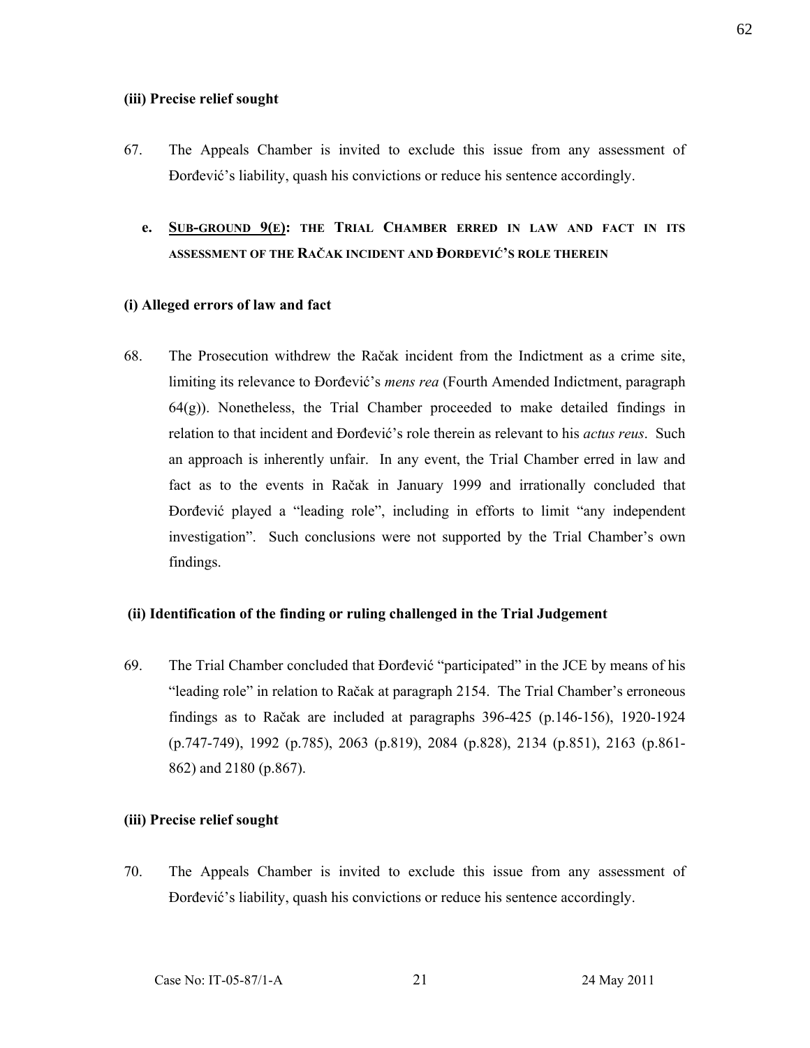#### (iii) Precise relief sought

67. The Appeals Chamber is invited to exclude this issue from any assessment of Đorđević's liability, quash his convictions or reduce his sentence accordingly.

### e. SUB-GROUND 9(E): THE TRIAL CHAMBER ERRED IN LAW AND FACT IN ITS ASSESSMENT OF THE RAČAK INCIDENT AND ĐORĐEVIĆ'S ROLE THEREIN

#### (i) Alleged errors of law and fact

68. The Prosecution withdrew the Račak incident from the Indictment as a crime site, limiting its relevance to Đorđević's *mens rea* (Fourth Amended Indictment, paragraph 64(g)). Nonetheless, the Trial Chamber proceeded to make detailed findings in relation to that incident and Đorđević's role therein as relevant to his *actus reus*. Such an approach is inherently unfair. In any event, the Trial Chamber erred in law and fact as to the events in Račak in January 1999 and irrationally concluded that Đorđević played a "leading role", including in efforts to limit "any independent investigation". Such conclusions were not supported by the Trial Chamber's own findings.

#### (ii) Identification of the finding or ruling challenged in the Trial Judgement

69. The Trial Chamber concluded that Đorđević "participated" in the JCE by means of his "leading role" in relation to Račak at paragraph 2154. The Trial Chamber's erroneous findings as to Račak are included at paragraphs 396-425 (p.146-156), 1920-1924 (p.747-749), 1992 (p.785), 2063 (p.819), 2084 (p.828), 2134 (p.851), 2163 (p.861-862) and 2180 (p.867).

#### (iii) Precise relief sought

70. The Appeals Chamber is invited to exclude this issue from any assessment of Đorđević's liability, quash his convictions or reduce his sentence accordingly.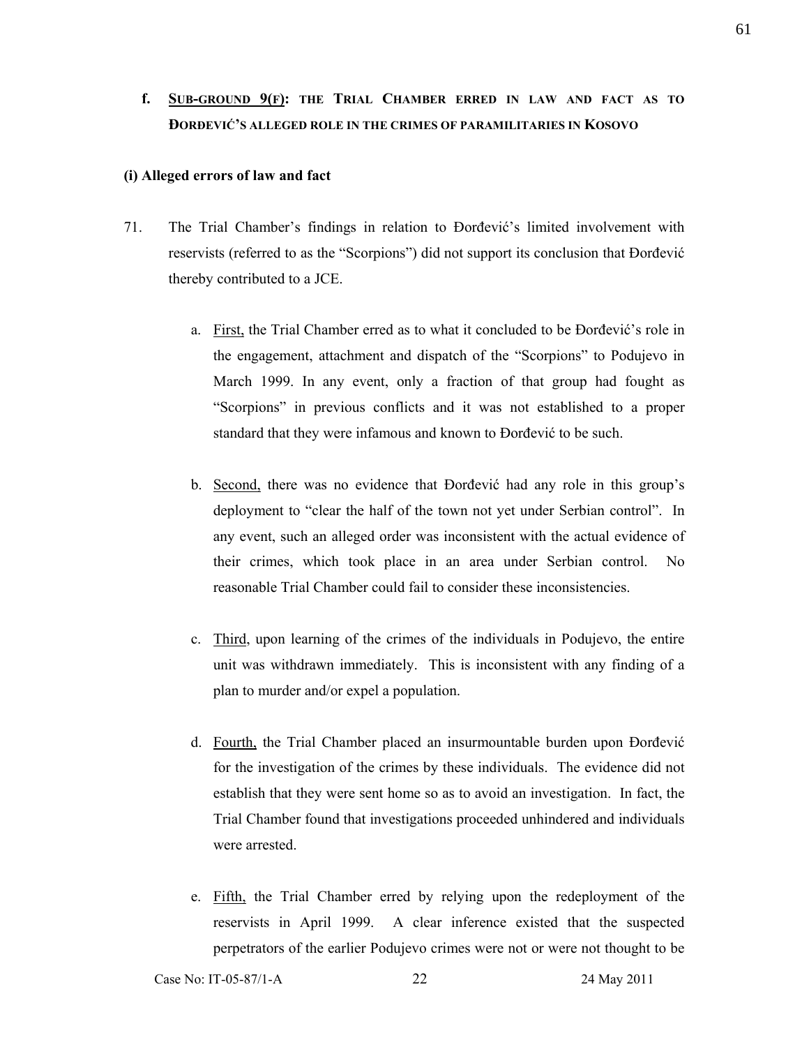## f. SUB-GROUND 9(F): THE TRIAL CHAMBER ERRED IN LAW AND FACT AS TO ĐORĐEVIĆ'S ALLEGED ROLE IN THE CRIMES OF PARAMILITARIES IN KOSOVO

### (i) Alleged errors of law and fact

71. The Trial Chamber's findings in relation to Đorđević's limited involvement with reservists (referred to as the "Scorpions") did not support its conclusion that Đorđević thereby contributed to a JCE.

    a. First, the Trial Chamber erred as to what it concluded to be Đorđević's role in the engagement, attachment and dispatch of the "Scorpions" to Podujevo in March 1999. In any event, only a fraction of that group had fought as "Scorpions" in previous conflicts and it was not established to a proper standard that they were infamous and known to Đorđević to be such.

    b. Second, there was no evidence that Đorđević had any role in this group's deployment to "clear the half of the town not yet under Serbian control". In any event, such an alleged order was inconsistent with the actual evidence of their crimes, which took place in an area under Serbian control. No reasonable Trial Chamber could fail to consider these inconsistencies.

    c. Third, upon learning of the crimes of the individuals in Podujevo, the entire unit was withdrawn immediately. This is inconsistent with any finding of a plan to murder and/or expel a population.

    d. Fourth, the Trial Chamber placed an insurmountable burden upon Đorđević for the investigation of the crimes by these individuals. The evidence did not establish that they were sent home so as to avoid an investigation. In fact, the Trial Chamber found that investigations proceeded unhindered and individuals were arrested.

    e. Fifth, the Trial Chamber erred by relying upon the redeployment of the reservists in April 1999. A clear inference existed that the suspected perpetrators of the earlier Podujevo crimes were not or were not thought to be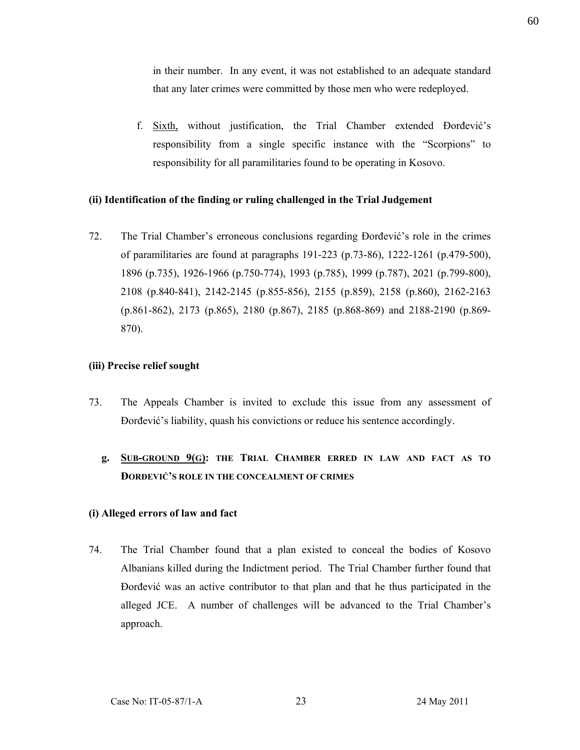in their number. In any event, it was not established to an adequate standard that any later crimes were committed by those men who were redeployed.

f. Sixth, without justification, the Trial Chamber extended Đorđević's responsibility from a single specific instance with the "Scorpions" to responsibility for all paramilitaries found to be operating in Kosovo.

**(ii) Identification of the finding or ruling challenged in the Trial Judgement**

72. The Trial Chamber's erroneous conclusions regarding Đorđević's role in the crimes of paramilitaries are found at paragraphs 191-223 (p.73-86), 1222-1261 (p.479-500), 1896 (p.735), 1926-1966 (p.750-774), 1993 (p.785), 1999 (p.787), 2021 (p.799-800), 2108 (p.840-841), 2142-2145 (p.855-856), 2155 (p.859), 2158 (p.860), 2162-2163 (p.861-862), 2173 (p.865), 2180 (p.867), 2185 (p.868-869) and 2188-2190 (p.869-870).

**(iii) Precise relief sought**

73. The Appeals Chamber is invited to exclude this issue from any assessment of Đorđević's liability, quash his convictions or reduce his sentence accordingly.

**g. SUB-GROUND 9(G): THE TRIAL CHAMBER ERRED IN LAW AND FACT AS TO ĐORĐEVIĆ'S ROLE IN THE CONCEALMENT OF CRIMES**

**(i) Alleged errors of law and fact**

74. The Trial Chamber found that a plan existed to conceal the bodies of Kosovo Albanians killed during the Indictment period. The Trial Chamber further found that Đorđević was an active contributor to that plan and that he thus participated in the alleged JCE. A number of challenges will be advanced to the Trial Chamber's approach.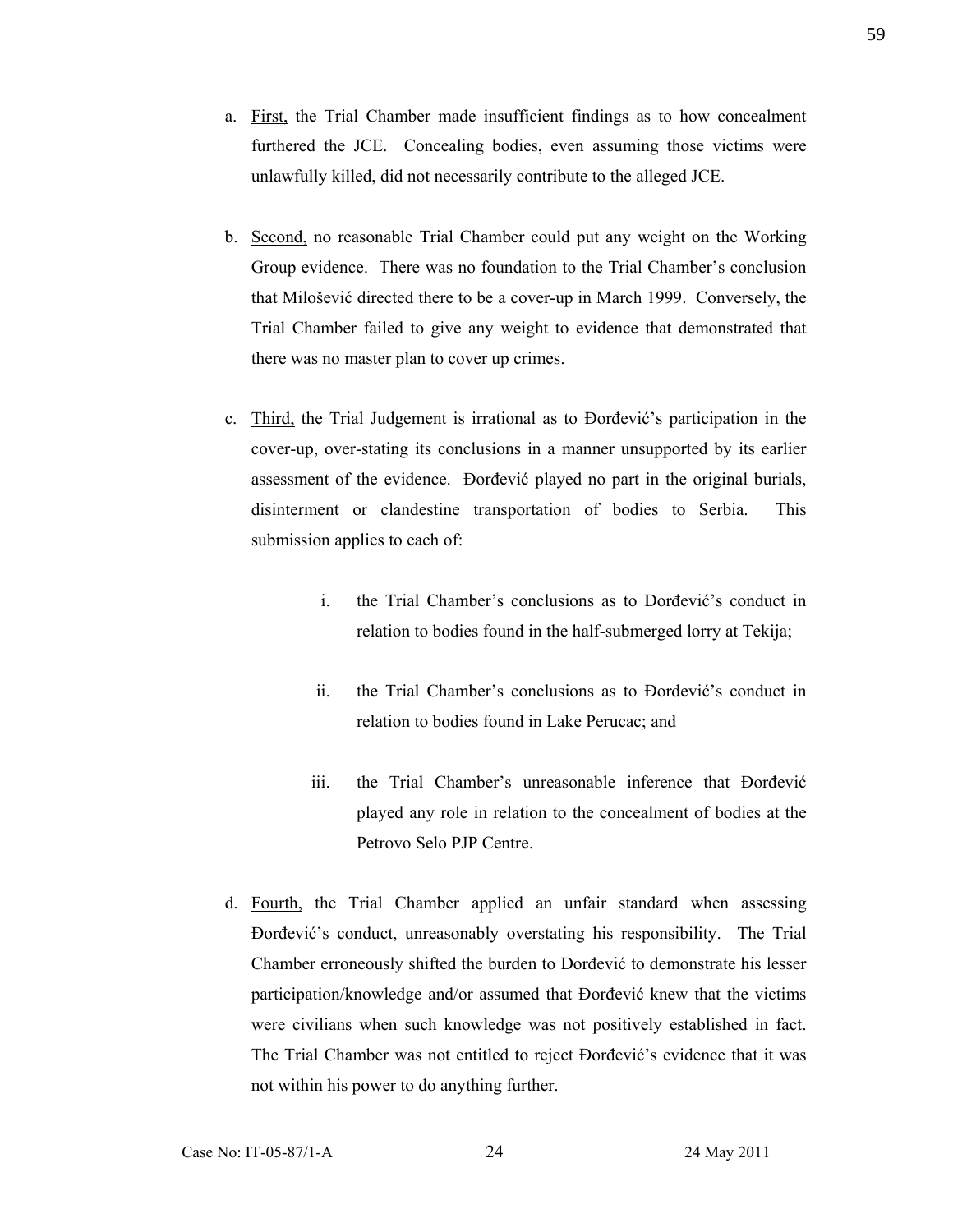a. <u>First,</u> the Trial Chamber made insufficient findings as to how concealment furthered the JCE. Concealing bodies, even assuming those victims were unlawfully killed, did not necessarily contribute to the alleged JCE.

b. <u>Second,</u> no reasonable Trial Chamber could put any weight on the Working Group evidence. There was no foundation to the Trial Chamber's conclusion that Milošević directed there to be a cover-up in March 1999. Conversely, the Trial Chamber failed to give any weight to evidence that demonstrated that there was no master plan to cover up crimes.

c. <u>Third,</u> the Trial Judgement is irrational as to Đorđević's participation in the cover-up, over-stating its conclusions in a manner unsupported by its earlier assessment of the evidence. Đorđević played no part in the original burials, disinterment or clandestine transportation of bodies to Serbia. This submission applies to each of:

    i. the Trial Chamber's conclusions as to Đorđević's conduct in relation to bodies found in the half-submerged lorry at Tekija;

    ii. the Trial Chamber's conclusions as to Đorđević's conduct in relation to bodies found in Lake Perucac; and

    iii. the Trial Chamber's unreasonable inference that Đorđević played any role in relation to the concealment of bodies at the Petrovo Selo PJP Centre.

d. <u>Fourth,</u> the Trial Chamber applied an unfair standard when assessing Đorđević's conduct, unreasonably overstating his responsibility. The Trial Chamber erroneously shifted the burden to Đorđević to demonstrate his lesser participation/knowledge and/or assumed that Đorđević knew that the victims were civilians when such knowledge was not positively established in fact. The Trial Chamber was not entitled to reject Đorđević's evidence that it was not within his power to do anything further.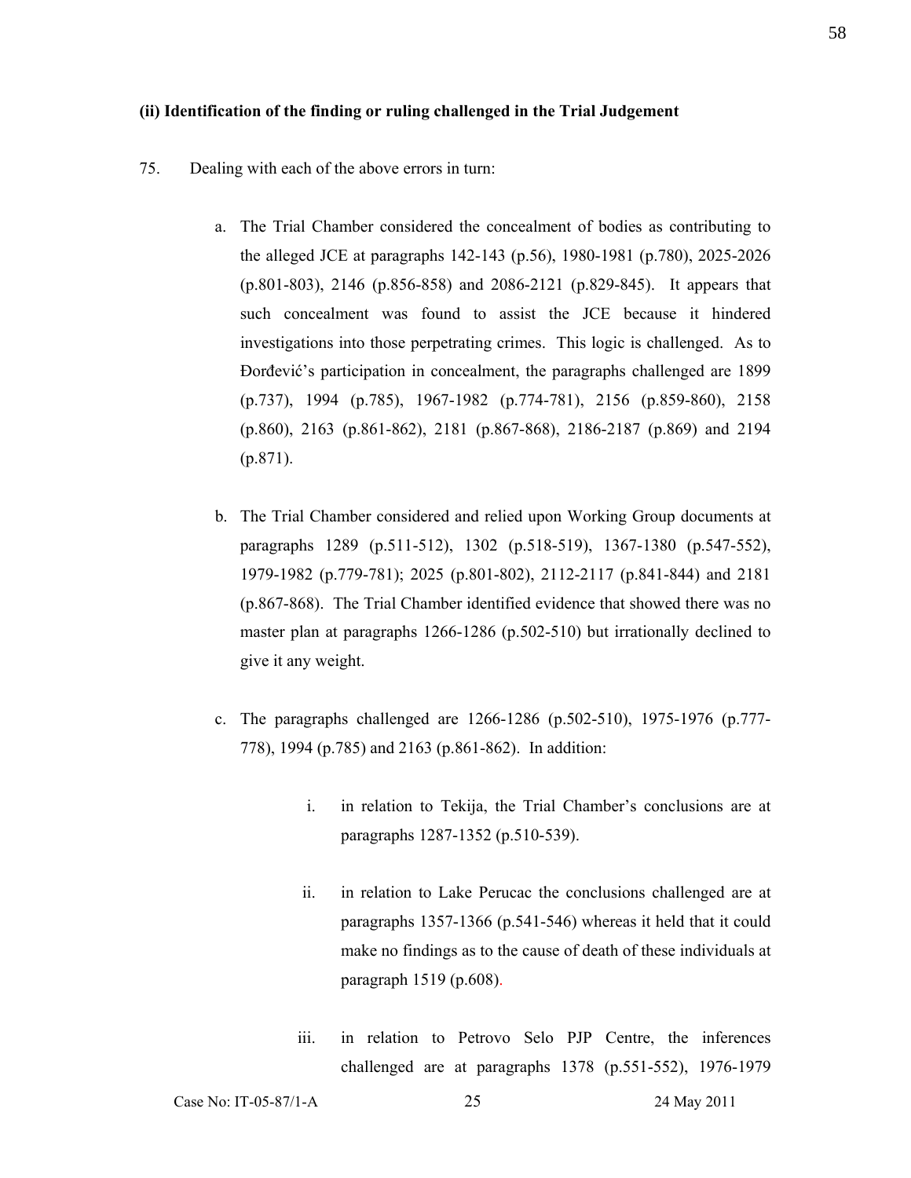**(ii) Identification of the finding or ruling challenged in the Trial Judgement**

75. Dealing with each of the above errors in turn:

   a. The Trial Chamber considered the concealment of bodies as contributing to the alleged JCE at paragraphs 142-143 (p.56), 1980-1981 (p.780), 2025-2026 (p.801-803), 2146 (p.856-858) and 2086-2121 (p.829-845). It appears that such concealment was found to assist the JCE because it hindered investigations into those perpetrating crimes. This logic is challenged. As to Đorđević's participation in concealment, the paragraphs challenged are 1899 (p.737), 1994 (p.785), 1967-1982 (p.774-781), 2156 (p.859-860), 2158 (p.860), 2163 (p.861-862), 2181 (p.867-868), 2186-2187 (p.869) and 2194 (p.871).

   b. The Trial Chamber considered and relied upon Working Group documents at paragraphs 1289 (p.511-512), 1302 (p.518-519), 1367-1380 (p.547-552), 1979-1982 (p.779-781); 2025 (p.801-802), 2112-2117 (p.841-844) and 2181 (p.867-868). The Trial Chamber identified evidence that showed there was no master plan at paragraphs 1266-1286 (p.502-510) but irrationally declined to give it any weight.

   c. The paragraphs challenged are 1266-1286 (p.502-510), 1975-1976 (p.777-778), 1994 (p.785) and 2163 (p.861-862). In addition:

      i. in relation to Tekija, the Trial Chamber's conclusions are at paragraphs 1287-1352 (p.510-539).

      ii. in relation to Lake Perucac the conclusions challenged are at paragraphs 1357-1366 (p.541-546) whereas it held that it could make no findings as to the cause of death of these individuals at paragraph 1519 (p.608).

      iii. in relation to Petrovo Selo PJP Centre, the inferences challenged are at paragraphs 1378 (p.551-552), 1976-1979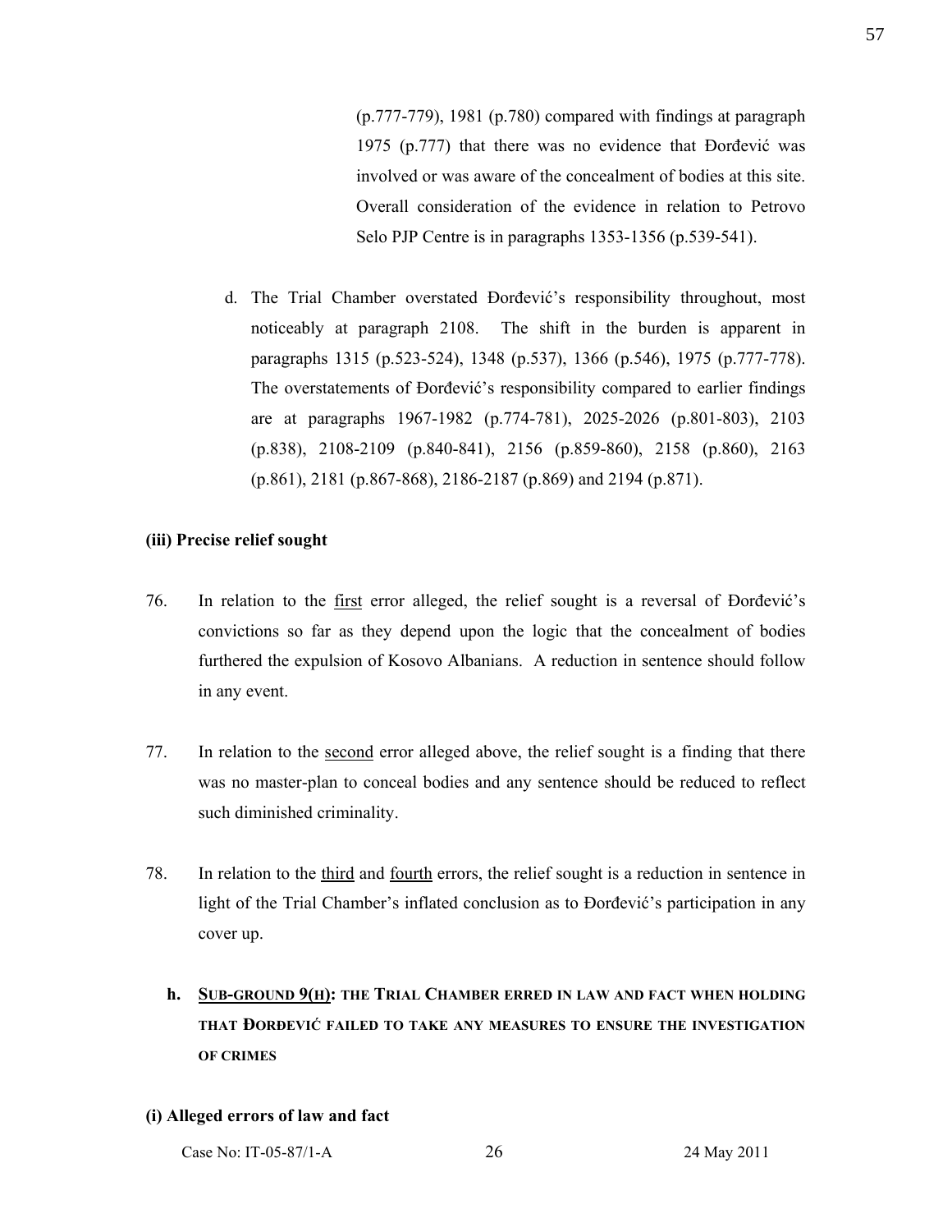(p.777-779), 1981 (p.780) compared with findings at paragraph 1975 (p.777) that there was no evidence that Đorđević was involved or was aware of the concealment of bodies at this site. Overall consideration of the evidence in relation to Petrovo Selo PJP Centre is in paragraphs 1353-1356 (p.539-541).

d. The Trial Chamber overstated Đorđević's responsibility throughout, most noticeably at paragraph 2108. The shift in the burden is apparent in paragraphs 1315 (p.523-524), 1348 (p.537), 1366 (p.546), 1975 (p.777-778). The overstatements of Đorđević's responsibility compared to earlier findings are at paragraphs 1967-1982 (p.774-781), 2025-2026 (p.801-803), 2103 (p.838), 2108-2109 (p.840-841), 2156 (p.859-860), 2158 (p.860), 2163 (p.861), 2181 (p.867-868), 2186-2187 (p.869) and 2194 (p.871).

**(iii) Precise relief sought**

76. In relation to the first error alleged, the relief sought is a reversal of Đorđević's convictions so far as they depend upon the logic that the concealment of bodies furthered the expulsion of Kosovo Albanians. A reduction in sentence should follow in any event.

77. In relation to the second error alleged above, the relief sought is a finding that there was no master-plan to conceal bodies and any sentence should be reduced to reflect such diminished criminality.

78. In relation to the third and fourth errors, the relief sought is a reduction in sentence in light of the Trial Chamber's inflated conclusion as to Đorđević's participation in any cover up.

### h. SUB-GROUND 9(H): THE TRIAL CHAMBER ERRED IN LAW AND FACT WHEN HOLDING THAT ĐORĐEVIĆ FAILED TO TAKE ANY MEASURES TO ENSURE THE INVESTIGATION OF CRIMES

**(i) Alleged errors of law and fact**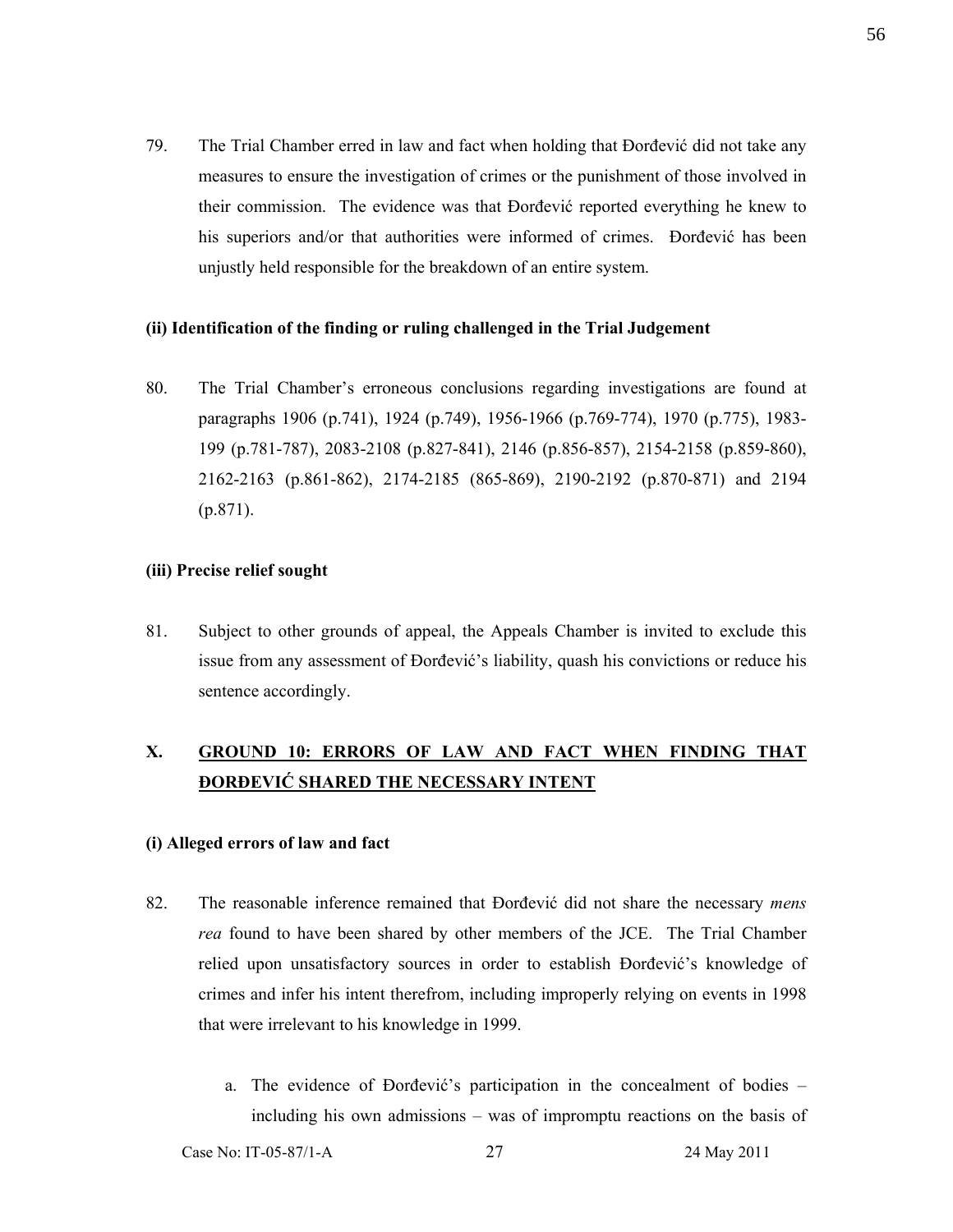79. The Trial Chamber erred in law and fact when holding that Đorđević did not take any measures to ensure the investigation of crimes or the punishment of those involved in their commission. The evidence was that Đorđević reported everything he knew to his superiors and/or that authorities were informed of crimes. Đorđević has been unjustly held responsible for the breakdown of an entire system.

**(ii) Identification of the finding or ruling challenged in the Trial Judgement**

80. The Trial Chamber's erroneous conclusions regarding investigations are found at paragraphs 1906 (p.741), 1924 (p.749), 1956-1966 (p.769-774), 1970 (p.775), 1983-199 (p.781-787), 2083-2108 (p.827-841), 2146 (p.856-857), 2154-2158 (p.859-860), 2162-2163 (p.861-862), 2174-2185 (865-869), 2190-2192 (p.870-871) and 2194 (p.871).

**(iii) Precise relief sought**

81. Subject to other grounds of appeal, the Appeals Chamber is invited to exclude this issue from any assessment of Đorđević's liability, quash his convictions or reduce his sentence accordingly.

## X. <u>GROUND 10: ERRORS OF LAW AND FACT WHEN FINDING THAT ĐORĐEVIĆ SHARED THE NECESSARY INTENT</u>

**(i) Alleged errors of law and fact**

82. The reasonable inference remained that Đorđević did not share the necessary *mens rea* found to have been shared by other members of the JCE. The Trial Chamber relied upon unsatisfactory sources in order to establish Đorđević's knowledge of crimes and infer his intent therefrom, including improperly relying on events in 1998 that were irrelevant to his knowledge in 1999.

   a. The evidence of Đorđević's participation in the concealment of bodies – including his own admissions – was of impromptu reactions on the basis of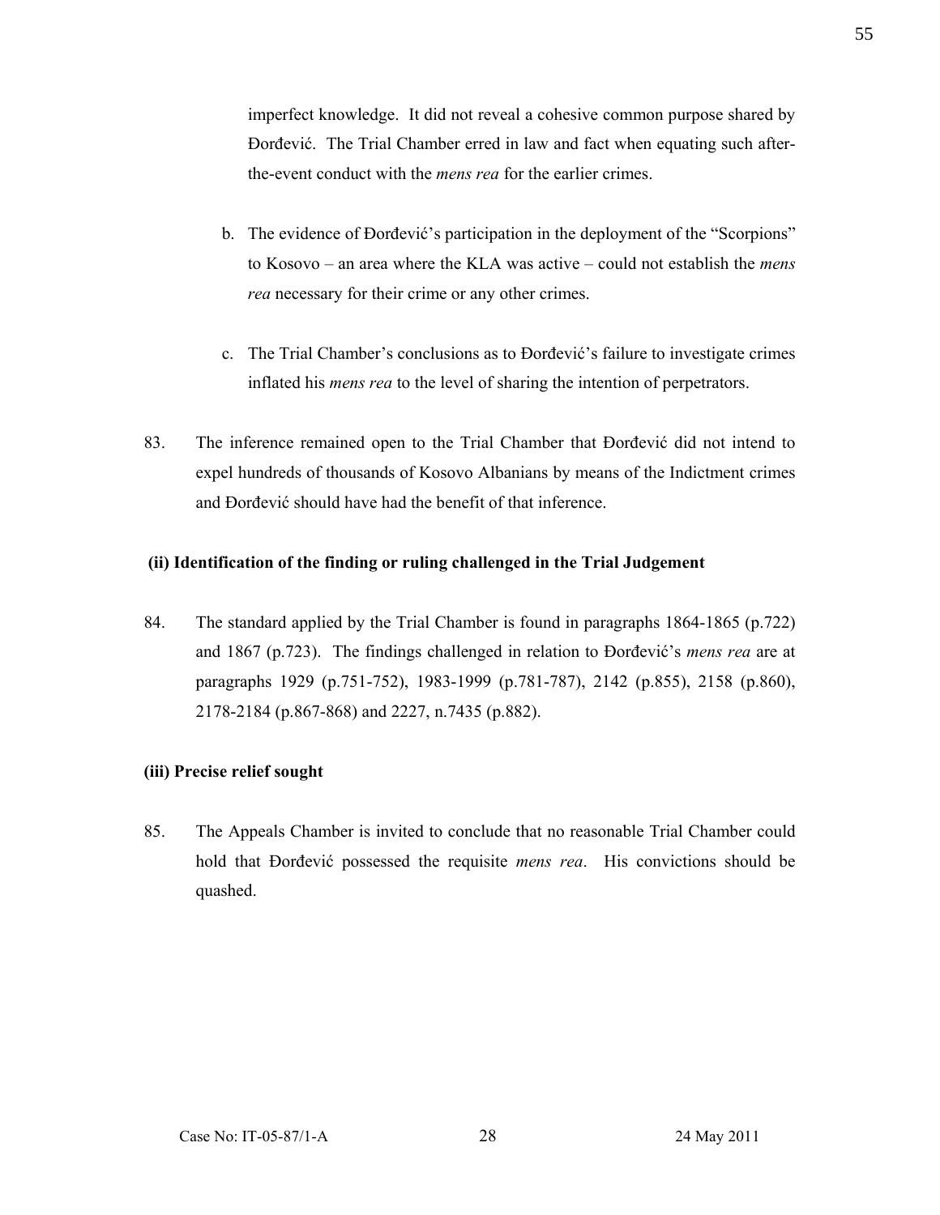imperfect knowledge. It did not reveal a cohesive common purpose shared by Đorđević. The Trial Chamber erred in law and fact when equating such after-the-event conduct with the *mens rea* for the earlier crimes.

b. The evidence of Đorđević's participation in the deployment of the "Scorpions" to Kosovo – an area where the KLA was active – could not establish the *mens rea* necessary for their crime or any other crimes.

c. The Trial Chamber's conclusions as to Đorđević's failure to investigate crimes inflated his *mens rea* to the level of sharing the intention of perpetrators.

83. The inference remained open to the Trial Chamber that Đorđević did not intend to expel hundreds of thousands of Kosovo Albanians by means of the Indictment crimes and Đorđević should have had the benefit of that inference.

**(ii) Identification of the finding or ruling challenged in the Trial Judgement**

84. The standard applied by the Trial Chamber is found in paragraphs 1864-1865 (p.722) and 1867 (p.723). The findings challenged in relation to Đorđević's *mens rea* are at paragraphs 1929 (p.751-752), 1983-1999 (p.781-787), 2142 (p.855), 2158 (p.860), 2178-2184 (p.867-868) and 2227, n.7435 (p.882).

**(iii) Precise relief sought**

85. The Appeals Chamber is invited to conclude that no reasonable Trial Chamber could hold that Đorđević possessed the requisite *mens rea*. His convictions should be quashed.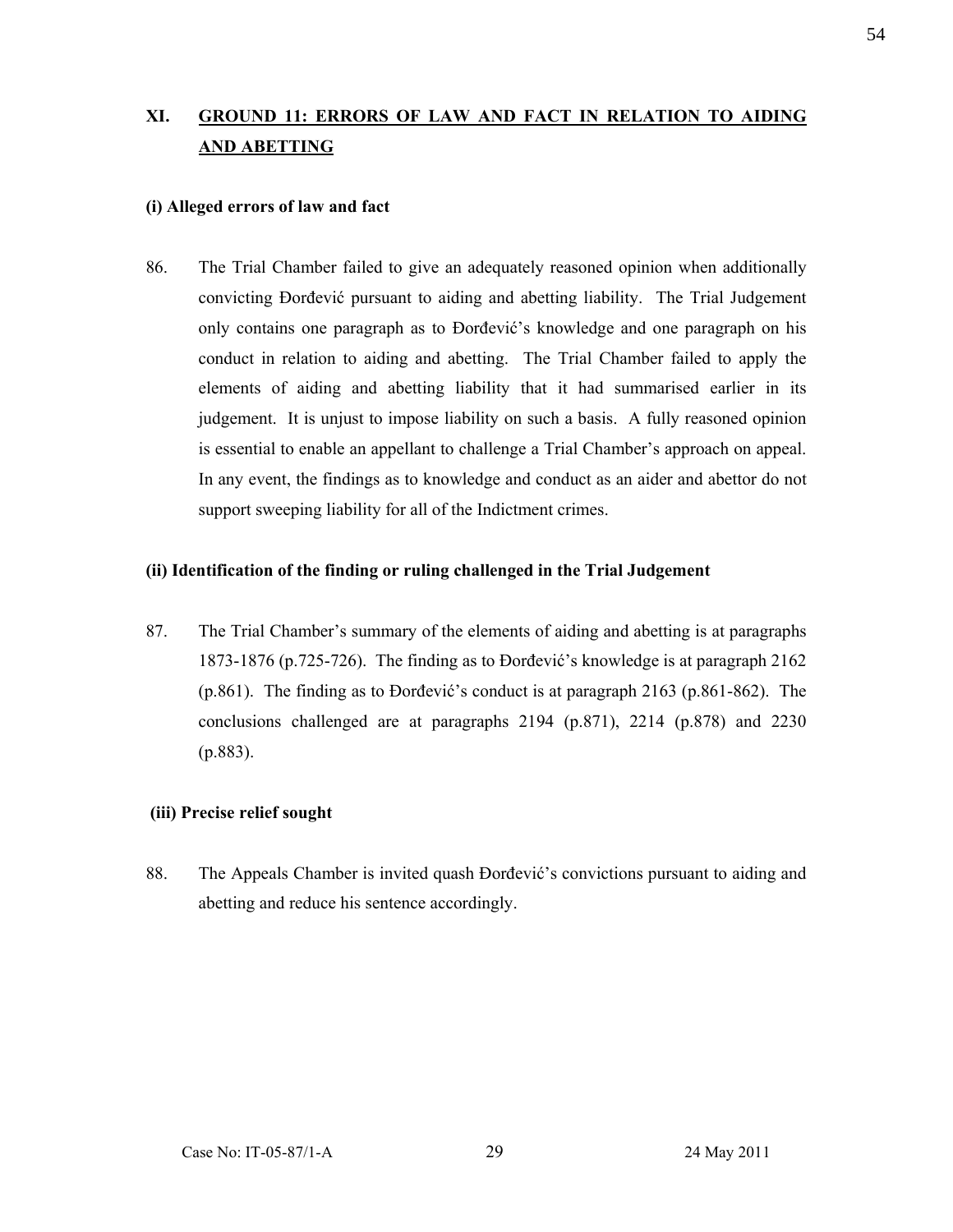## XI. GROUND 11: ERRORS OF LAW AND FACT IN RELATION TO AIDING AND ABETTING

### (i) Alleged errors of law and fact

86. The Trial Chamber failed to give an adequately reasoned opinion when additionally convicting Đorđević pursuant to aiding and abetting liability. The Trial Judgement only contains one paragraph as to Đorđević's knowledge and one paragraph on his conduct in relation to aiding and abetting. The Trial Chamber failed to apply the elements of aiding and abetting liability that it had summarised earlier in its judgement. It is unjust to impose liability on such a basis. A fully reasoned opinion is essential to enable an appellant to challenge a Trial Chamber's approach on appeal. In any event, the findings as to knowledge and conduct as an aider and abettor do not support sweeping liability for all of the Indictment crimes.

### (ii) Identification of the finding or ruling challenged in the Trial Judgement

87. The Trial Chamber's summary of the elements of aiding and abetting is at paragraphs 1873-1876 (p.725-726). The finding as to Đorđević's knowledge is at paragraph 2162 (p.861). The finding as to Đorđević's conduct is at paragraph 2163 (p.861-862). The conclusions challenged are at paragraphs 2194 (p.871), 2214 (p.878) and 2230 (p.883).

### (iii) Precise relief sought

88. The Appeals Chamber is invited quash Đorđević's convictions pursuant to aiding and abetting and reduce his sentence accordingly.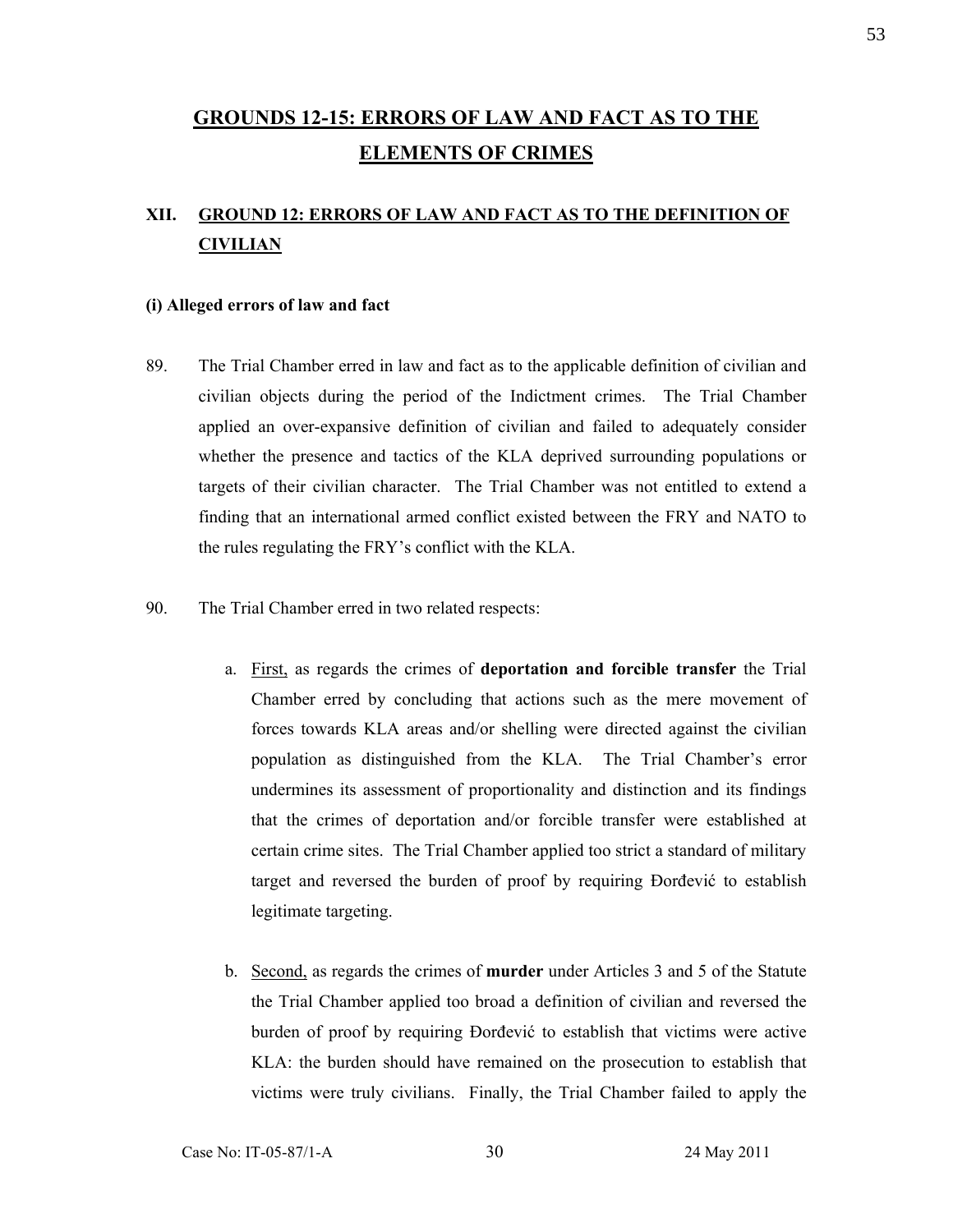# GROUNDS 12-15: ERRORS OF LAW AND FACT AS TO THE ELEMENTS OF CRIMES

## XII. GROUND 12: ERRORS OF LAW AND FACT AS TO THE DEFINITION OF CIVILIAN

### (i) Alleged errors of law and fact

89. The Trial Chamber erred in law and fact as to the applicable definition of civilian and civilian objects during the period of the Indictment crimes. The Trial Chamber applied an over-expansive definition of civilian and failed to adequately consider whether the presence and tactics of the KLA deprived surrounding populations or targets of their civilian character. The Trial Chamber was not entitled to extend a finding that an international armed conflict existed between the FRY and NATO to the rules regulating the FRY's conflict with the KLA.

90. The Trial Chamber erred in two related respects:

   a. First, as regards the crimes of **deportation and forcible transfer** the Trial Chamber erred by concluding that actions such as the mere movement of forces towards KLA areas and/or shelling were directed against the civilian population as distinguished from the KLA. The Trial Chamber's error undermines its assessment of proportionality and distinction and its findings that the crimes of deportation and/or forcible transfer were established at certain crime sites. The Trial Chamber applied too strict a standard of military target and reversed the burden of proof by requiring Đorđević to establish legitimate targeting.

   b. Second, as regards the crimes of **murder** under Articles 3 and 5 of the Statute the Trial Chamber applied too broad a definition of civilian and reversed the burden of proof by requiring Đorđević to establish that victims were active KLA: the burden should have remained on the prosecution to establish that victims were truly civilians. Finally, the Trial Chamber failed to apply the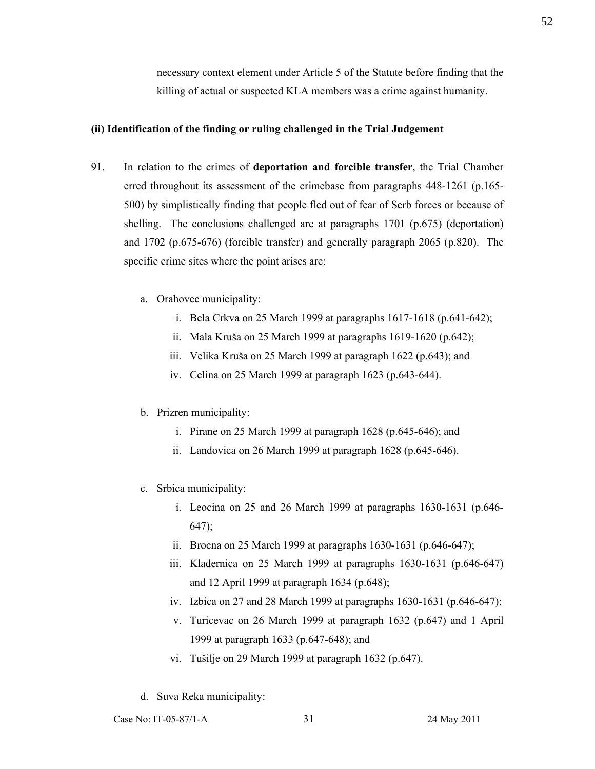necessary context element under Article 5 of the Statute before finding that the killing of actual or suspected KLA members was a crime against humanity.

**(ii) Identification of the finding or ruling challenged in the Trial Judgement**

91. In relation to the crimes of **deportation and forcible transfer**, the Trial Chamber erred throughout its assessment of the crimebase from paragraphs 448-1261 (p.165-500) by simplistically finding that people fled out of fear of Serb forces or because of shelling. The conclusions challenged are at paragraphs 1701 (p.675) (deportation) and 1702 (p.675-676) (forcible transfer) and generally paragraph 2065 (p.820). The specific crime sites where the point arises are:

   a. Orahovec municipality:
      i. Bela Crkva on 25 March 1999 at paragraphs 1617-1618 (p.641-642);
      ii. Mala Kruša on 25 March 1999 at paragraphs 1619-1620 (p.642);
      iii. Velika Kruša on 25 March 1999 at paragraph 1622 (p.643); and
      iv. Celina on 25 March 1999 at paragraph 1623 (p.643-644).

   b. Prizren municipality:
      i. Pirane on 25 March 1999 at paragraph 1628 (p.645-646); and
      ii. Landovica on 26 March 1999 at paragraph 1628 (p.645-646).

   c. Srbica municipality:
      i. Leocina on 25 and 26 March 1999 at paragraphs 1630-1631 (p.646-647);
      ii. Brocna on 25 March 1999 at paragraphs 1630-1631 (p.646-647);
      iii. Kladernica on 25 March 1999 at paragraphs 1630-1631 (p.646-647) and 12 April 1999 at paragraph 1634 (p.648);
      iv. Izbica on 27 and 28 March 1999 at paragraphs 1630-1631 (p.646-647);
      v. Turicevac on 26 March 1999 at paragraph 1632 (p.647) and 1 April 1999 at paragraph 1633 (p.647-648); and
      vi. Tušilje on 29 March 1999 at paragraph 1632 (p.647).

   d. Suva Reka municipality: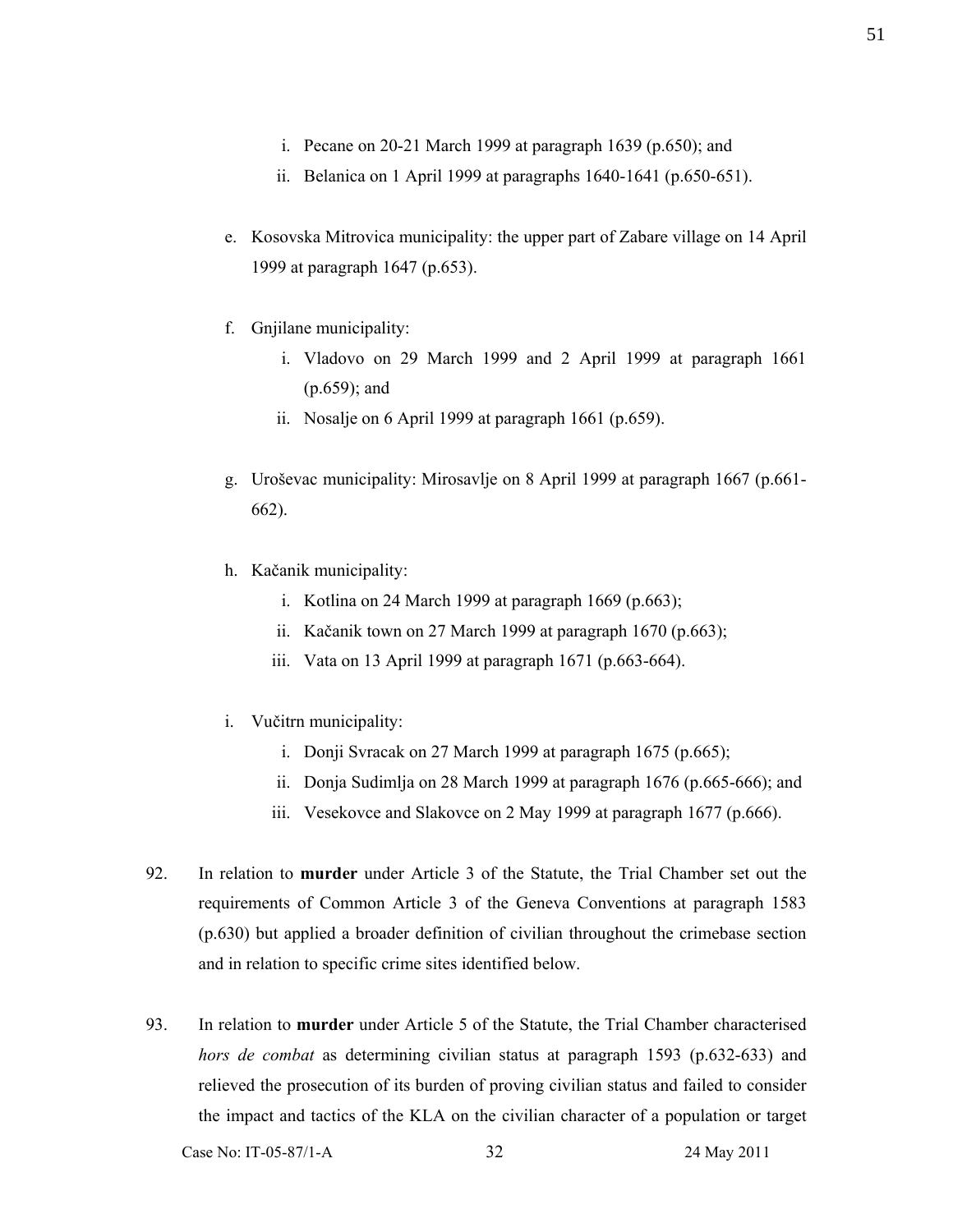i. Pecane on 20-21 March 1999 at paragraph 1639 (p.650); and
   ii. Belanica on 1 April 1999 at paragraphs 1640-1641 (p.650-651).

e. Kosovska Mitrovica municipality: the upper part of Zabare village on 14 April 1999 at paragraph 1647 (p.653).

f. Gnjilane municipality:
   i. Vladovo on 29 March 1999 and 2 April 1999 at paragraph 1661 (p.659); and
   ii. Nosalje on 6 April 1999 at paragraph 1661 (p.659).

g. Uroševac municipality: Mirosavlje on 8 April 1999 at paragraph 1667 (p.661-662).

h. Kačanik municipality:
   i. Kotlina on 24 March 1999 at paragraph 1669 (p.663);
   ii. Kačanik town on 27 March 1999 at paragraph 1670 (p.663);
   iii. Vata on 13 April 1999 at paragraph 1671 (p.663-664).

i. Vučitrn municipality:
   i. Donji Svracak on 27 March 1999 at paragraph 1675 (p.665);
   ii. Donja Sudimlja on 28 March 1999 at paragraph 1676 (p.665-666); and
   iii. Vesekovce and Slakovce on 2 May 1999 at paragraph 1677 (p.666).

92. In relation to **murder** under Article 3 of the Statute, the Trial Chamber set out the requirements of Common Article 3 of the Geneva Conventions at paragraph 1583 (p.630) but applied a broader definition of civilian throughout the crimebase section and in relation to specific crime sites identified below.

93. In relation to **murder** under Article 5 of the Statute, the Trial Chamber characterised *hors de combat* as determining civilian status at paragraph 1593 (p.632-633) and relieved the prosecution of its burden of proving civilian status and failed to consider the impact and tactics of the KLA on the civilian character of a population or target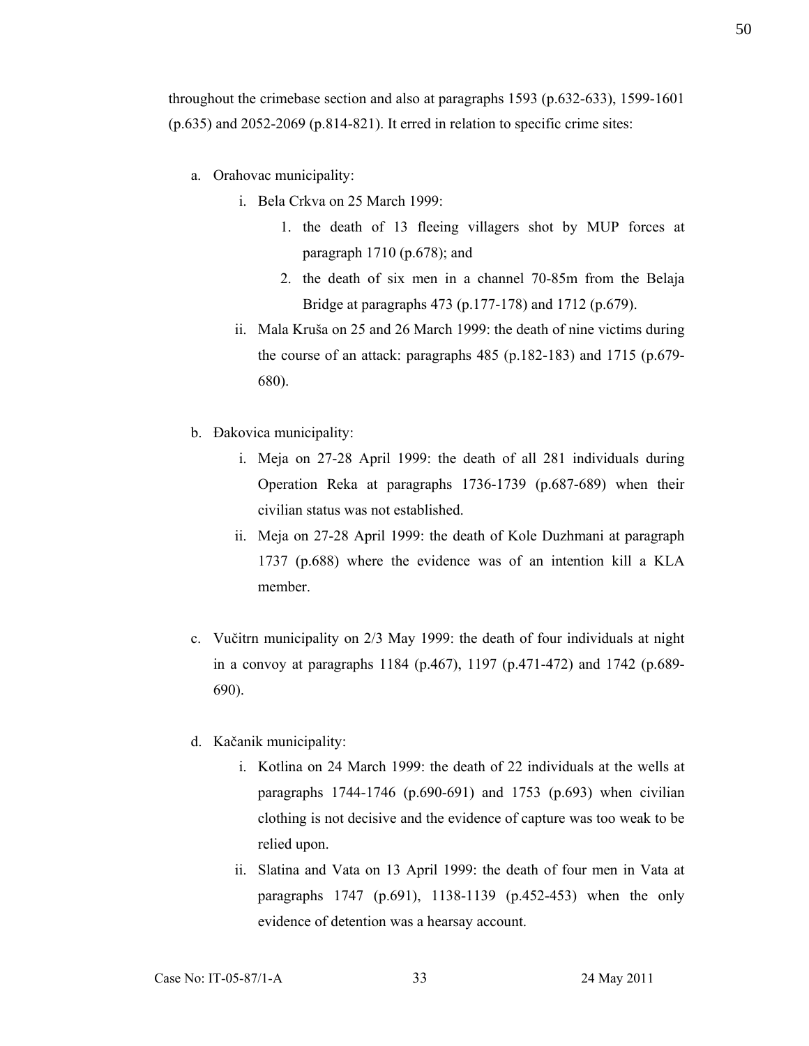throughout the crimebase section and also at paragraphs 1593 (p.632-633), 1599-1601 (p.635) and 2052-2069 (p.814-821). It erred in relation to specific crime sites:

a. Orahovac municipality:
    i. Bela Crkva on 25 March 1999:
        1. the death of 13 fleeing villagers shot by MUP forces at paragraph 1710 (p.678); and
        2. the death of six men in a channel 70-85m from the Belaja Bridge at paragraphs 473 (p.177-178) and 1712 (p.679).
    ii. Mala Kruša on 25 and 26 March 1999: the death of nine victims during the course of an attack: paragraphs 485 (p.182-183) and 1715 (p.679-680).

b. Đakovica municipality:
    i. Meja on 27-28 April 1999: the death of all 281 individuals during Operation Reka at paragraphs 1736-1739 (p.687-689) when their civilian status was not established.
    ii. Meja on 27-28 April 1999: the death of Kole Duzhmani at paragraph 1737 (p.688) where the evidence was of an intention kill a KLA member.

c. Vučitrn municipality on 2/3 May 1999: the death of four individuals at night in a convoy at paragraphs 1184 (p.467), 1197 (p.471-472) and 1742 (p.689-690).

d. Kačanik municipality:
    i. Kotlina on 24 March 1999: the death of 22 individuals at the wells at paragraphs 1744-1746 (p.690-691) and 1753 (p.693) when civilian clothing is not decisive and the evidence of capture was too weak to be relied upon.
    ii. Slatina and Vata on 13 April 1999: the death of four men in Vata at paragraphs 1747 (p.691), 1138-1139 (p.452-453) when the only evidence of detention was a hearsay account.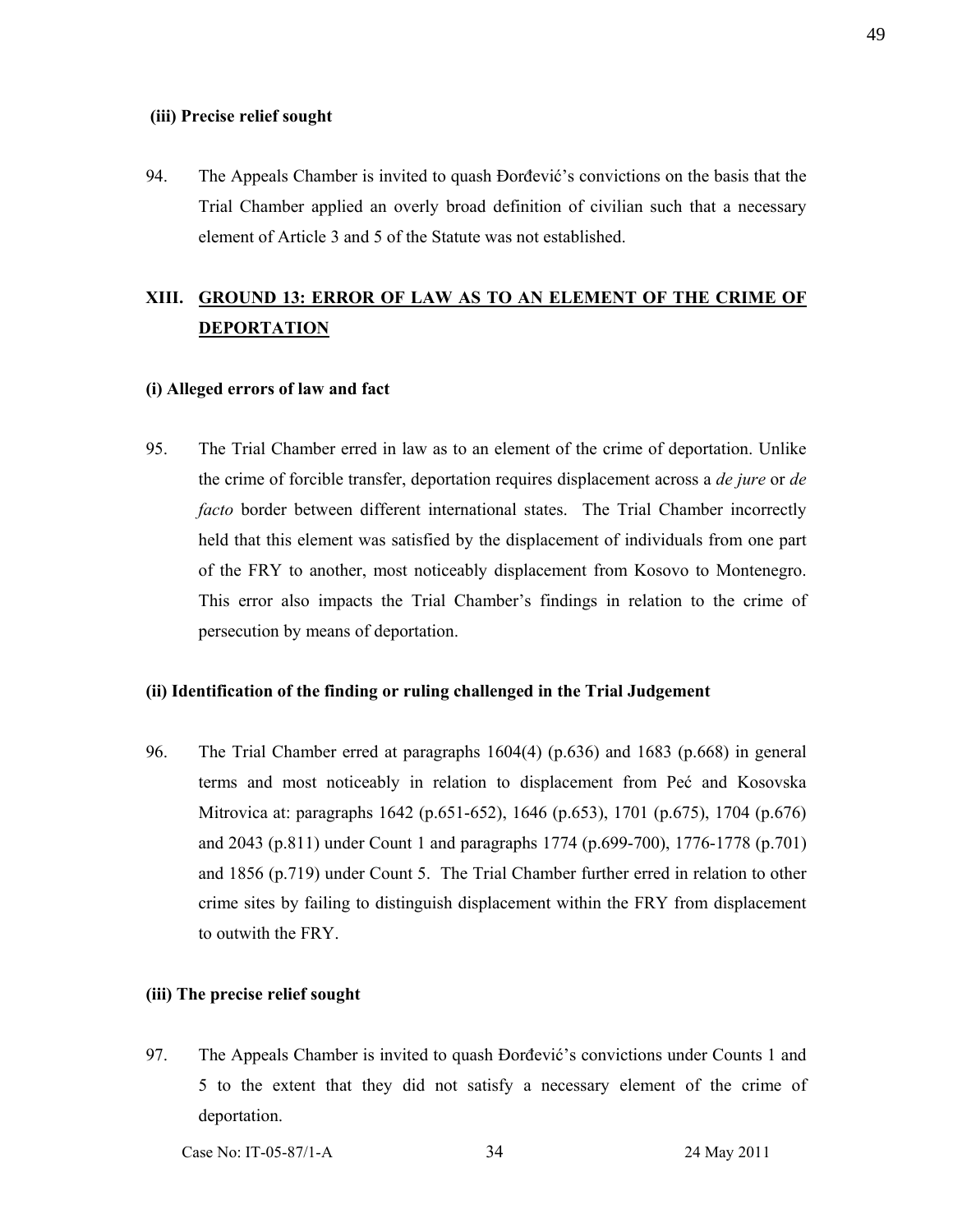### (iii) Precise relief sought

94. The Appeals Chamber is invited to quash Đorđević's convictions on the basis that the Trial Chamber applied an overly broad definition of civilian such that a necessary element of Article 3 and 5 of the Statute was not established.

## XIII. GROUND 13: ERROR OF LAW AS TO AN ELEMENT OF THE CRIME OF DEPORTATION

### (i) Alleged errors of law and fact

95. The Trial Chamber erred in law as to an element of the crime of deportation. Unlike the crime of forcible transfer, deportation requires displacement across a *de jure* or *de facto* border between different international states. The Trial Chamber incorrectly held that this element was satisfied by the displacement of individuals from one part of the FRY to another, most noticeably displacement from Kosovo to Montenegro. This error also impacts the Trial Chamber's findings in relation to the crime of persecution by means of deportation.

### (ii) Identification of the finding or ruling challenged in the Trial Judgement

96. The Trial Chamber erred at paragraphs 1604(4) (p.636) and 1683 (p.668) in general terms and most noticeably in relation to displacement from Peć and Kosovska Mitrovica at: paragraphs 1642 (p.651-652), 1646 (p.653), 1701 (p.675), 1704 (p.676) and 2043 (p.811) under Count 1 and paragraphs 1774 (p.699-700), 1776-1778 (p.701) and 1856 (p.719) under Count 5. The Trial Chamber further erred in relation to other crime sites by failing to distinguish displacement within the FRY from displacement to outwith the FRY.

### (iii) The precise relief sought

97. The Appeals Chamber is invited to quash Đorđević's convictions under Counts 1 and 5 to the extent that they did not satisfy a necessary element of the crime of deportation.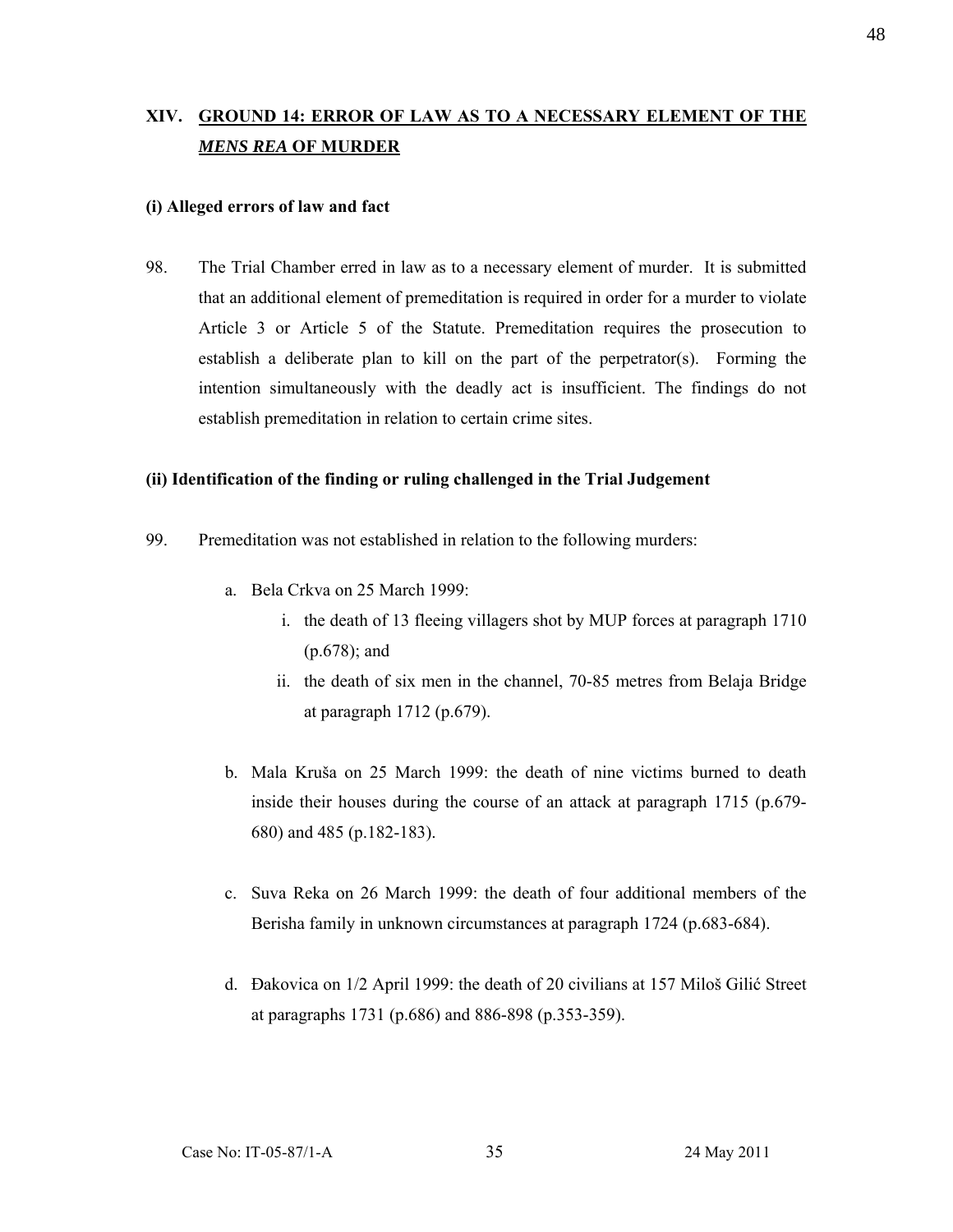## XIV. GROUND 14: ERROR OF LAW AS TO A NECESSARY ELEMENT OF THE *MENS REA* OF MURDER

### (i) Alleged errors of law and fact

98. The Trial Chamber erred in law as to a necessary element of murder. It is submitted that an additional element of premeditation is required in order for a murder to violate Article 3 or Article 5 of the Statute. Premeditation requires the prosecution to establish a deliberate plan to kill on the part of the perpetrator(s). Forming the intention simultaneously with the deadly act is insufficient. The findings do not establish premeditation in relation to certain crime sites.

### (ii) Identification of the finding or ruling challenged in the Trial Judgement

99. Premeditation was not established in relation to the following murders:

   a. Bela Crkva on 25 March 1999:
      i. the death of 13 fleeing villagers shot by MUP forces at paragraph 1710 (p.678); and
      ii. the death of six men in the channel, 70-85 metres from Belaja Bridge at paragraph 1712 (p.679).

   b. Mala Kruša on 25 March 1999: the death of nine victims burned to death inside their houses during the course of an attack at paragraph 1715 (p.679-680) and 485 (p.182-183).

   c. Suva Reka on 26 March 1999: the death of four additional members of the Berisha family in unknown circumstances at paragraph 1724 (p.683-684).

   d. Đakovica on 1/2 April 1999: the death of 20 civilians at 157 Miloš Gilić Street at paragraphs 1731 (p.686) and 886-898 (p.353-359).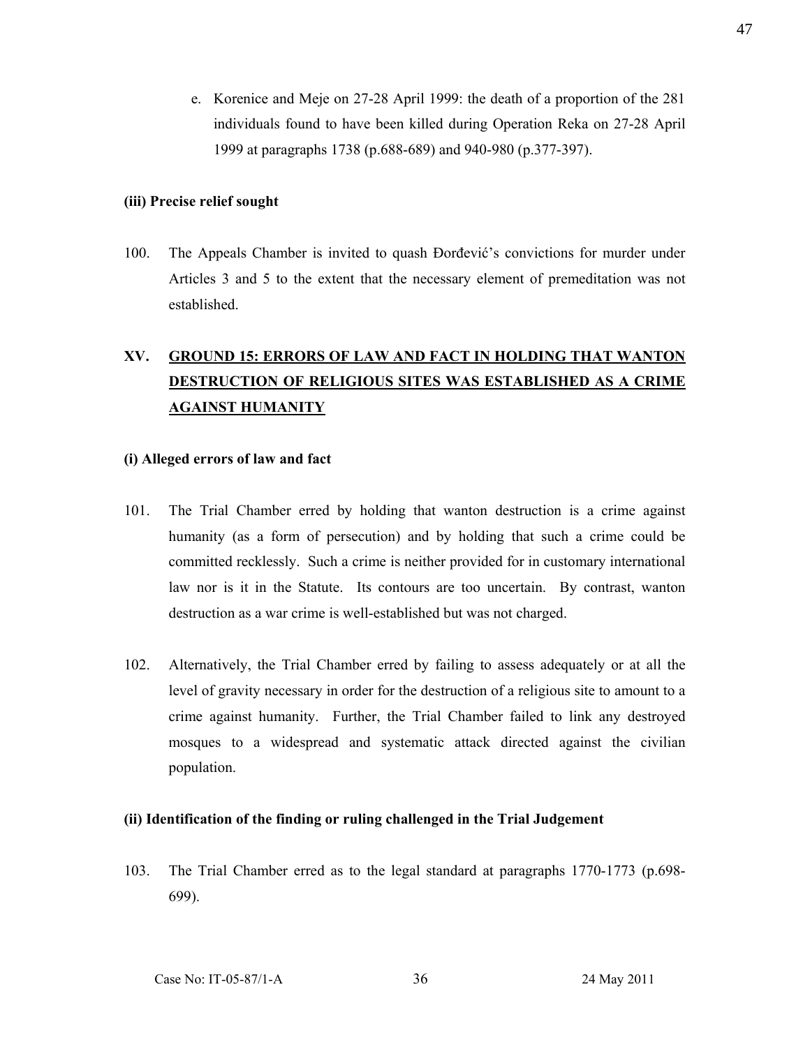e. Korenice and Meje on 27-28 April 1999: the death of a proportion of the 281 individuals found to have been killed during Operation Reka on 27-28 April 1999 at paragraphs 1738 (p.688-689) and 940-980 (p.377-397).

**(iii) Precise relief sought**

100. The Appeals Chamber is invited to quash Đorđević's convictions for murder under Articles 3 and 5 to the extent that the necessary element of premeditation was not established.

## XV. <u>GROUND 15: ERRORS OF LAW AND FACT IN HOLDING THAT WANTON DESTRUCTION OF RELIGIOUS SITES WAS ESTABLISHED AS A CRIME AGAINST HUMANITY</u>

**(i) Alleged errors of law and fact**

101. The Trial Chamber erred by holding that wanton destruction is a crime against humanity (as a form of persecution) and by holding that such a crime could be committed recklessly. Such a crime is neither provided for in customary international law nor is it in the Statute. Its contours are too uncertain. By contrast, wanton destruction as a war crime is well-established but was not charged.

102. Alternatively, the Trial Chamber erred by failing to assess adequately or at all the level of gravity necessary in order for the destruction of a religious site to amount to a crime against humanity. Further, the Trial Chamber failed to link any destroyed mosques to a widespread and systematic attack directed against the civilian population.

**(ii) Identification of the finding or ruling challenged in the Trial Judgement**

103. The Trial Chamber erred as to the legal standard at paragraphs 1770-1773 (p.698-699).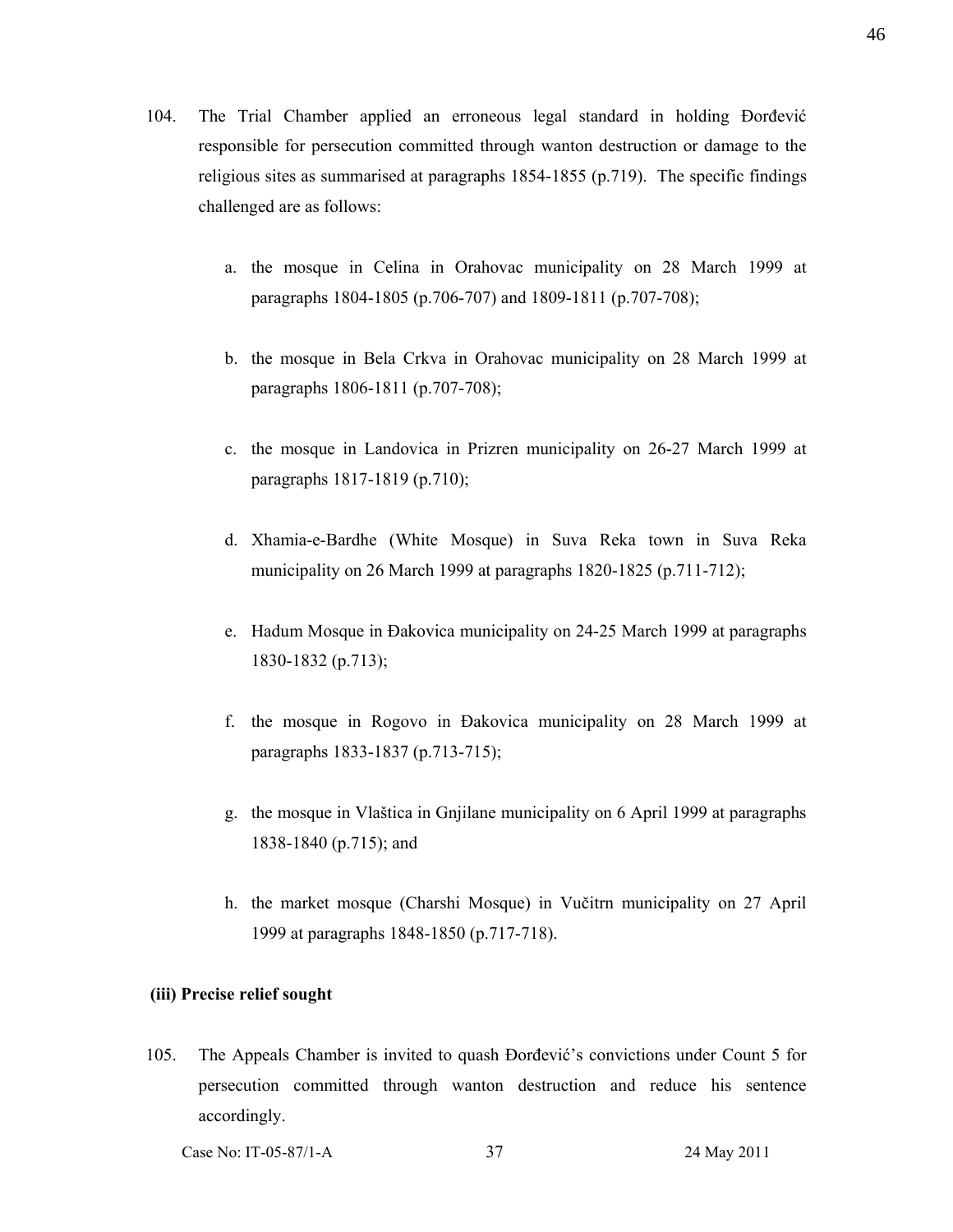104. The Trial Chamber applied an erroneous legal standard in holding Đorđević responsible for persecution committed through wanton destruction or damage to the religious sites as summarised at paragraphs 1854-1855 (p.719). The specific findings challenged are as follows:

   a. the mosque in Celina in Orahovac municipality on 28 March 1999 at paragraphs 1804-1805 (p.706-707) and 1809-1811 (p.707-708);

   b. the mosque in Bela Crkva in Orahovac municipality on 28 March 1999 at paragraphs 1806-1811 (p.707-708);

   c. the mosque in Landovica in Prizren municipality on 26-27 March 1999 at paragraphs 1817-1819 (p.710);

   d. Xhamia-e-Bardhe (White Mosque) in Suva Reka town in Suva Reka municipality on 26 March 1999 at paragraphs 1820-1825 (p.711-712);

   e. Hadum Mosque in Đakovica municipality on 24-25 March 1999 at paragraphs 1830-1832 (p.713);

   f. the mosque in Rogovo in Đakovica municipality on 28 March 1999 at paragraphs 1833-1837 (p.713-715);

   g. the mosque in Vlaštica in Gnjilane municipality on 6 April 1999 at paragraphs 1838-1840 (p.715); and

   h. the market mosque (Charshi Mosque) in Vučitrn municipality on 27 April 1999 at paragraphs 1848-1850 (p.717-718).

**(iii) Precise relief sought**

105. The Appeals Chamber is invited to quash Đorđević's convictions under Count 5 for persecution committed through wanton destruction and reduce his sentence accordingly.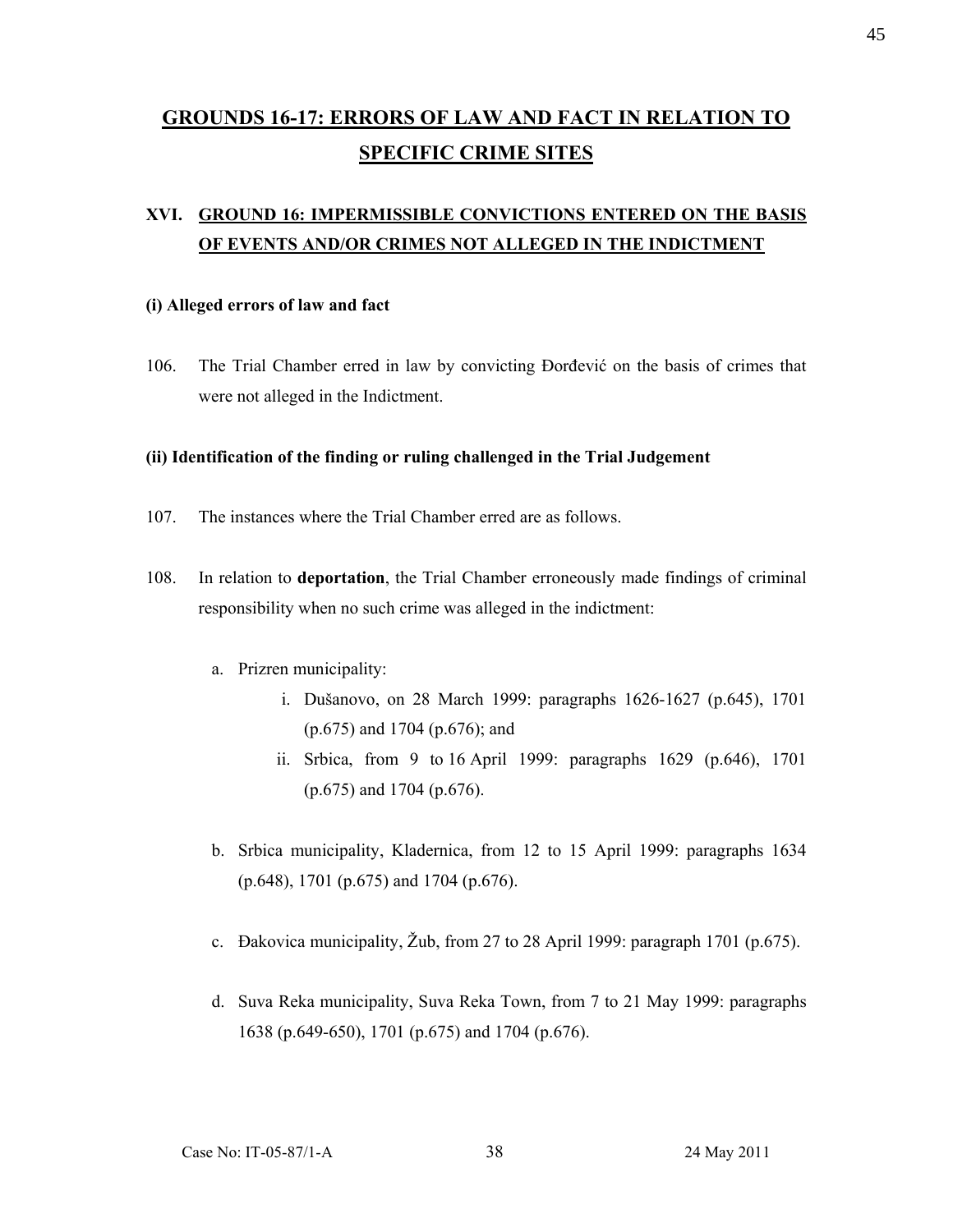# GROUNDS 16-17: ERRORS OF LAW AND FACT IN RELATION TO SPECIFIC CRIME SITES

## XVI. GROUND 16: IMPERMISSIBLE CONVICTIONS ENTERED ON THE BASIS OF EVENTS AND/OR CRIMES NOT ALLEGED IN THE INDICTMENT

### (i) Alleged errors of law and fact

106. The Trial Chamber erred in law by convicting Đorđević on the basis of crimes that were not alleged in the Indictment.

### (ii) Identification of the finding or ruling challenged in the Trial Judgement

107. The instances where the Trial Chamber erred are as follows.

108. In relation to **deportation**, the Trial Chamber erroneously made findings of criminal responsibility when no such crime was alleged in the indictment:

   a. Prizren municipality:
      i. Dušanovo, on 28 March 1999: paragraphs 1626-1627 (p.645), 1701 (p.675) and 1704 (p.676); and
      ii. Srbica, from 9 to 16 April 1999: paragraphs 1629 (p.646), 1701 (p.675) and 1704 (p.676).

   b. Srbica municipality, Kladernica, from 12 to 15 April 1999: paragraphs 1634 (p.648), 1701 (p.675) and 1704 (p.676).

   c. Đakovica municipality, Žub, from 27 to 28 April 1999: paragraph 1701 (p.675).

   d. Suva Reka municipality, Suva Reka Town, from 7 to 21 May 1999: paragraphs 1638 (p.649-650), 1701 (p.675) and 1704 (p.676).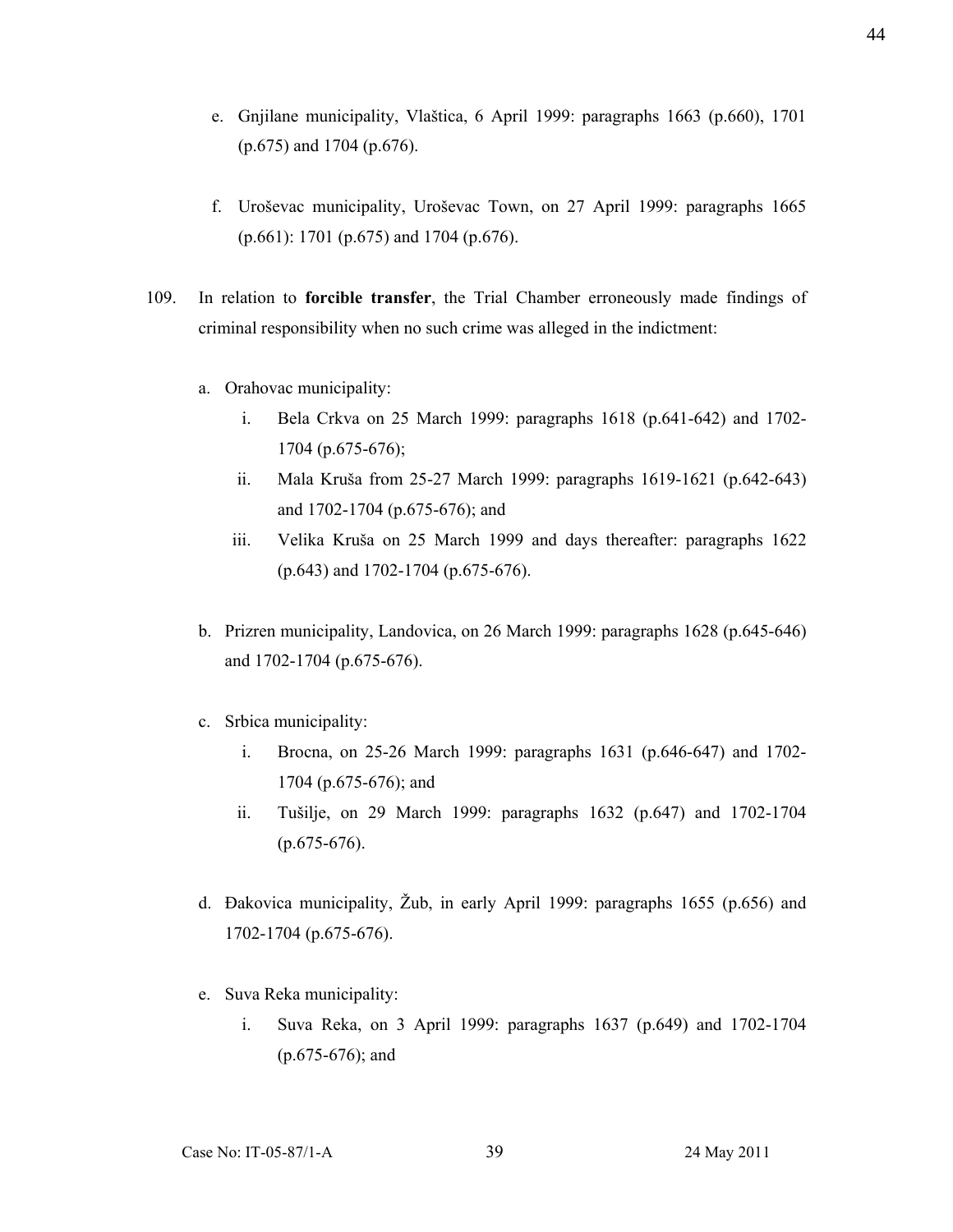e. Gnjilane municipality, Vlaštica, 6 April 1999: paragraphs 1663 (p.660), 1701 (p.675) and 1704 (p.676).

f. Uroševac municipality, Uroševac Town, on 27 April 1999: paragraphs 1665 (p.661): 1701 (p.675) and 1704 (p.676).

109. In relation to **forcible transfer**, the Trial Chamber erroneously made findings of criminal responsibility when no such crime was alleged in the indictment:

a. Orahovac municipality:

   i. Bela Crkva on 25 March 1999: paragraphs 1618 (p.641-642) and 1702-1704 (p.675-676);

   ii. Mala Kruša from 25-27 March 1999: paragraphs 1619-1621 (p.642-643) and 1702-1704 (p.675-676); and

   iii. Velika Kruša on 25 March 1999 and days thereafter: paragraphs 1622 (p.643) and 1702-1704 (p.675-676).

b. Prizren municipality, Landovica, on 26 March 1999: paragraphs 1628 (p.645-646) and 1702-1704 (p.675-676).

c. Srbica municipality:

   i. Brocna, on 25-26 March 1999: paragraphs 1631 (p.646-647) and 1702-1704 (p.675-676); and

   ii. Tušilje, on 29 March 1999: paragraphs 1632 (p.647) and 1702-1704 (p.675-676).

d. Đakovica municipality, Žub, in early April 1999: paragraphs 1655 (p.656) and 1702-1704 (p.675-676).

e. Suva Reka municipality:

   i. Suva Reka, on 3 April 1999: paragraphs 1637 (p.649) and 1702-1704 (p.675-676); and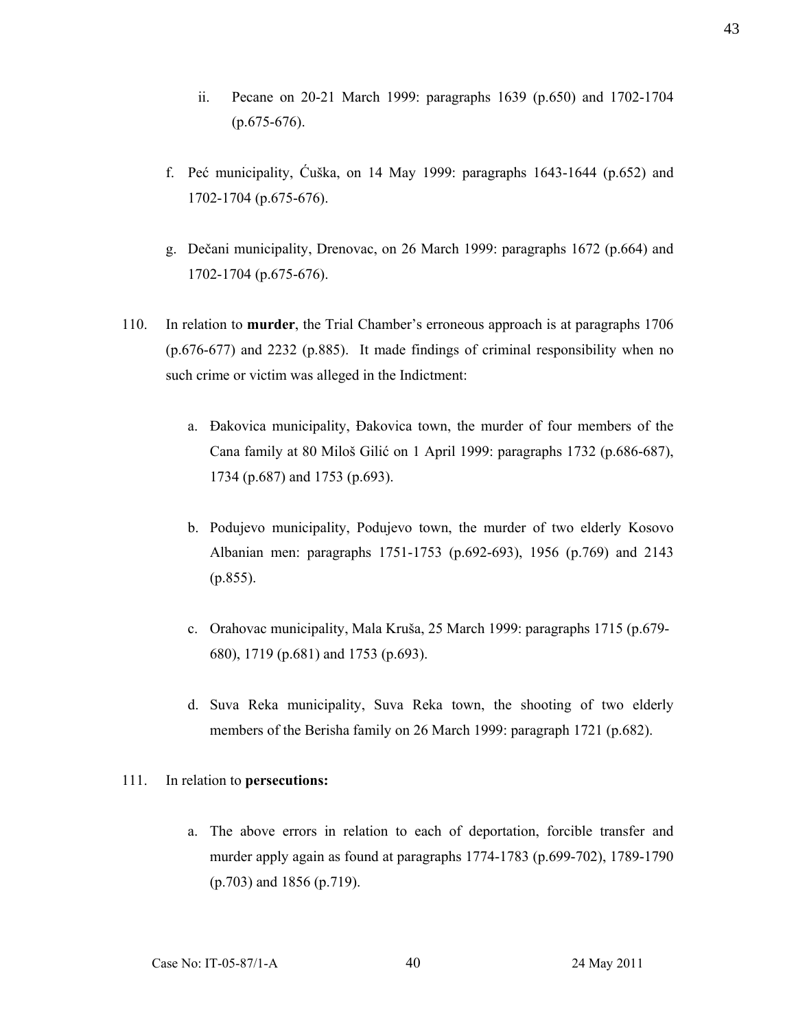ii. Pecane on 20-21 March 1999: paragraphs 1639 (p.650) and 1702-1704 (p.675-676).

f. Peć municipality, Ćuška, on 14 May 1999: paragraphs 1643-1644 (p.652) and 1702-1704 (p.675-676).

g. Dečani municipality, Drenovac, on 26 March 1999: paragraphs 1672 (p.664) and 1702-1704 (p.675-676).

110. In relation to **murder**, the Trial Chamber's erroneous approach is at paragraphs 1706 (p.676-677) and 2232 (p.885). It made findings of criminal responsibility when no such crime or victim was alleged in the Indictment:

a. Đakovica municipality, Đakovica town, the murder of four members of the Cana family at 80 Miloš Gilić on 1 April 1999: paragraphs 1732 (p.686-687), 1734 (p.687) and 1753 (p.693).

b. Podujevo municipality, Podujevo town, the murder of two elderly Kosovo Albanian men: paragraphs 1751-1753 (p.692-693), 1956 (p.769) and 2143 (p.855).

c. Orahovac municipality, Mala Kruša, 25 March 1999: paragraphs 1715 (p.679-680), 1719 (p.681) and 1753 (p.693).

d. Suva Reka municipality, Suva Reka town, the shooting of two elderly members of the Berisha family on 26 March 1999: paragraph 1721 (p.682).

111. In relation to **persecutions:**

a. The above errors in relation to each of deportation, forcible transfer and murder apply again as found at paragraphs 1774-1783 (p.699-702), 1789-1790 (p.703) and 1856 (p.719).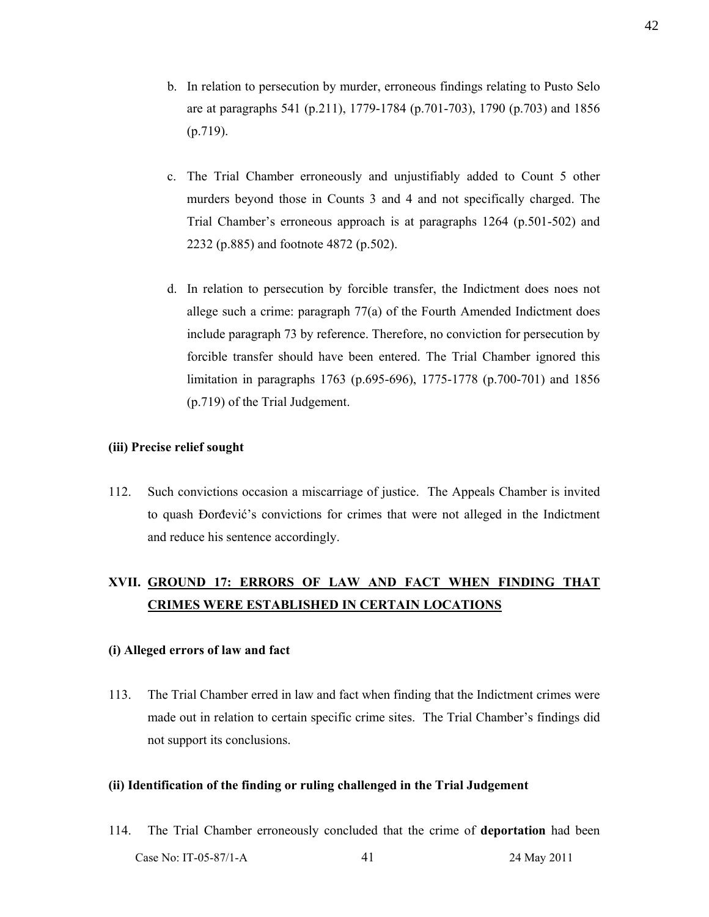b. In relation to persecution by murder, erroneous findings relating to Pusto Selo are at paragraphs 541 (p.211), 1779-1784 (p.701-703), 1790 (p.703) and 1856 (p.719).

c. The Trial Chamber erroneously and unjustifiably added to Count 5 other murders beyond those in Counts 3 and 4 and not specifically charged. The Trial Chamber's erroneous approach is at paragraphs 1264 (p.501-502) and 2232 (p.885) and footnote 4872 (p.502).

d. In relation to persecution by forcible transfer, the Indictment does noes not allege such a crime: paragraph 77(a) of the Fourth Amended Indictment does include paragraph 73 by reference. Therefore, no conviction for persecution by forcible transfer should have been entered. The Trial Chamber ignored this limitation in paragraphs 1763 (p.695-696), 1775-1778 (p.700-701) and 1856 (p.719) of the Trial Judgement.

**(iii) Precise relief sought**

112. Such convictions occasion a miscarriage of justice. The Appeals Chamber is invited to quash Đorđević's convictions for crimes that were not alleged in the Indictment and reduce his sentence accordingly.

## XVII. <u>GROUND 17: ERRORS OF LAW AND FACT WHEN FINDING THAT CRIMES WERE ESTABLISHED IN CERTAIN LOCATIONS</u>

**(i) Alleged errors of law and fact**

113. The Trial Chamber erred in law and fact when finding that the Indictment crimes were made out in relation to certain specific crime sites. The Trial Chamber's findings did not support its conclusions.

**(ii) Identification of the finding or ruling challenged in the Trial Judgement**

114. The Trial Chamber erroneously concluded that the crime of **deportation** had been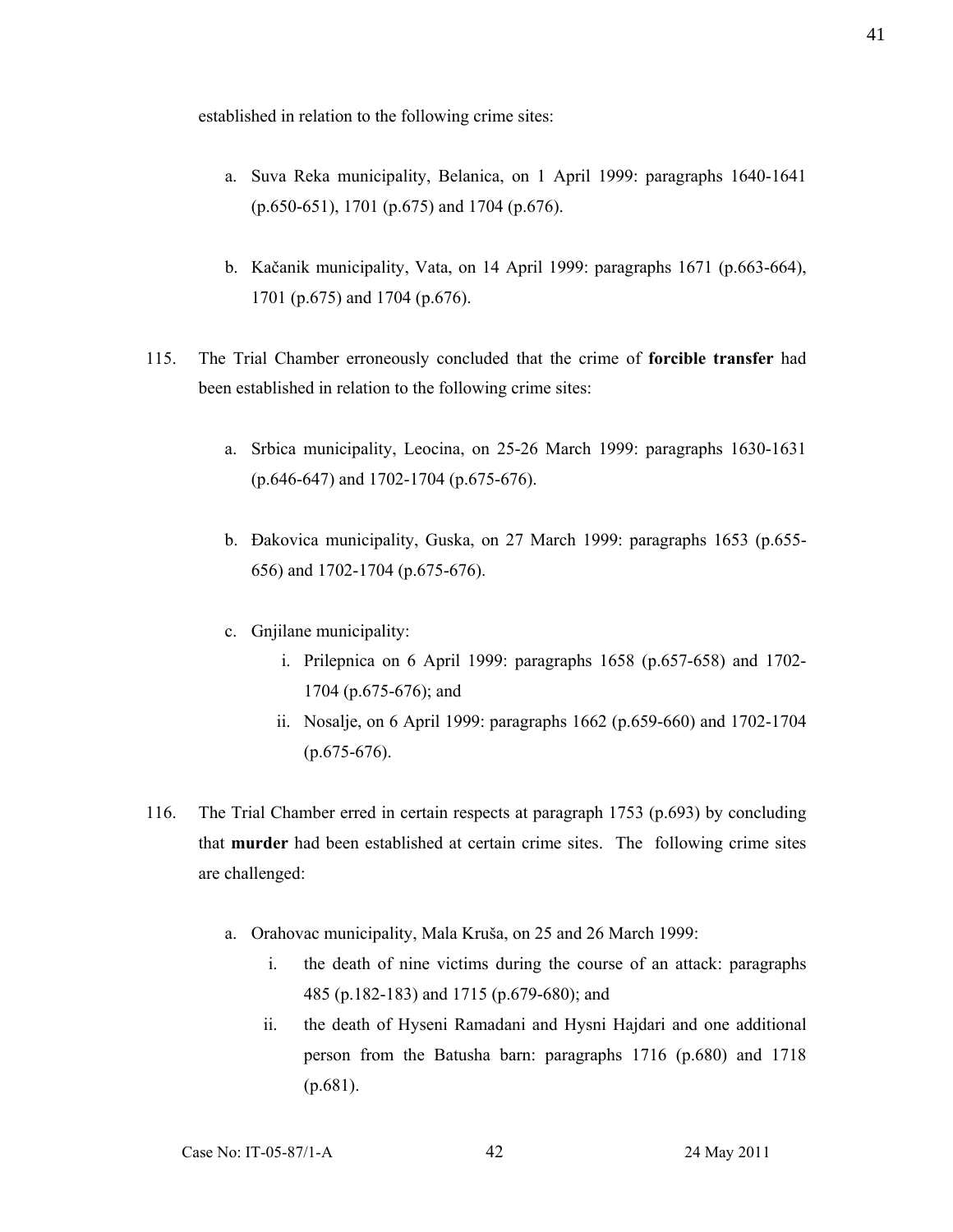established in relation to the following crime sites:

a. Suva Reka municipality, Belanica, on 1 April 1999: paragraphs 1640-1641 (p.650-651), 1701 (p.675) and 1704 (p.676).

b. Kačanik municipality, Vata, on 14 April 1999: paragraphs 1671 (p.663-664), 1701 (p.675) and 1704 (p.676).

115. The Trial Chamber erroneously concluded that the crime of **forcible transfer** had been established in relation to the following crime sites:

a. Srbica municipality, Leocina, on 25-26 March 1999: paragraphs 1630-1631 (p.646-647) and 1702-1704 (p.675-676).

b. Đakovica municipality, Guska, on 27 March 1999: paragraphs 1653 (p.655-656) and 1702-1704 (p.675-676).

c. Gnjilane municipality:
   i. Prilepnica on 6 April 1999: paragraphs 1658 (p.657-658) and 1702-1704 (p.675-676); and
   ii. Nosalje, on 6 April 1999: paragraphs 1662 (p.659-660) and 1702-1704 (p.675-676).

116. The Trial Chamber erred in certain respects at paragraph 1753 (p.693) by concluding that **murder** had been established at certain crime sites. The following crime sites are challenged:

a. Orahovac municipality, Mala Kruša, on 25 and 26 March 1999:
   i. the death of nine victims during the course of an attack: paragraphs 485 (p.182-183) and 1715 (p.679-680); and
   ii. the death of Hyseni Ramadani and Hysni Hajdari and one additional person from the Batusha barn: paragraphs 1716 (p.680) and 1718 (p.681).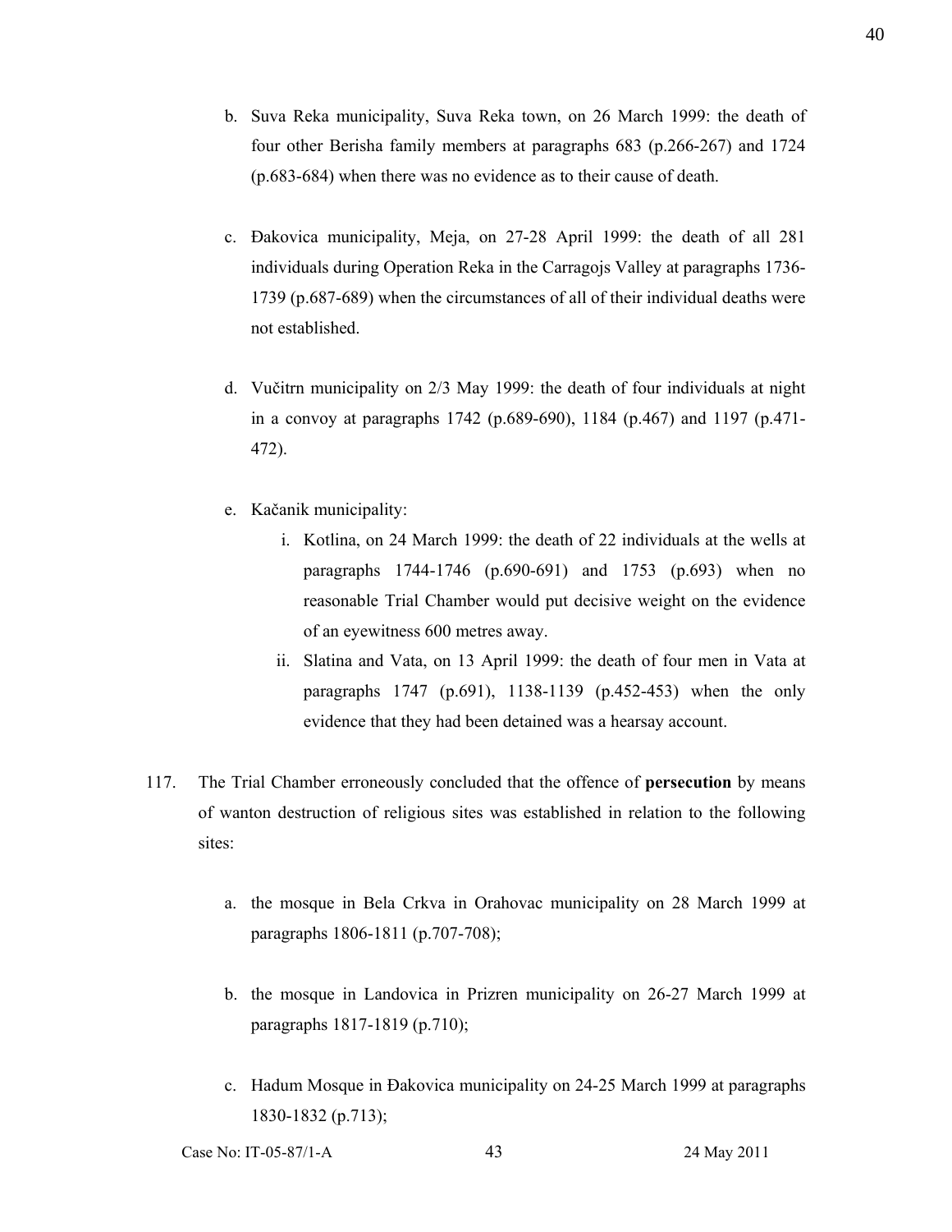b. Suva Reka municipality, Suva Reka town, on 26 March 1999: the death of four other Berisha family members at paragraphs 683 (p.266-267) and 1724 (p.683-684) when there was no evidence as to their cause of death.

c. Đakovica municipality, Meja, on 27-28 April 1999: the death of all 281 individuals during Operation Reka in the Carragojs Valley at paragraphs 1736-1739 (p.687-689) when the circumstances of all of their individual deaths were not established.

d. Vučitrn municipality on 2/3 May 1999: the death of four individuals at night in a convoy at paragraphs 1742 (p.689-690), 1184 (p.467) and 1197 (p.471-472).

e. Kačanik municipality:

   i. Kotlina, on 24 March 1999: the death of 22 individuals at the wells at paragraphs 1744-1746 (p.690-691) and 1753 (p.693) when no reasonable Trial Chamber would put decisive weight on the evidence of an eyewitness 600 metres away.

   ii. Slatina and Vata, on 13 April 1999: the death of four men in Vata at paragraphs 1747 (p.691), 1138-1139 (p.452-453) when the only evidence that they had been detained was a hearsay account.

117. The Trial Chamber erroneously concluded that the offence of **persecution** by means of wanton destruction of religious sites was established in relation to the following sites:

a. the mosque in Bela Crkva in Orahovac municipality on 28 March 1999 at paragraphs 1806-1811 (p.707-708);

b. the mosque in Landovica in Prizren municipality on 26-27 March 1999 at paragraphs 1817-1819 (p.710);

c. Hadum Mosque in Đakovica municipality on 24-25 March 1999 at paragraphs 1830-1832 (p.713);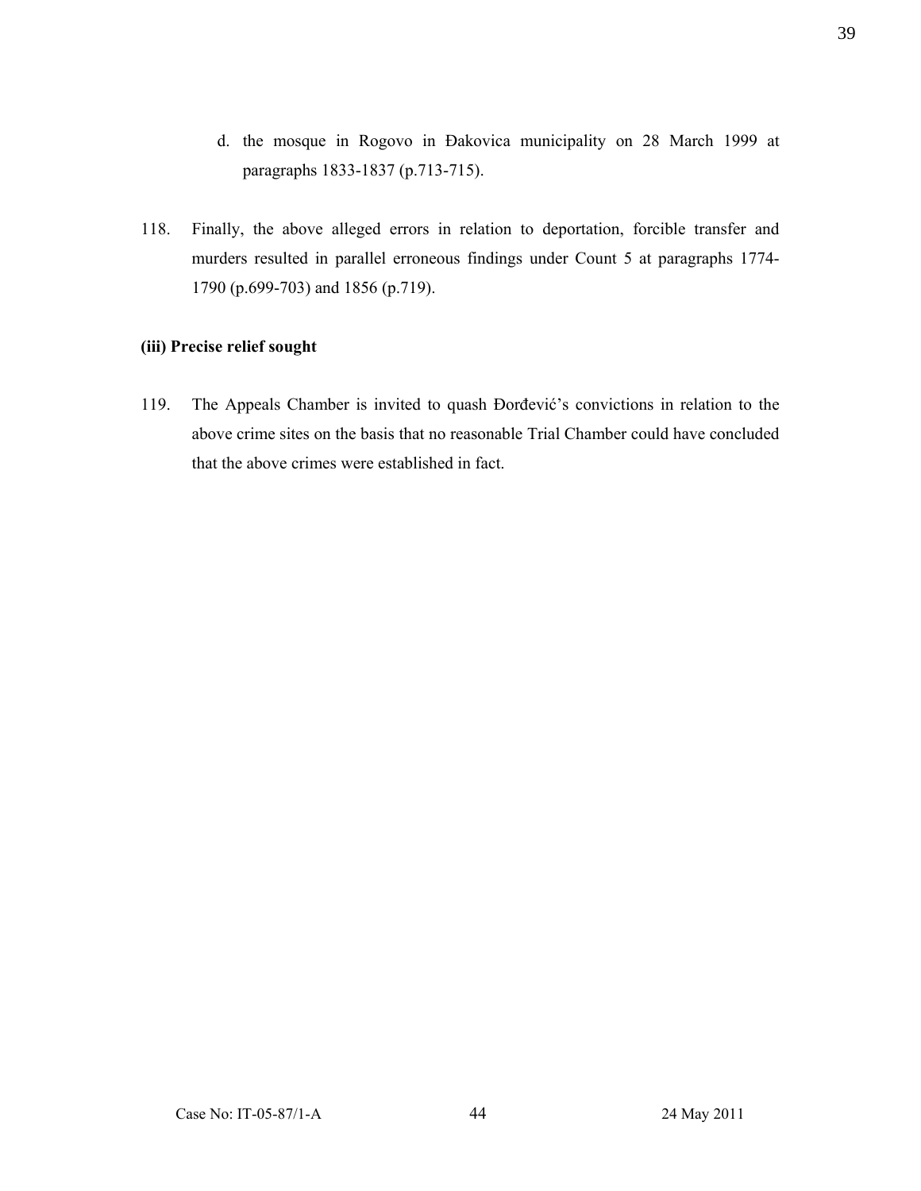d. the mosque in Rogovo in Đakovica municipality on 28 March 1999 at paragraphs 1833-1837 (p.713-715).

118. Finally, the above alleged errors in relation to deportation, forcible transfer and murders resulted in parallel erroneous findings under Count 5 at paragraphs 1774-1790 (p.699-703) and 1856 (p.719).

**(iii) Precise relief sought**

119. The Appeals Chamber is invited to quash Đorđević's convictions in relation to the above crime sites on the basis that no reasonable Trial Chamber could have concluded that the above crimes were established in fact.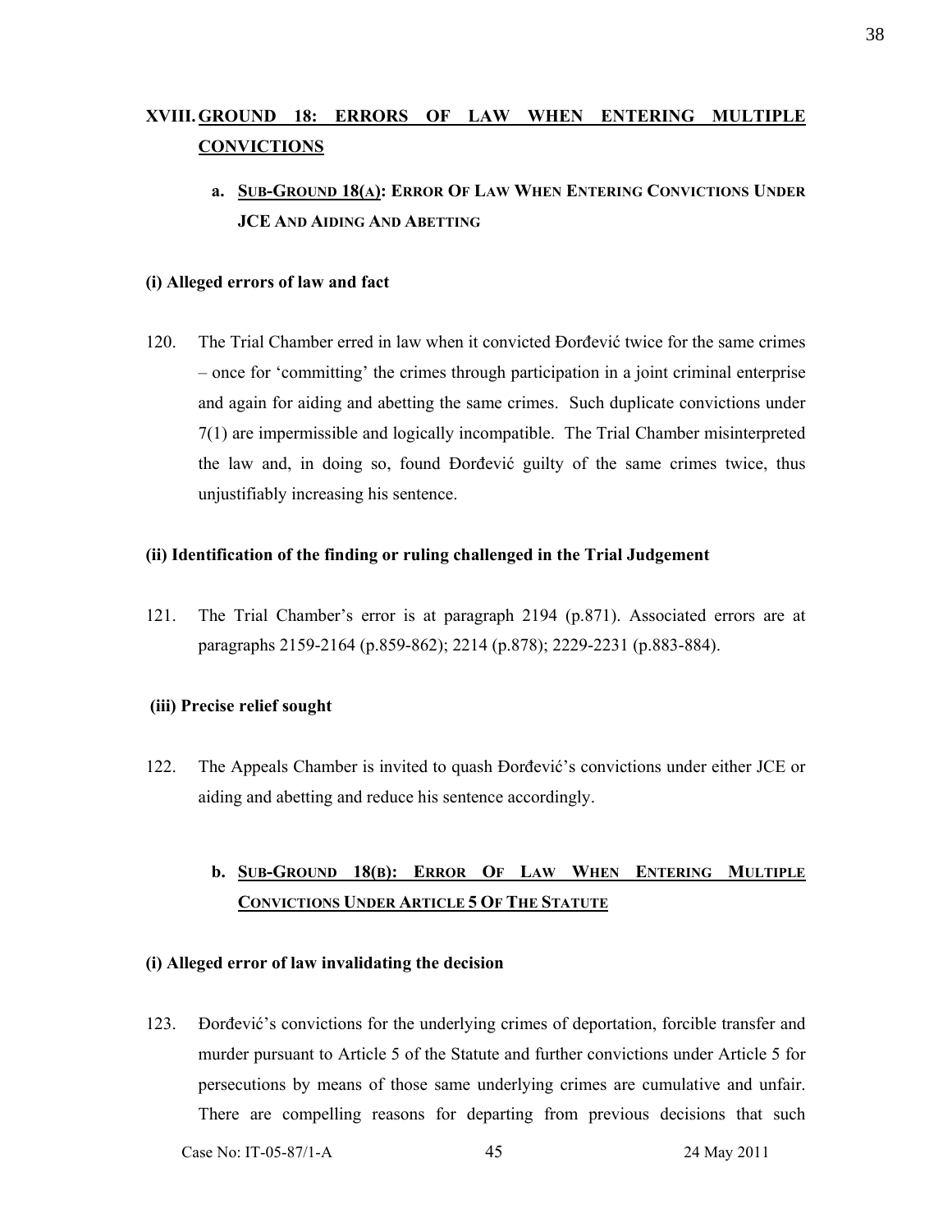## XVIII. GROUND 18: ERRORS OF LAW WHEN ENTERING MULTIPLE CONVICTIONS

### a. SUB-GROUND 18(A): ERROR OF LAW WHEN ENTERING CONVICTIONS UNDER JCE AND AIDING AND ABETTING

**(i) Alleged errors of law and fact**

120. The Trial Chamber erred in law when it convicted Đorđević twice for the same crimes – once for 'committing' the crimes through participation in a joint criminal enterprise and again for aiding and abetting the same crimes. Such duplicate convictions under 7(1) are impermissible and logically incompatible. The Trial Chamber misinterpreted the law and, in doing so, found Đorđević guilty of the same crimes twice, thus unjustifiably increasing his sentence.

**(ii) Identification of the finding or ruling challenged in the Trial Judgement**

121. The Trial Chamber's error is at paragraph 2194 (p.871). Associated errors are at paragraphs 2159-2164 (p.859-862); 2214 (p.878); 2229-2231 (p.883-884).

**(iii) Precise relief sought**

122. The Appeals Chamber is invited to quash Đorđević's convictions under either JCE or aiding and abetting and reduce his sentence accordingly.

### b. SUB-GROUND 18(B): ERROR OF LAW WHEN ENTERING MULTIPLE CONVICTIONS UNDER ARTICLE 5 OF THE STATUTE

**(i) Alleged error of law invalidating the decision**

123. Đorđević's convictions for the underlying crimes of deportation, forcible transfer and murder pursuant to Article 5 of the Statute and further convictions under Article 5 for persecutions by means of those same underlying crimes are cumulative and unfair. There are compelling reasons for departing from previous decisions that such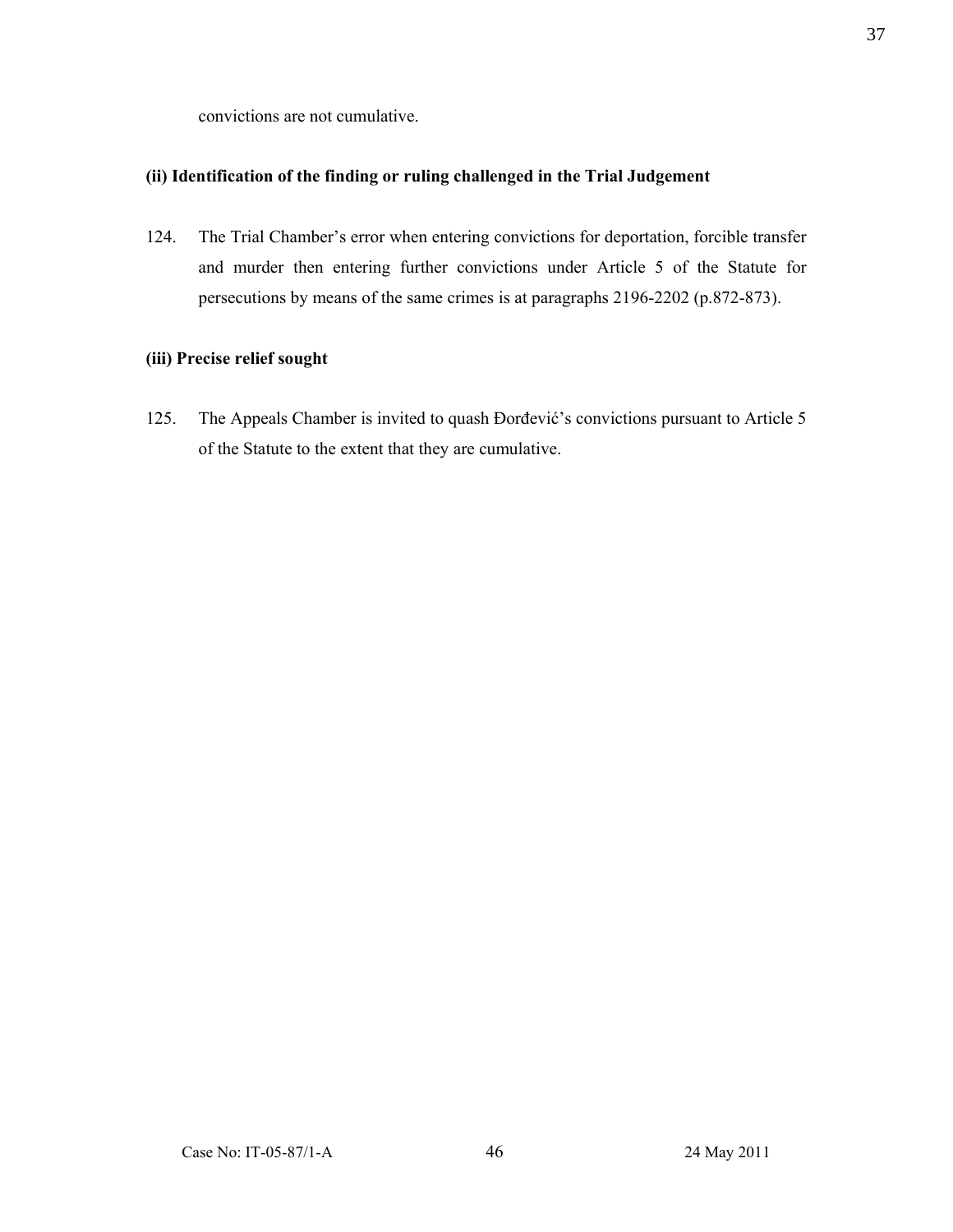convictions are not cumulative.

**(ii) Identification of the finding or ruling challenged in the Trial Judgement**

124. The Trial Chamber's error when entering convictions for deportation, forcible transfer and murder then entering further convictions under Article 5 of the Statute for persecutions by means of the same crimes is at paragraphs 2196-2202 (p.872-873).

**(iii) Precise relief sought**

125. The Appeals Chamber is invited to quash Đorđević's convictions pursuant to Article 5 of the Statute to the extent that they are cumulative.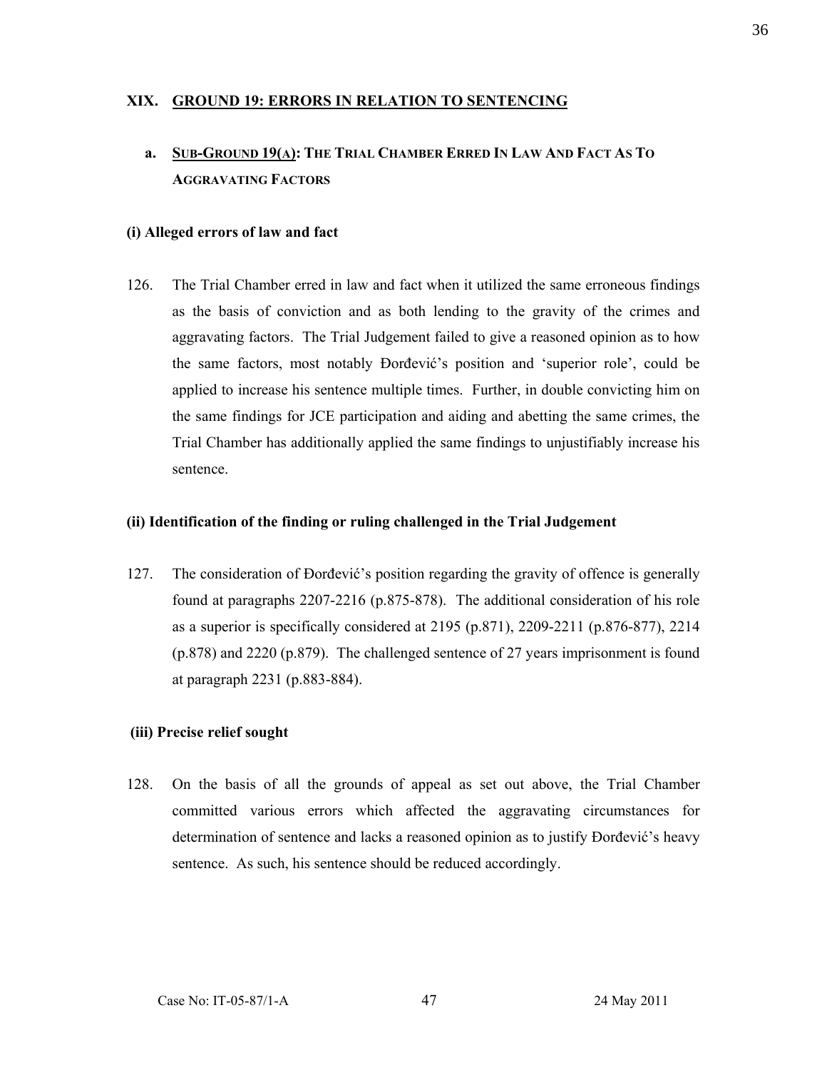## XIX. GROUND 19: ERRORS IN RELATION TO SENTENCING

### a. SUB-GROUND 19(A): THE TRIAL CHAMBER ERRED IN LAW AND FACT AS TO AGGRAVATING FACTORS

**(i) Alleged errors of law and fact**

126. The Trial Chamber erred in law and fact when it utilized the same erroneous findings as the basis of conviction and as both lending to the gravity of the crimes and aggravating factors. The Trial Judgement failed to give a reasoned opinion as to how the same factors, most notably Đorđević's position and 'superior role', could be applied to increase his sentence multiple times. Further, in double convicting him on the same findings for JCE participation and aiding and abetting the same crimes, the Trial Chamber has additionally applied the same findings to unjustifiably increase his sentence.

**(ii) Identification of the finding or ruling challenged in the Trial Judgement**

127. The consideration of Đorđević's position regarding the gravity of offence is generally found at paragraphs 2207-2216 (p.875-878). The additional consideration of his role as a superior is specifically considered at 2195 (p.871), 2209-2211 (p.876-877), 2214 (p.878) and 2220 (p.879). The challenged sentence of 27 years imprisonment is found at paragraph 2231 (p.883-884).

**(iii) Precise relief sought**

128. On the basis of all the grounds of appeal as set out above, the Trial Chamber committed various errors which affected the aggravating circumstances for determination of sentence and lacks a reasoned opinion as to justify Đorđević's heavy sentence. As such, his sentence should be reduced accordingly.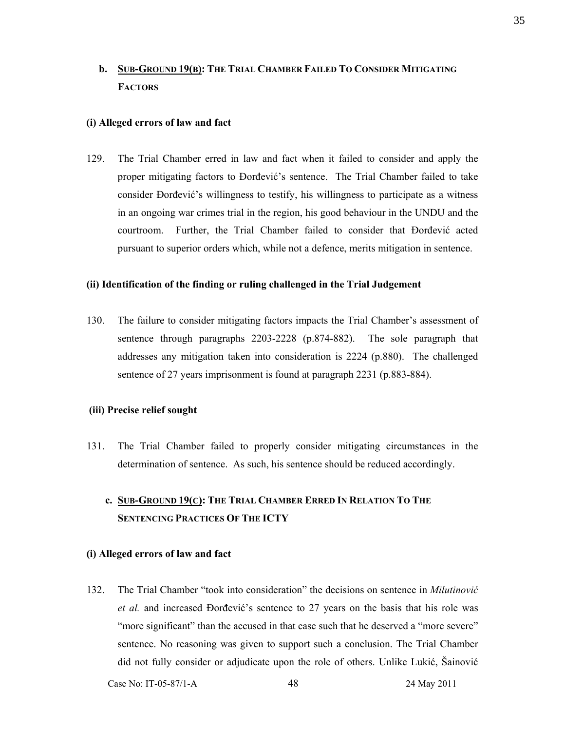## b. SUB-GROUND 19(B): THE TRIAL CHAMBER FAILED TO CONSIDER MITIGATING FACTORS

### (i) Alleged errors of law and fact

129. The Trial Chamber erred in law and fact when it failed to consider and apply the proper mitigating factors to Đorđević's sentence. The Trial Chamber failed to take consider Đorđević's willingness to testify, his willingness to participate as a witness in an ongoing war crimes trial in the region, his good behaviour in the UNDU and the courtroom. Further, the Trial Chamber failed to consider that Đorđević acted pursuant to superior orders which, while not a defence, merits mitigation in sentence.

### (ii) Identification of the finding or ruling challenged in the Trial Judgement

130. The failure to consider mitigating factors impacts the Trial Chamber's assessment of sentence through paragraphs 2203-2228 (p.874-882). The sole paragraph that addresses any mitigation taken into consideration is 2224 (p.880). The challenged sentence of 27 years imprisonment is found at paragraph 2231 (p.883-884).

### (iii) Precise relief sought

131. The Trial Chamber failed to properly consider mitigating circumstances in the determination of sentence. As such, his sentence should be reduced accordingly.

## c. SUB-GROUND 19(C): THE TRIAL CHAMBER ERRED IN RELATION TO THE SENTENCING PRACTICES OF THE ICTY

### (i) Alleged errors of law and fact

132. The Trial Chamber "took into consideration" the decisions on sentence in *Milutinović et al.* and increased Đorđević's sentence to 27 years on the basis that his role was "more significant" than the accused in that case such that he deserved a "more severe" sentence. No reasoning was given to support such a conclusion. The Trial Chamber did not fully consider or adjudicate upon the role of others. Unlike Lukić, Šainović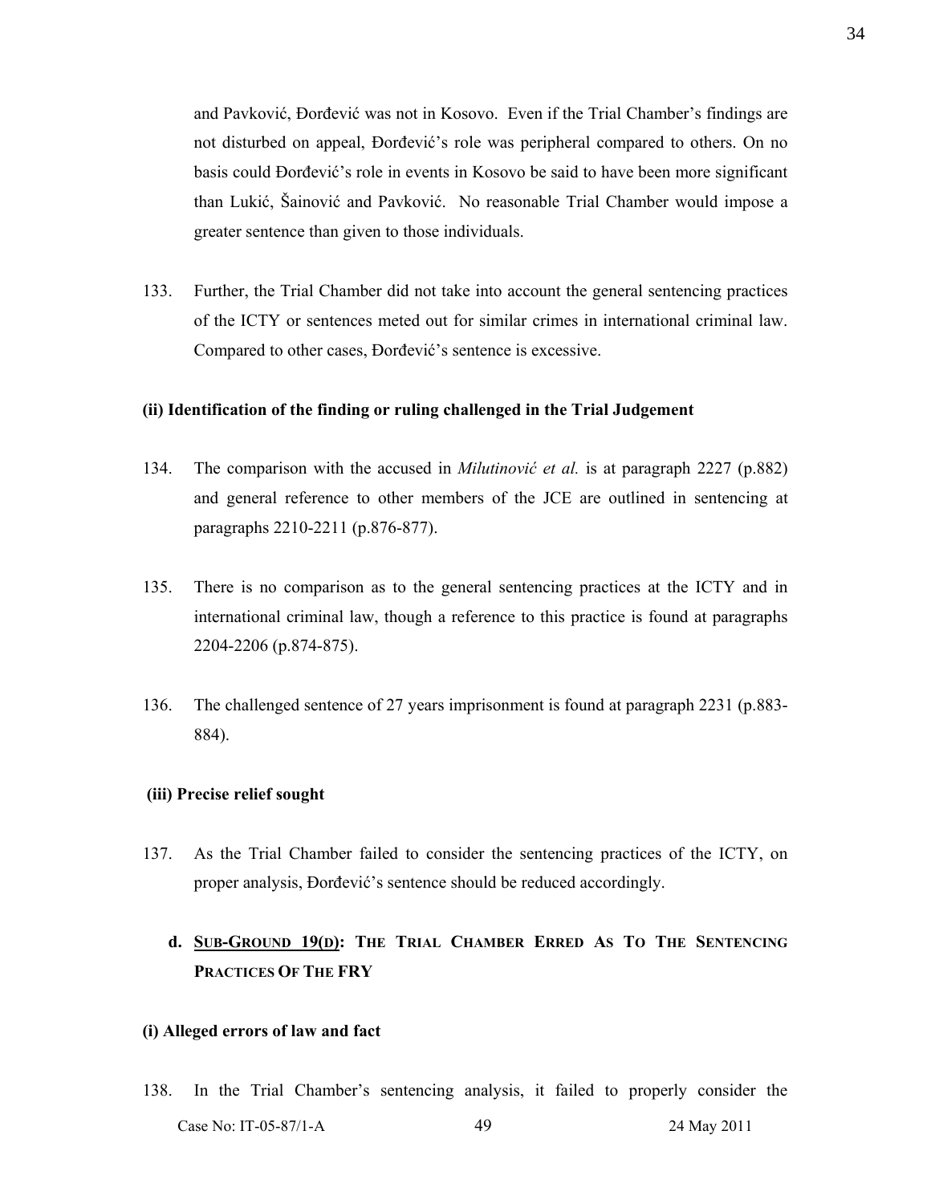and Pavković, Đorđević was not in Kosovo. Even if the Trial Chamber's findings are not disturbed on appeal, Đorđević's role was peripheral compared to others. On no basis could Đorđević's role in events in Kosovo be said to have been more significant than Lukić, Šainović and Pavković. No reasonable Trial Chamber would impose a greater sentence than given to those individuals.

133. Further, the Trial Chamber did not take into account the general sentencing practices of the ICTY or sentences meted out for similar crimes in international criminal law. Compared to other cases, Đorđević's sentence is excessive.

#### (ii) Identification of the finding or ruling challenged in the Trial Judgement

134. The comparison with the accused in *Milutinović et al.* is at paragraph 2227 (p.882) and general reference to other members of the JCE are outlined in sentencing at paragraphs 2210-2211 (p.876-877).

135. There is no comparison as to the general sentencing practices at the ICTY and in international criminal law, though a reference to this practice is found at paragraphs 2204-2206 (p.874-875).

136. The challenged sentence of 27 years imprisonment is found at paragraph 2231 (p.883-884).

#### (iii) Precise relief sought

137. As the Trial Chamber failed to consider the sentencing practices of the ICTY, on proper analysis, Đorđević's sentence should be reduced accordingly.

### d. SUB-GROUND 19(D): THE TRIAL CHAMBER ERRED AS TO THE SENTENCING PRACTICES OF THE FRY

#### (i) Alleged errors of law and fact

138. In the Trial Chamber's sentencing analysis, it failed to properly consider the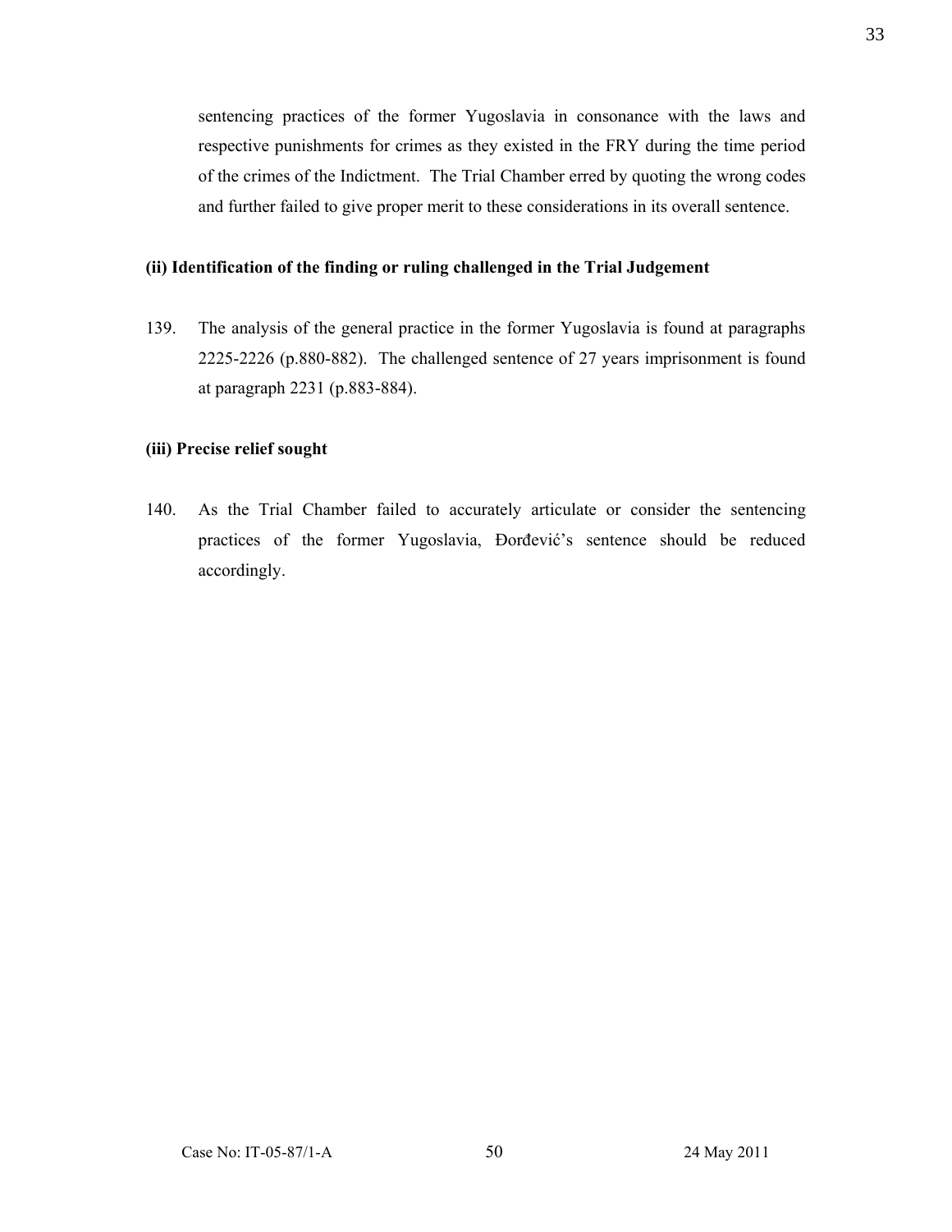sentencing practices of the former Yugoslavia in consonance with the laws and respective punishments for crimes as they existed in the FRY during the time period of the crimes of the Indictment. The Trial Chamber erred by quoting the wrong codes and further failed to give proper merit to these considerations in its overall sentence.

**(ii) Identification of the finding or ruling challenged in the Trial Judgement**

139. The analysis of the general practice in the former Yugoslavia is found at paragraphs 2225-2226 (p.880-882). The challenged sentence of 27 years imprisonment is found at paragraph 2231 (p.883-884).

**(iii) Precise relief sought**

140. As the Trial Chamber failed to accurately articulate or consider the sentencing practices of the former Yugoslavia, Đorđević's sentence should be reduced accordingly.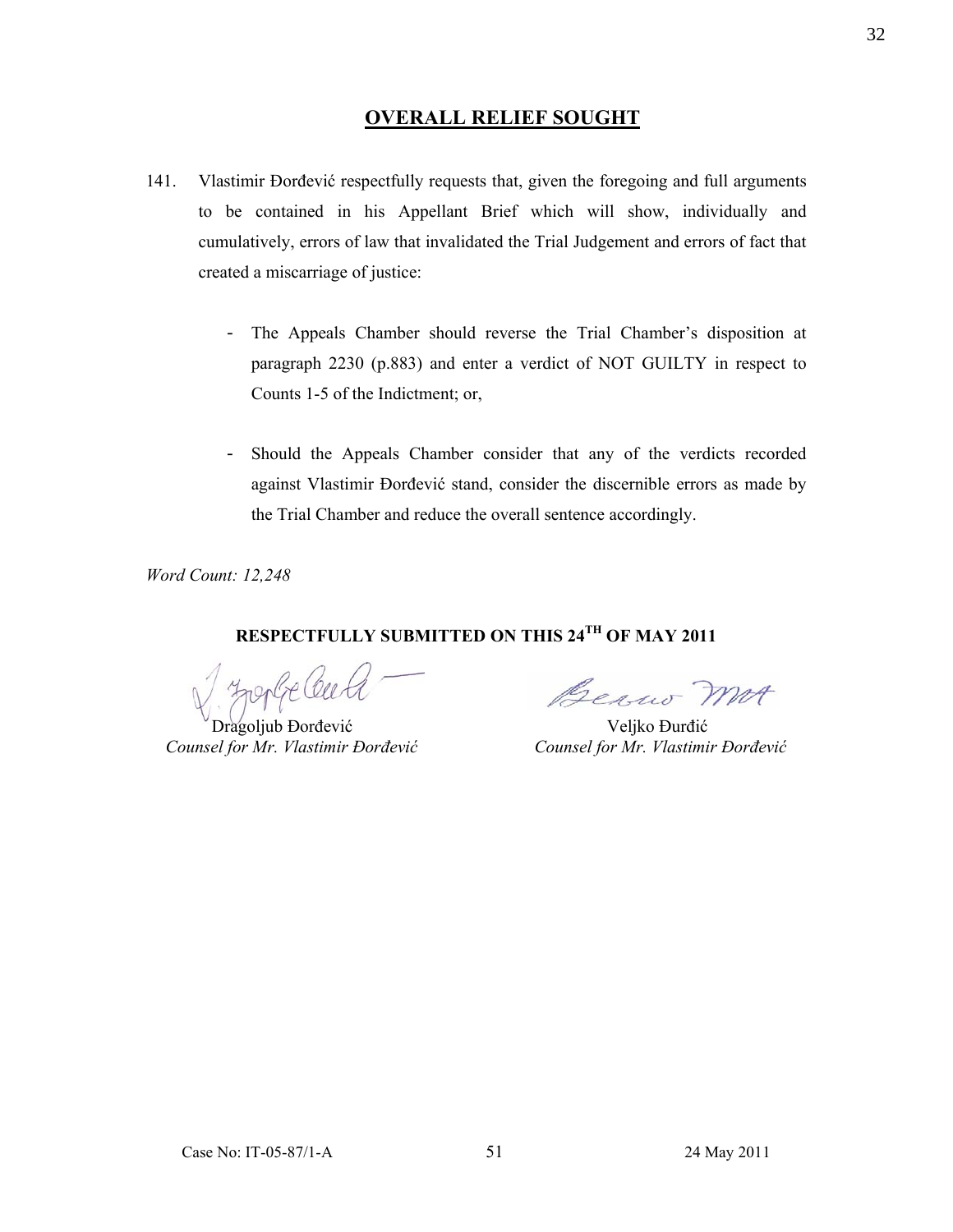## OVERALL RELIEF SOUGHT

141. Vlastimir Đorđević respectfully requests that, given the foregoing and full arguments to be contained in his Appellant Brief which will show, individually and cumulatively, errors of law that invalidated the Trial Judgement and errors of fact that created a miscarriage of justice:

- The Appeals Chamber should reverse the Trial Chamber's disposition at paragraph 2230 (p.883) and enter a verdict of NOT GUILTY in respect to Counts 1-5 of the Indictment; or,

- Should the Appeals Chamber consider that any of the verdicts recorded against Vlastimir Đorđević stand, consider the discernible errors as made by the Trial Chamber and reduce the overall sentence accordingly.

*Word Count: 12,248*

**RESPECTFULLY SUBMITTED ON THIS 24TH OF MAY 2011**

Dragoljub Đorđević
*Counsel for Mr. Vlastimir Đorđević*

Veljko Đurđić
*Counsel for Mr. Vlastimir Đorđević*